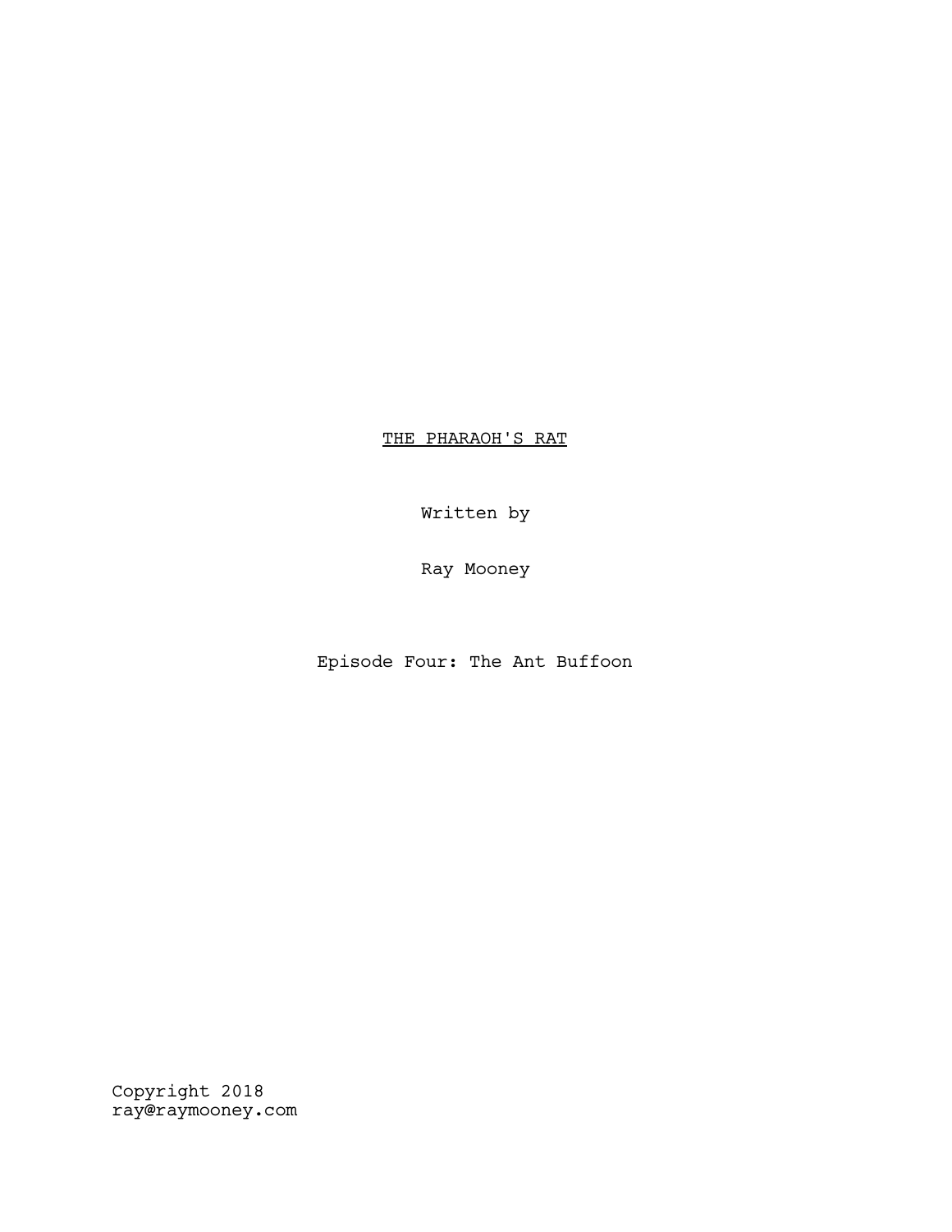# <u>THE PHARAOH'S RAT</u>

Written by

Ray Mooney

Episode Four: The Ant Buffoon

Copyright 2018
ray@raymooney.com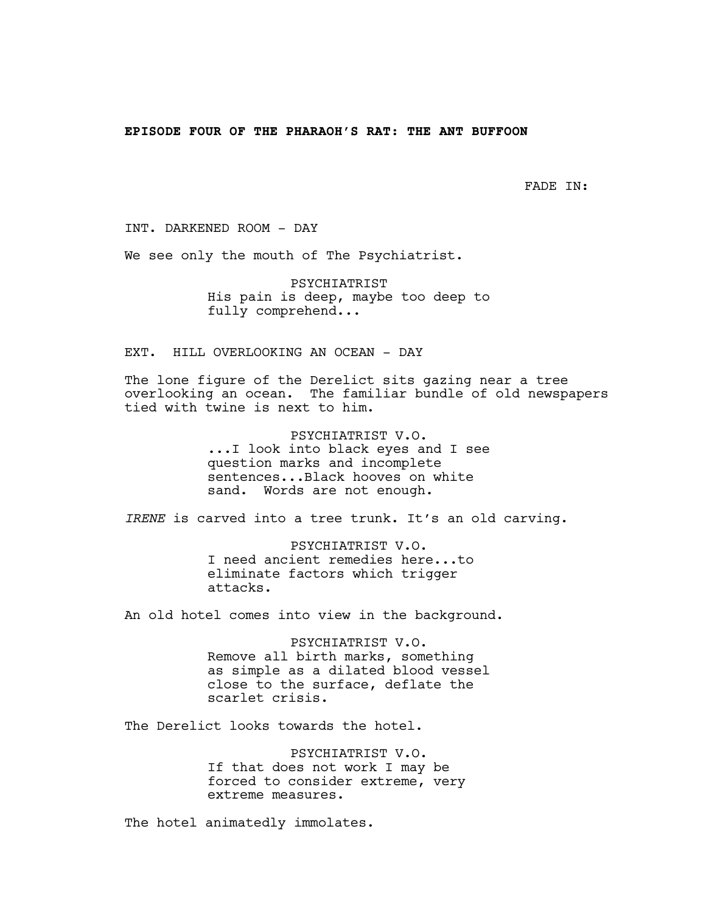**EPISODE FOUR OF THE PHARAOH'S RAT: THE ANT BUFFOON**

FADE IN:

INT. DARKENED ROOM - DAY

We see only the mouth of The Psychiatrist.

PSYCHIATRIST
His pain is deep, maybe too deep to fully comprehend...

EXT. HILL OVERLOOKING AN OCEAN - DAY

The lone figure of the Derelict sits gazing near a tree overlooking an ocean. The familiar bundle of old newspapers tied with twine is next to him.

PSYCHIATRIST V.O.
...I look into black eyes and I see question marks and incomplete sentences...Black hooves on white sand. Words are not enough.

*IRENE* is carved into a tree trunk. It's an old carving.

PSYCHIATRIST V.O.
I need ancient remedies here...to eliminate factors which trigger attacks.

An old hotel comes into view in the background.

PSYCHIATRIST V.O.
Remove all birth marks, something as simple as a dilated blood vessel close to the surface, deflate the scarlet crisis.

The Derelict looks towards the hotel.

PSYCHIATRIST V.O.
If that does not work I may be forced to consider extreme, very extreme measures.

The hotel animatedly immolates.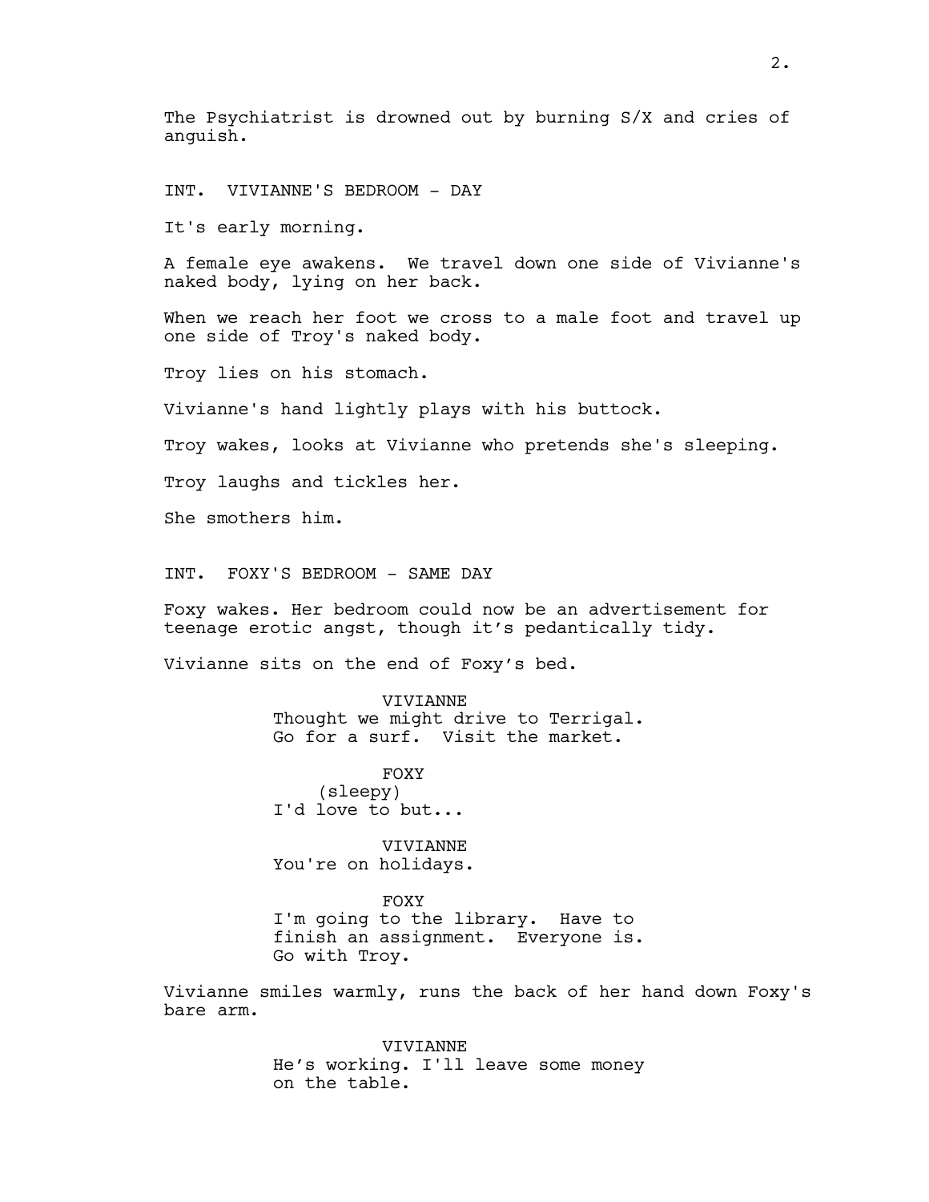The Psychiatrist is drowned out by burning S/X and cries of anguish.

INT.  VIVIANNE'S BEDROOM - DAY

It's early morning.

A female eye awakens.  We travel down one side of Vivianne's naked body, lying on her back.

When we reach her foot we cross to a male foot and travel up one side of Troy's naked body.

Troy lies on his stomach.

Vivianne's hand lightly plays with his buttock.

Troy wakes, looks at Vivianne who pretends she's sleeping.

Troy laughs and tickles her.

She smothers him.

INT.  FOXY'S BEDROOM - SAME DAY

Foxy wakes. Her bedroom could now be an advertisement for teenage erotic angst, though it’s pedantically tidy.

Vivianne sits on the end of Foxy’s bed.

VIVIANNE
Thought we might drive to Terrigal.
Go for a surf.  Visit the market.

FOXY
(sleepy)
I'd love to but...

VIVIANNE
You're on holidays.

FOXY
I'm going to the library.  Have to
finish an assignment.  Everyone is.
Go with Troy.

Vivianne smiles warmly, runs the back of her hand down Foxy's bare arm.

VIVIANNE
He’s working. I'll leave some money
on the table.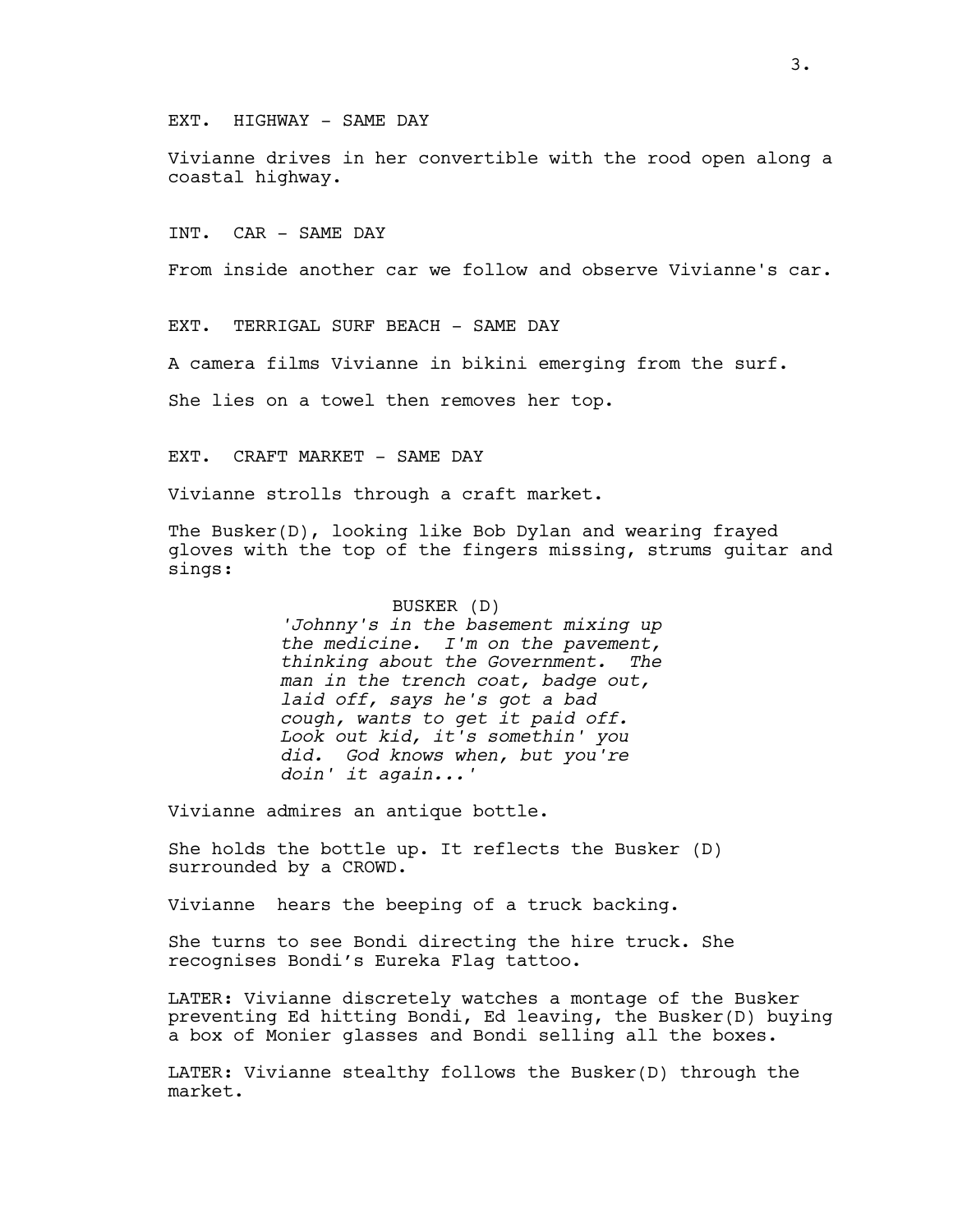EXT. HIGHWAY - SAME DAY

Vivianne drives in her convertible with the rood open along a coastal highway.

INT. CAR - SAME DAY

From inside another car we follow and observe Vivianne's car.

EXT. TERRIGAL SURF BEACH - SAME DAY

A camera films Vivianne in bikini emerging from the surf.

She lies on a towel then removes her top.

EXT. CRAFT MARKET - SAME DAY

Vivianne strolls through a craft market.

The Busker(D), looking like Bob Dylan and wearing frayed gloves with the top of the fingers missing, strums guitar and sings:

BUSKER (D)
*'Johnny's in the basement mixing up the medicine. I'm on the pavement, thinking about the Government. The man in the trench coat, badge out, laid off, says he's got a bad cough, wants to get it paid off. Look out kid, it's somethin' you did. God knows when, but you're doin' it again...'*

Vivianne admires an antique bottle.

She holds the bottle up. It reflects the Busker (D) surrounded by a CROWD.

Vivianne hears the beeping of a truck backing.

She turns to see Bondi directing the hire truck. She recognises Bondi's Eureka Flag tattoo.

LATER: Vivianne discretely watches a montage of the Busker preventing Ed hitting Bondi, Ed leaving, the Busker(D) buying a box of Monier glasses and Bondi selling all the boxes.

LATER: Vivianne stealthy follows the Busker(D) through the market.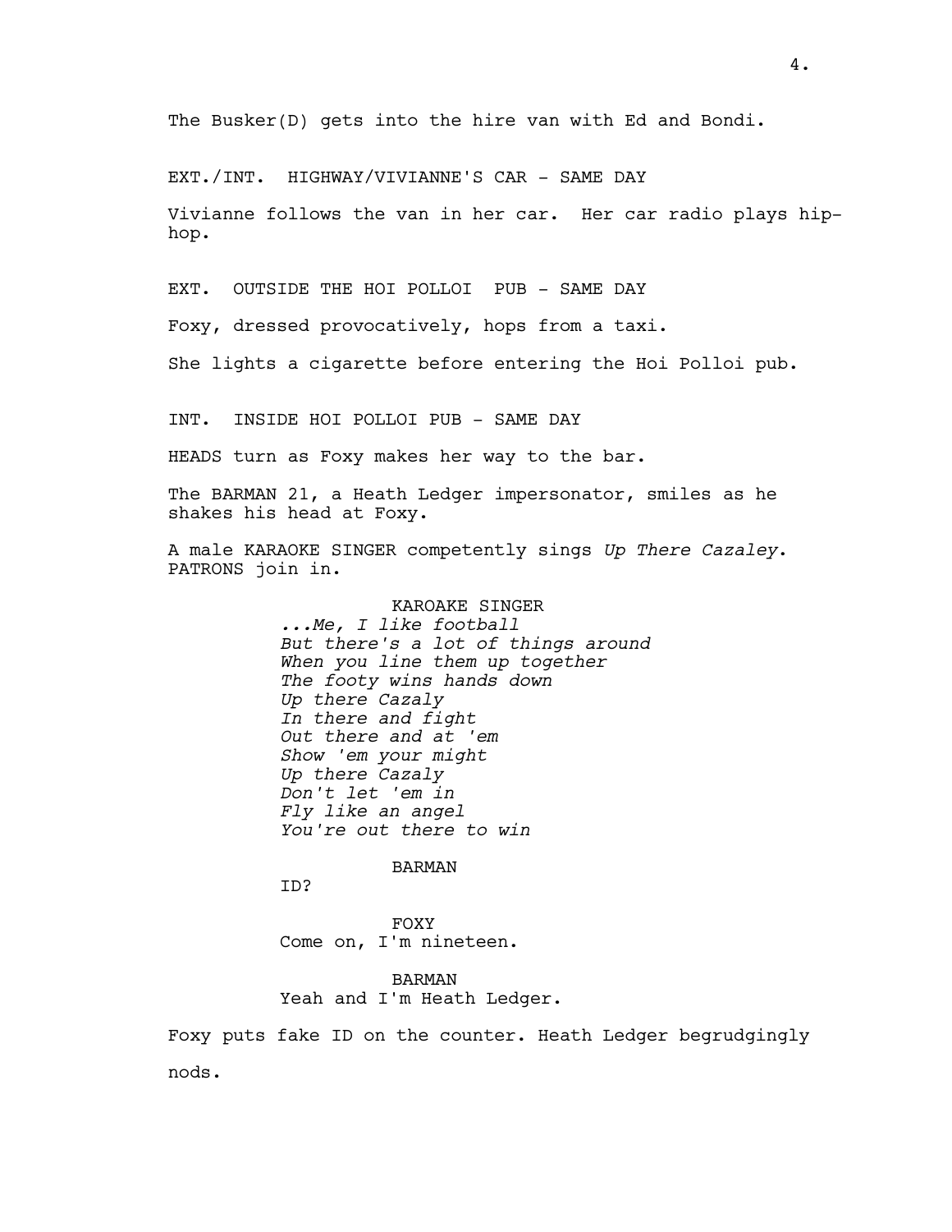The Busker(D) gets into the hire van with Ed and Bondi.

EXT./INT. HIGHWAY/VIVIANNE'S CAR - SAME DAY

Vivianne follows the van in her car. Her car radio plays hip-hop.

EXT. OUTSIDE THE HOI POLLOI PUB - SAME DAY

Foxy, dressed provocatively, hops from a taxi.

She lights a cigarette before entering the Hoi Polloi pub.

INT. INSIDE HOI POLLOI PUB - SAME DAY

HEADS turn as Foxy makes her way to the bar.

The BARMAN 21, a Heath Ledger impersonator, smiles as he shakes his head at Foxy.

A male KARAOKE SINGER competently sings *Up There Cazaley*. PATRONS join in.

KAROAKE SINGER
*...Me, I like football*
*But there's a lot of things around*
*When you line them up together*
*The footy wins hands down*
*Up there Cazaly*
*In there and fight*
*Out there and at 'em*
*Show 'em your might*
*Up there Cazaly*
*Don't let 'em in*
*Fly like an angel*
*You're out there to win*

BARMAN
ID?

FOXY
Come on, I'm nineteen.

BARMAN
Yeah and I'm Heath Ledger.

Foxy puts fake ID on the counter. Heath Ledger begrudgingly nods.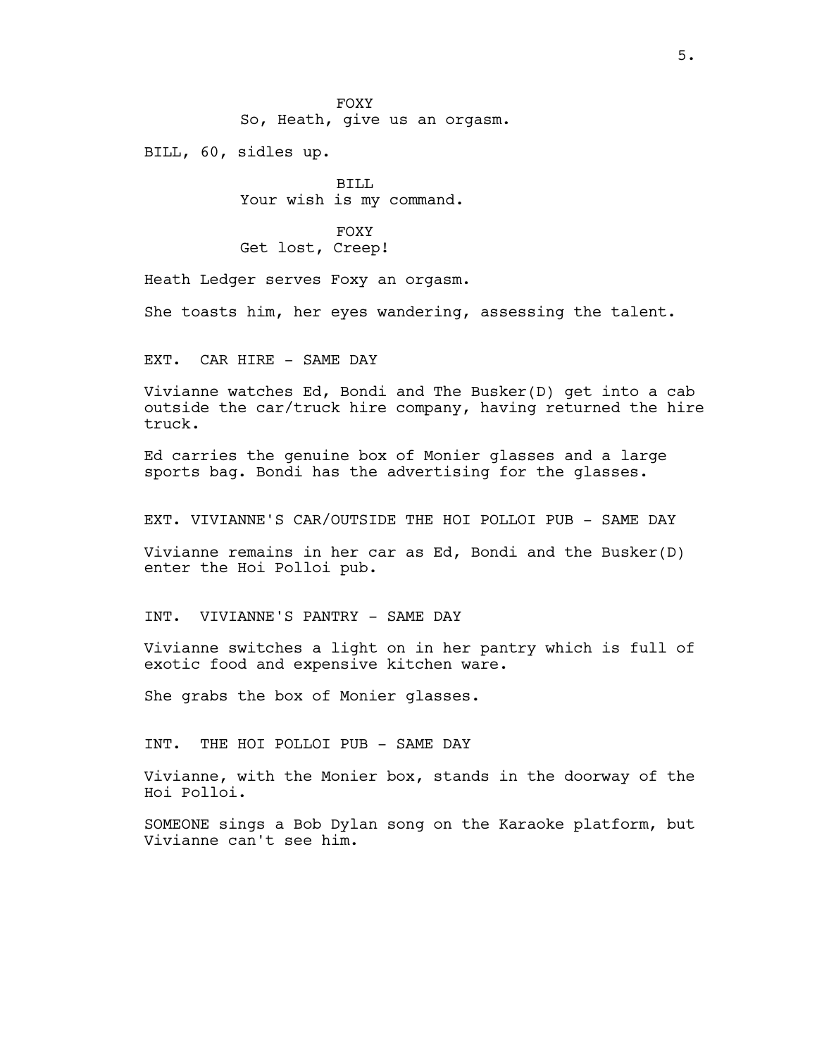FOXY
So, Heath, give us an orgasm.

BILL, 60, sidles up.

BILL
Your wish is my command.

FOXY
Get lost, Creep!

Heath Ledger serves Foxy an orgasm.

She toasts him, her eyes wandering, assessing the talent.

EXT. CAR HIRE - SAME DAY

Vivianne watches Ed, Bondi and The Busker(D) get into a cab outside the car/truck hire company, having returned the hire truck.

Ed carries the genuine box of Monier glasses and a large sports bag. Bondi has the advertising for the glasses.

EXT. VIVIANNE'S CAR/OUTSIDE THE HOI POLLOI PUB - SAME DAY

Vivianne remains in her car as Ed, Bondi and the Busker(D) enter the Hoi Polloi pub.

INT. VIVIANNE'S PANTRY - SAME DAY

Vivianne switches a light on in her pantry which is full of exotic food and expensive kitchen ware.

She grabs the box of Monier glasses.

INT. THE HOI POLLOI PUB - SAME DAY

Vivianne, with the Monier box, stands in the doorway of the Hoi Polloi.

SOMEONE sings a Bob Dylan song on the Karaoke platform, but Vivianne can't see him.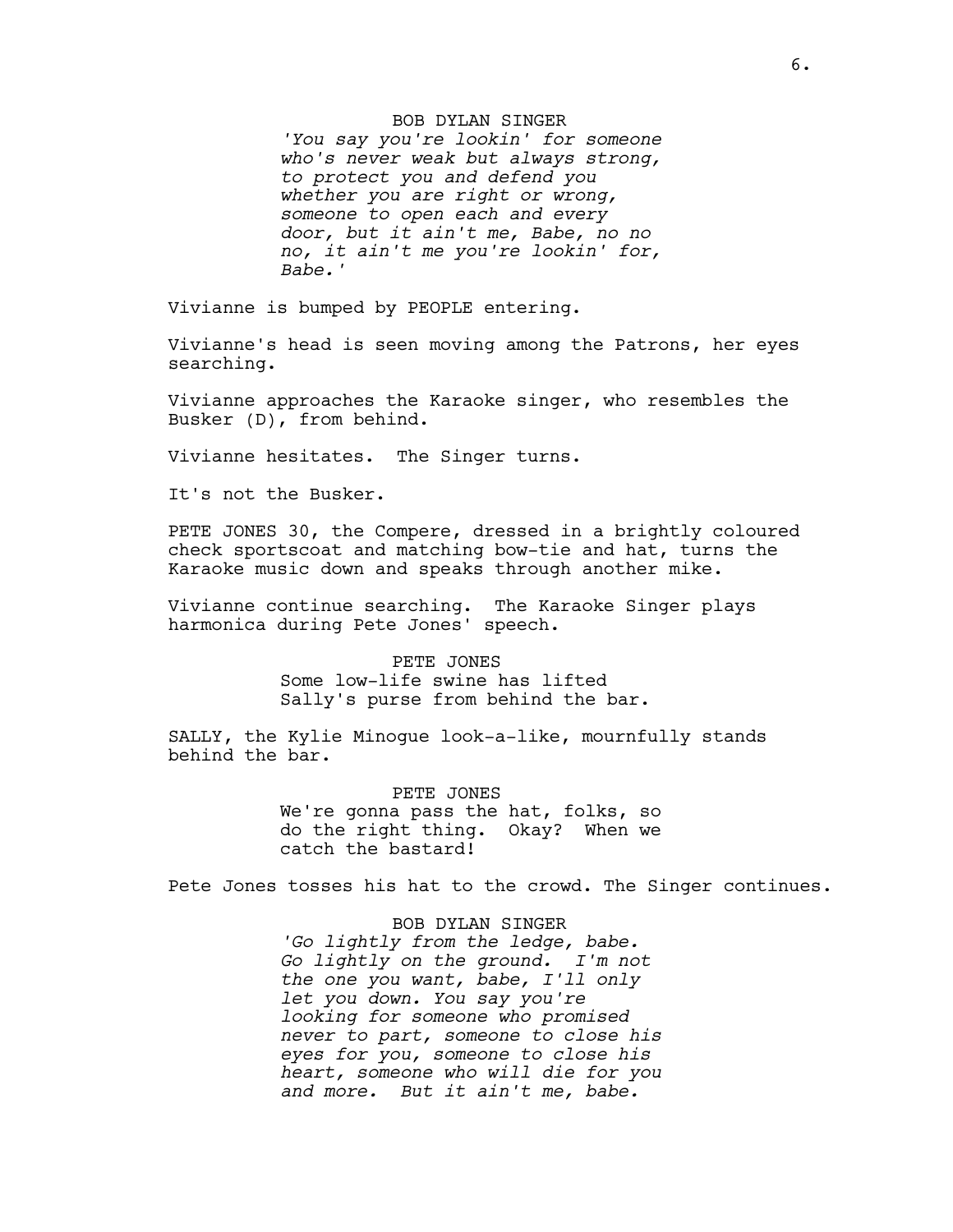BOB DYLAN SINGER

*'You say you're lookin' for someone who's never weak but always strong, to protect you and defend you whether you are right or wrong, someone to open each and every door, but it ain't me, Babe, no no no, it ain't me you're lookin' for, Babe.'*

Vivianne is bumped by PEOPLE entering.

Vivianne's head is seen moving among the Patrons, her eyes searching.

Vivianne approaches the Karaoke singer, who resembles the Busker (D), from behind.

Vivianne hesitates. The Singer turns.

It's not the Busker.

PETE JONES 30, the Compere, dressed in a brightly coloured check sportscoat and matching bow-tie and hat, turns the Karaoke music down and speaks through another mike.

Vivianne continue searching. The Karaoke Singer plays harmonica during Pete Jones' speech.

PETE JONES

Some low-life swine has lifted Sally's purse from behind the bar.

SALLY, the Kylie Minogue look-a-like, mournfully stands behind the bar.

PETE JONES

We're gonna pass the hat, folks, so do the right thing. Okay? When we catch the bastard!

Pete Jones tosses his hat to the crowd. The Singer continues.

BOB DYLAN SINGER

*'Go lightly from the ledge, babe. Go lightly on the ground. I'm not the one you want, babe, I'll only let you down. You say you're looking for someone who promised never to part, someone to close his eyes for you, someone to close his heart, someone who will die for you and more. But it ain't me, babe.*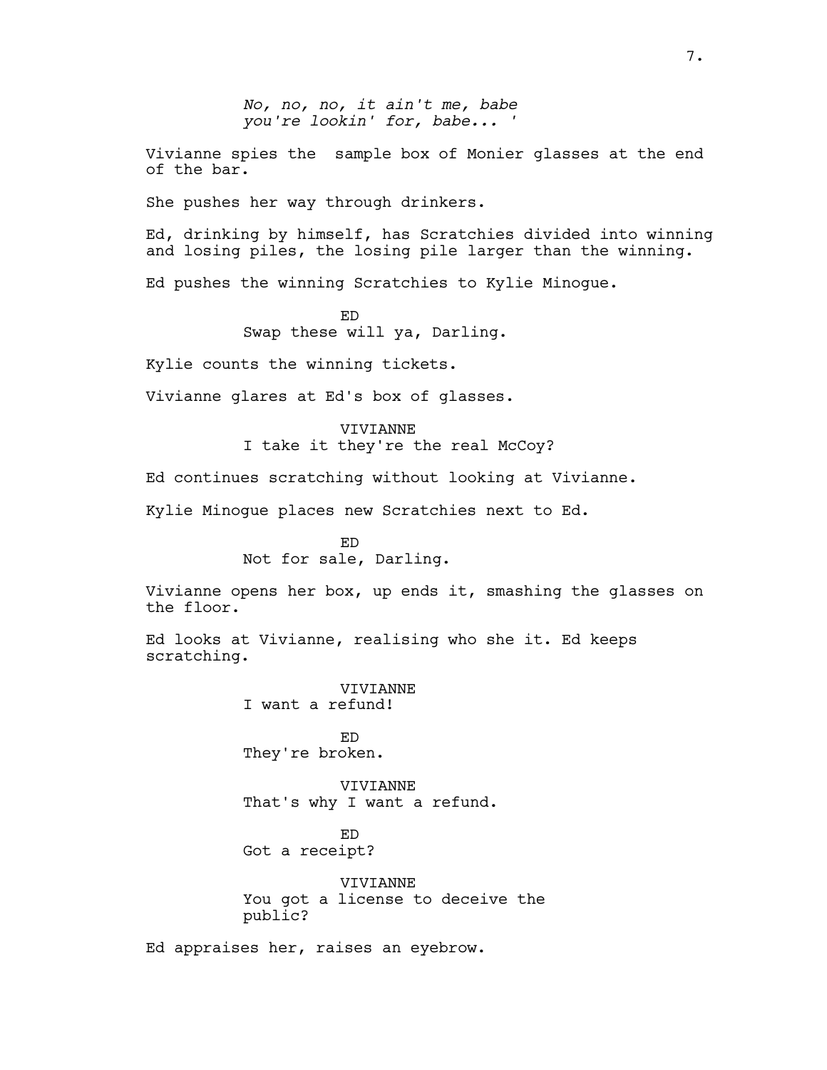*No, no, no, it ain't me, babe*
*you're lookin' for, babe... '*

Vivianne spies the  sample box of Monier glasses at the end of the bar.

She pushes her way through drinkers.

Ed, drinking by himself, has Scratchies divided into winning and losing piles, the losing pile larger than the winning.

Ed pushes the winning Scratchies to Kylie Minogue.

ED
Swap these will ya, Darling.

Kylie counts the winning tickets.

Vivianne glares at Ed's box of glasses.

VIVIANNE
I take it they're the real McCoy?

Ed continues scratching without looking at Vivianne.

Kylie Minogue places new Scratchies next to Ed.

ED
Not for sale, Darling.

Vivianne opens her box, up ends it, smashing the glasses on the floor.

Ed looks at Vivianne, realising who she it. Ed keeps scratching.

VIVIANNE
I want a refund!

ED
They're broken.

VIVIANNE
That's why I want a refund.

ED
Got a receipt?

VIVIANNE
You got a license to deceive the public?

Ed appraises her, raises an eyebrow.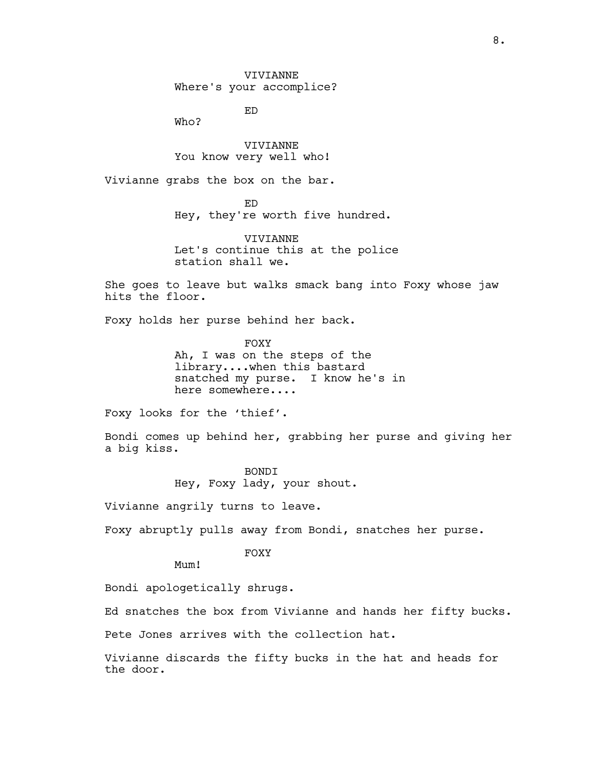VIVIANNE
Where's your accomplice?

ED
Who?

VIVIANNE
You know very well who!

Vivianne grabs the box on the bar.

ED
Hey, they're worth five hundred.

VIVIANNE
Let's continue this at the police station shall we.

She goes to leave but walks smack bang into Foxy whose jaw hits the floor.

Foxy holds her purse behind her back.

FOXY
Ah, I was on the steps of the library....when this bastard snatched my purse. I know he's in here somewhere....

Foxy looks for the 'thief'.

Bondi comes up behind her, grabbing her purse and giving her a big kiss.

BONDI
Hey, Foxy lady, your shout.

Vivianne angrily turns to leave.

Foxy abruptly pulls away from Bondi, snatches her purse.

FOXY
Mum!

Bondi apologetically shrugs.

Ed snatches the box from Vivianne and hands her fifty bucks.

Pete Jones arrives with the collection hat.

Vivianne discards the fifty bucks in the hat and heads for the door.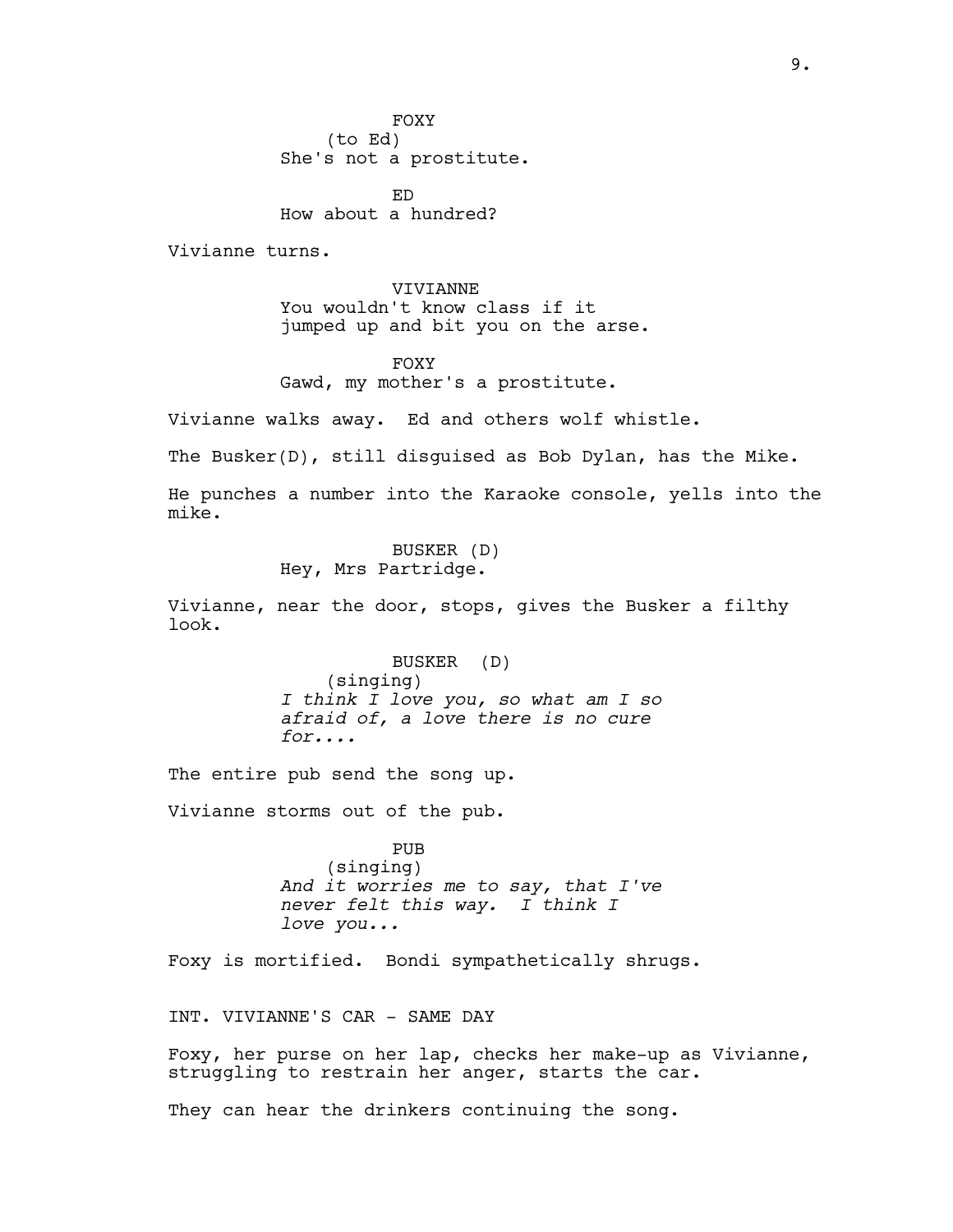FOXY
(to Ed)
She's not a prostitute.

ED
How about a hundred?

Vivianne turns.

VIVIANNE
You wouldn't know class if it jumped up and bit you on the arse.

FOXY
Gawd, my mother's a prostitute.

Vivianne walks away. Ed and others wolf whistle.

The Busker(D), still disguised as Bob Dylan, has the Mike.

He punches a number into the Karaoke console, yells into the mike.

BUSKER (D)
Hey, Mrs Partridge.

Vivianne, near the door, stops, gives the Busker a filthy look.

BUSKER (D)
(singing)
*I think I love you, so what am I so afraid of, a love there is no cure for....*

The entire pub send the song up.

Vivianne storms out of the pub.

PUB
(singing)
*And it worries me to say, that I've never felt this way. I think I love you...*

Foxy is mortified. Bondi sympathetically shrugs.

INT. VIVIANNE'S CAR - SAME DAY

Foxy, her purse on her lap, checks her make-up as Vivianne, struggling to restrain her anger, starts the car.

They can hear the drinkers continuing the song.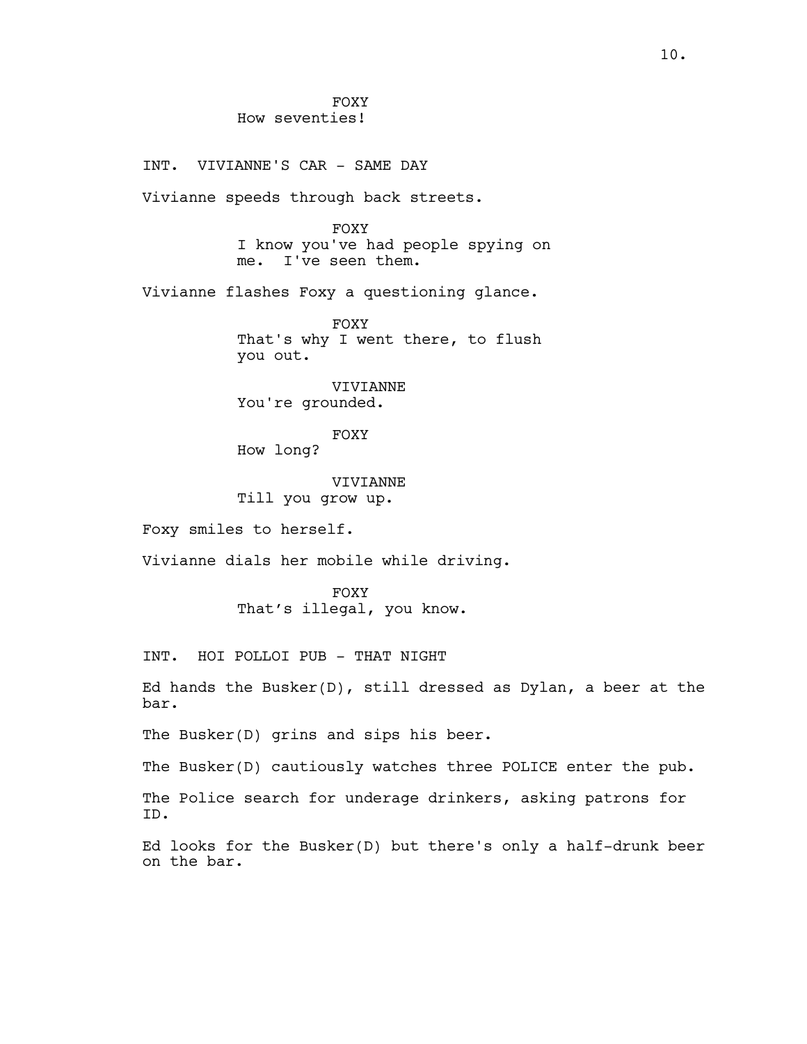FOXY
How seventies!

INT. VIVIANNE'S CAR - SAME DAY

Vivianne speeds through back streets.

FOXY
I know you've had people spying on me. I've seen them.

Vivianne flashes Foxy a questioning glance.

FOXY
That's why I went there, to flush you out.

VIVIANNE
You're grounded.

FOXY
How long?

VIVIANNE
Till you grow up.

Foxy smiles to herself.

Vivianne dials her mobile while driving.

FOXY
That’s illegal, you know.

INT. HOI POLLOI PUB - THAT NIGHT

Ed hands the Busker(D), still dressed as Dylan, a beer at the bar.

The Busker(D) grins and sips his beer.

The Busker(D) cautiously watches three POLICE enter the pub.

The Police search for underage drinkers, asking patrons for ID.

Ed looks for the Busker(D) but there's only a half-drunk beer on the bar.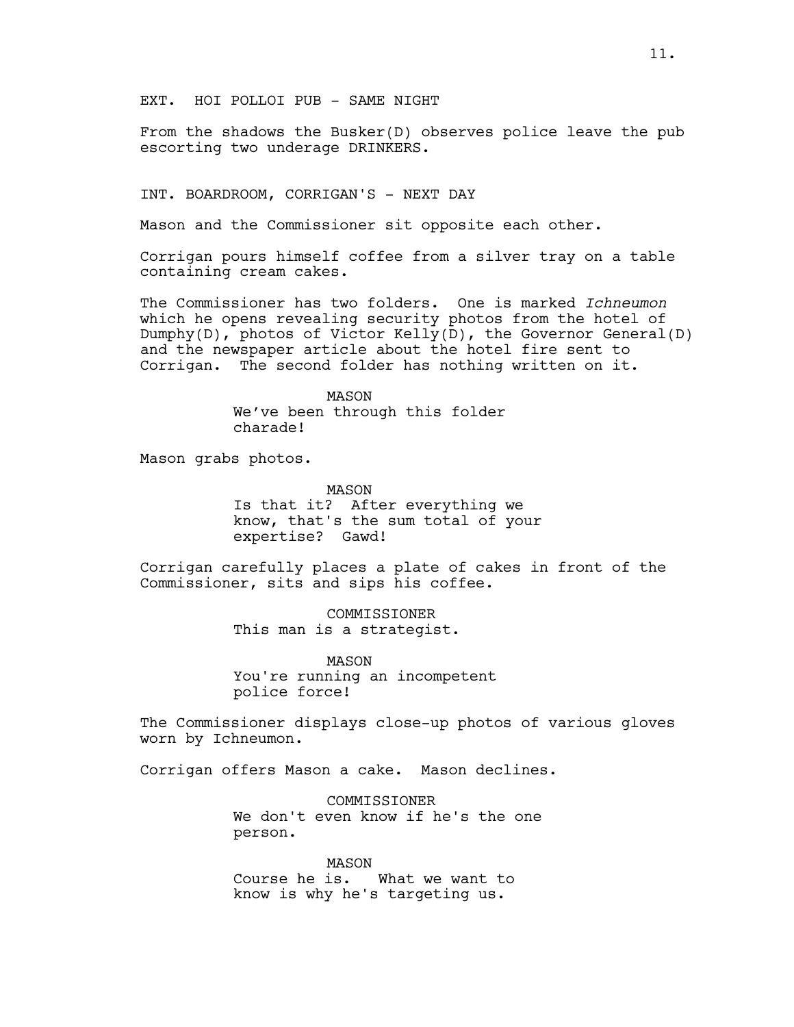EXT. HOI POLLOI PUB - SAME NIGHT

From the shadows the Busker(D) observes police leave the pub escorting two underage DRINKERS.

INT. BOARDROOM, CORRIGAN'S - NEXT DAY

Mason and the Commissioner sit opposite each other.

Corrigan pours himself coffee from a silver tray on a table containing cream cakes.

The Commissioner has two folders. One is marked *Ichneumon* which he opens revealing security photos from the hotel of Dumphy(D), photos of Victor Kelly(D), the Governor General(D) and the newspaper article about the hotel fire sent to Corrigan. The second folder has nothing written on it.

MASON
We've been through this folder charade!

Mason grabs photos.

MASON
Is that it? After everything we know, that's the sum total of your expertise? Gawd!

Corrigan carefully places a plate of cakes in front of the Commissioner, sits and sips his coffee.

COMMISSIONER
This man is a strategist.

MASON
You're running an incompetent police force!

The Commissioner displays close-up photos of various gloves worn by Ichneumon.

Corrigan offers Mason a cake. Mason declines.

COMMISSIONER
We don't even know if he's the one person.

MASON
Course he is. What we want to know is why he's targeting us.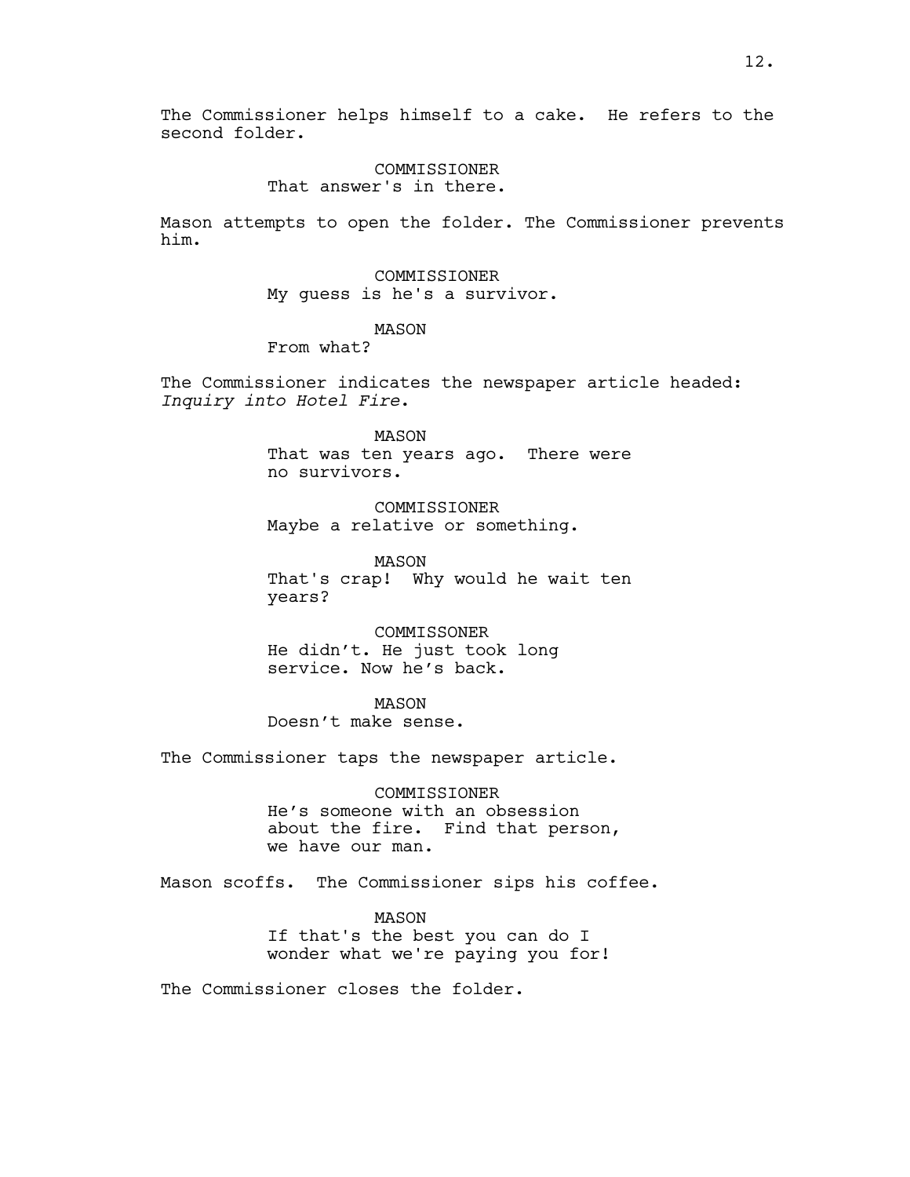The Commissioner helps himself to a cake. He refers to the second folder.

COMMISSIONER
That answer's in there.

Mason attempts to open the folder. The Commissioner prevents him.

COMMISSIONER
My guess is he's a survivor.

MASON
From what?

The Commissioner indicates the newspaper article headed: *Inquiry into Hotel Fire*.

MASON
That was ten years ago. There were no survivors.

COMMISSIONER
Maybe a relative or something.

MASON
That's crap! Why would he wait ten years?

COMMISSONER
He didn't. He just took long service. Now he's back.

MASON
Doesn't make sense.

The Commissioner taps the newspaper article.

COMMISSIONER
He's someone with an obsession about the fire. Find that person, we have our man.

Mason scoffs. The Commissioner sips his coffee.

MASON
If that's the best you can do I wonder what we're paying you for!

The Commissioner closes the folder.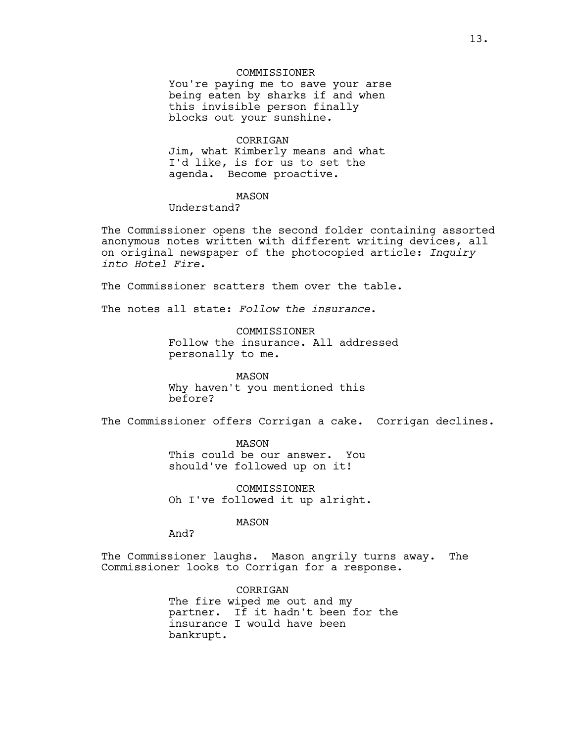COMMISSIONER

You're paying me to save your arse being eaten by sharks if and when this invisible person finally blocks out your sunshine.

CORRIGAN

Jim, what Kimberly means and what I'd like, is for us to set the agenda. Become proactive.

MASON

Understand?

The Commissioner opens the second folder containing assorted anonymous notes written with different writing devices, all on original newspaper of the photocopied article: *Inquiry into Hotel Fire*.

The Commissioner scatters them over the table.

The notes all state: *Follow the insurance*.

COMMISSIONER

Follow the insurance. All addressed personally to me.

MASON

Why haven't you mentioned this before?

The Commissioner offers Corrigan a cake. Corrigan declines.

MASON

This could be our answer. You should've followed up on it!

COMMISSIONER

Oh I've followed it up alright.

MASON

And?

The Commissioner laughs. Mason angrily turns away. The Commissioner looks to Corrigan for a response.

CORRIGAN

The fire wiped me out and my partner. If it hadn't been for the insurance I would have been bankrupt.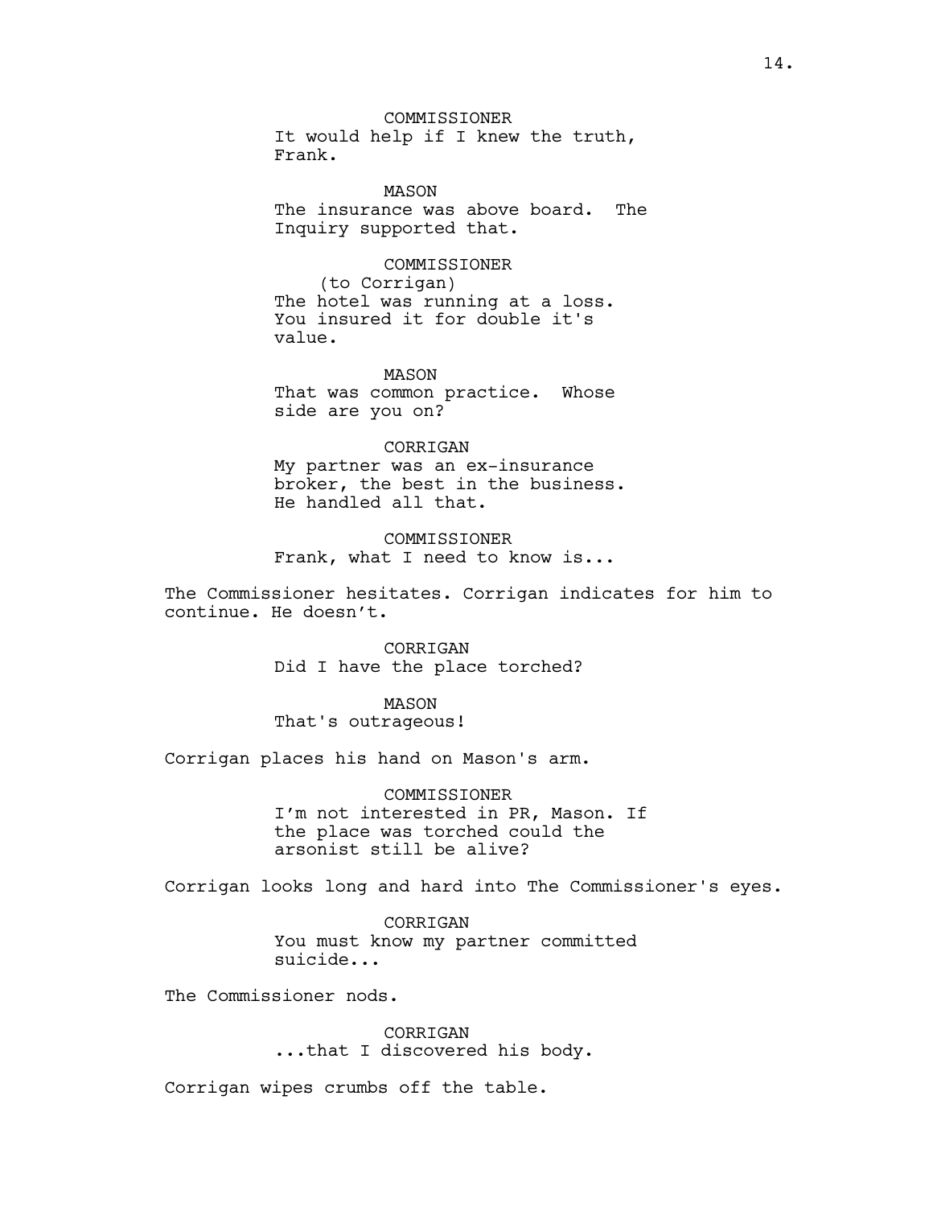COMMISSIONER
It would help if I knew the truth, Frank.

MASON
The insurance was above board. The Inquiry supported that.

COMMISSIONER
(to Corrigan)
The hotel was running at a loss. You insured it for double it's value.

MASON
That was common practice. Whose side are you on?

CORRIGAN
My partner was an ex-insurance broker, the best in the business. He handled all that.

COMMISSIONER
Frank, what I need to know is...

The Commissioner hesitates. Corrigan indicates for him to continue. He doesn't.

CORRIGAN
Did I have the place torched?

MASON
That's outrageous!

Corrigan places his hand on Mason's arm.

COMMISSIONER
I'm not interested in PR, Mason. If the place was torched could the arsonist still be alive?

Corrigan looks long and hard into The Commissioner's eyes.

CORRIGAN
You must know my partner committed suicide...

The Commissioner nods.

CORRIGAN
...that I discovered his body.

Corrigan wipes crumbs off the table.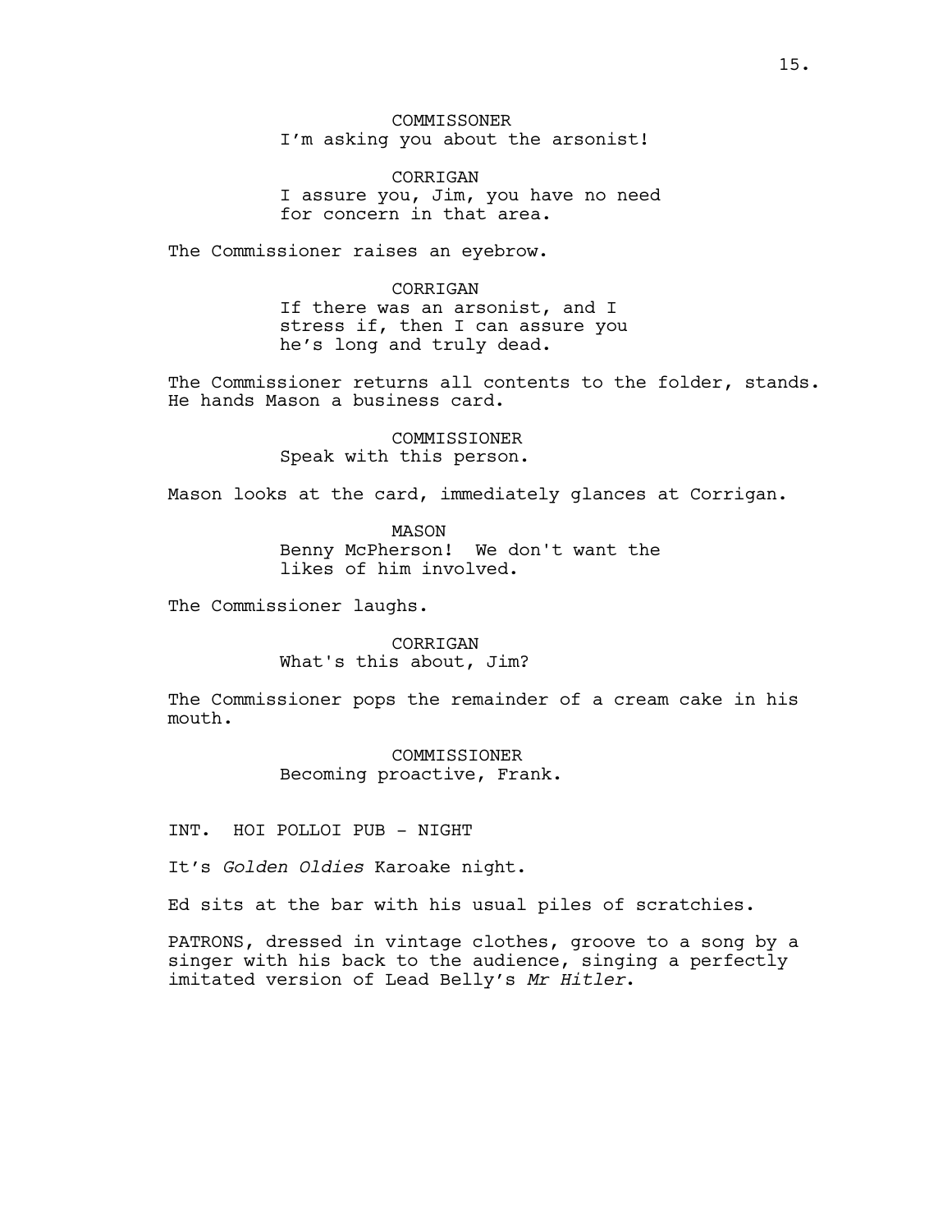COMMISSONER
I'm asking you about the arsonist!

CORRIGAN
I assure you, Jim, you have no need for concern in that area.

The Commissioner raises an eyebrow.

CORRIGAN
If there was an arsonist, and I stress if, then I can assure you he's long and truly dead.

The Commissioner returns all contents to the folder, stands. He hands Mason a business card.

COMMISSIONER
Speak with this person.

Mason looks at the card, immediately glances at Corrigan.

MASON
Benny McPherson! We don't want the likes of him involved.

The Commissioner laughs.

CORRIGAN
What's this about, Jim?

The Commissioner pops the remainder of a cream cake in his mouth.

COMMISSIONER
Becoming proactive, Frank.

INT. HOI POLLOI PUB - NIGHT

It's *Golden Oldies* Karoake night.

Ed sits at the bar with his usual piles of scratchies.

PATRONS, dressed in vintage clothes, groove to a song by a singer with his back to the audience, singing a perfectly imitated version of Lead Belly's *Mr Hitler*.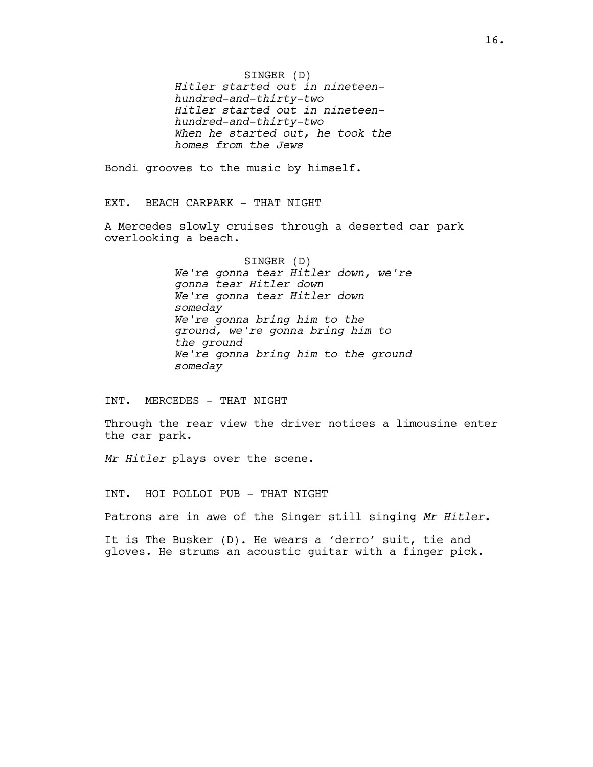SINGER (D)
*Hitler started out in nineteen-hundred-and-thirty-two*
*Hitler started out in nineteen-hundred-and-thirty-two*
*When he started out, he took the homes from the Jews*

Bondi grooves to the music by himself.

EXT. BEACH CARPARK - THAT NIGHT

A Mercedes slowly cruises through a deserted car park overlooking a beach.

SINGER (D)
*We're gonna tear Hitler down, we're gonna tear Hitler down*
*We're gonna tear Hitler down someday*
*We're gonna bring him to the ground, we're gonna bring him to the ground*
*We're gonna bring him to the ground someday*

INT. MERCEDES - THAT NIGHT

Through the rear view the driver notices a limousine enter the car park.

*Mr Hitler* plays over the scene.

INT. HOI POLLOI PUB - THAT NIGHT

Patrons are in awe of the Singer still singing *Mr Hitler*.

It is The Busker (D). He wears a 'derro' suit, tie and gloves. He strums an acoustic guitar with a finger pick.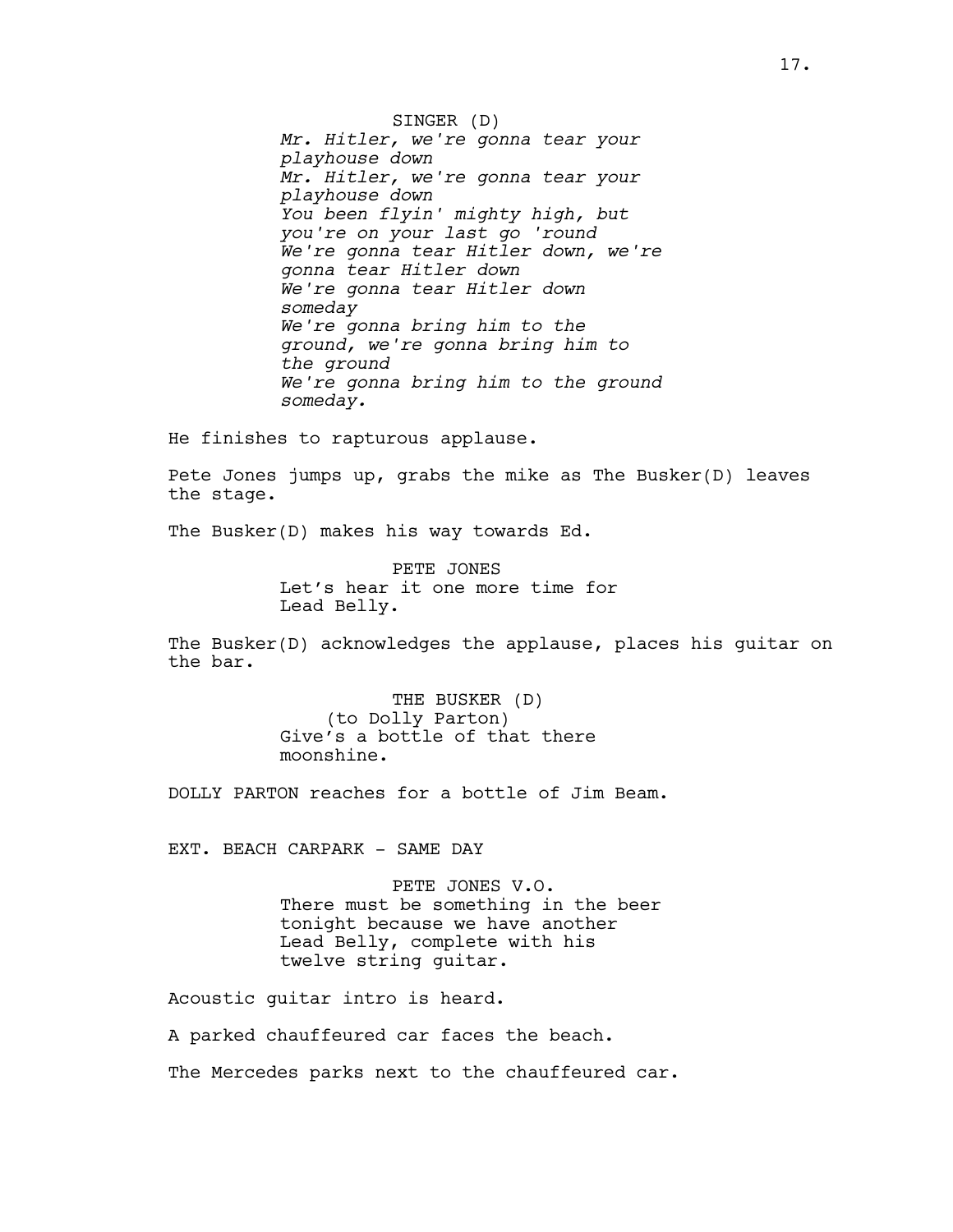SINGER (D)

*Mr. Hitler, we're gonna tear your playhouse down*
*Mr. Hitler, we're gonna tear your playhouse down*
*You been flyin' mighty high, but you're on your last go 'round*
*We're gonna tear Hitler down, we're gonna tear Hitler down*
*We're gonna tear Hitler down someday*
*We're gonna bring him to the ground, we're gonna bring him to the ground*
*We're gonna bring him to the ground someday.*

He finishes to rapturous applause.

Pete Jones jumps up, grabs the mike as The Busker(D) leaves the stage.

The Busker(D) makes his way towards Ed.

PETE JONES

Let's hear it one more time for Lead Belly.

The Busker(D) acknowledges the applause, places his guitar on the bar.

THE BUSKER (D)
(to Dolly Parton)

Give's a bottle of that there moonshine.

DOLLY PARTON reaches for a bottle of Jim Beam.

EXT. BEACH CARPARK - SAME DAY

PETE JONES V.O.

There must be something in the beer tonight because we have another Lead Belly, complete with his twelve string guitar.

Acoustic guitar intro is heard.

A parked chauffeured car faces the beach.

The Mercedes parks next to the chauffeured car.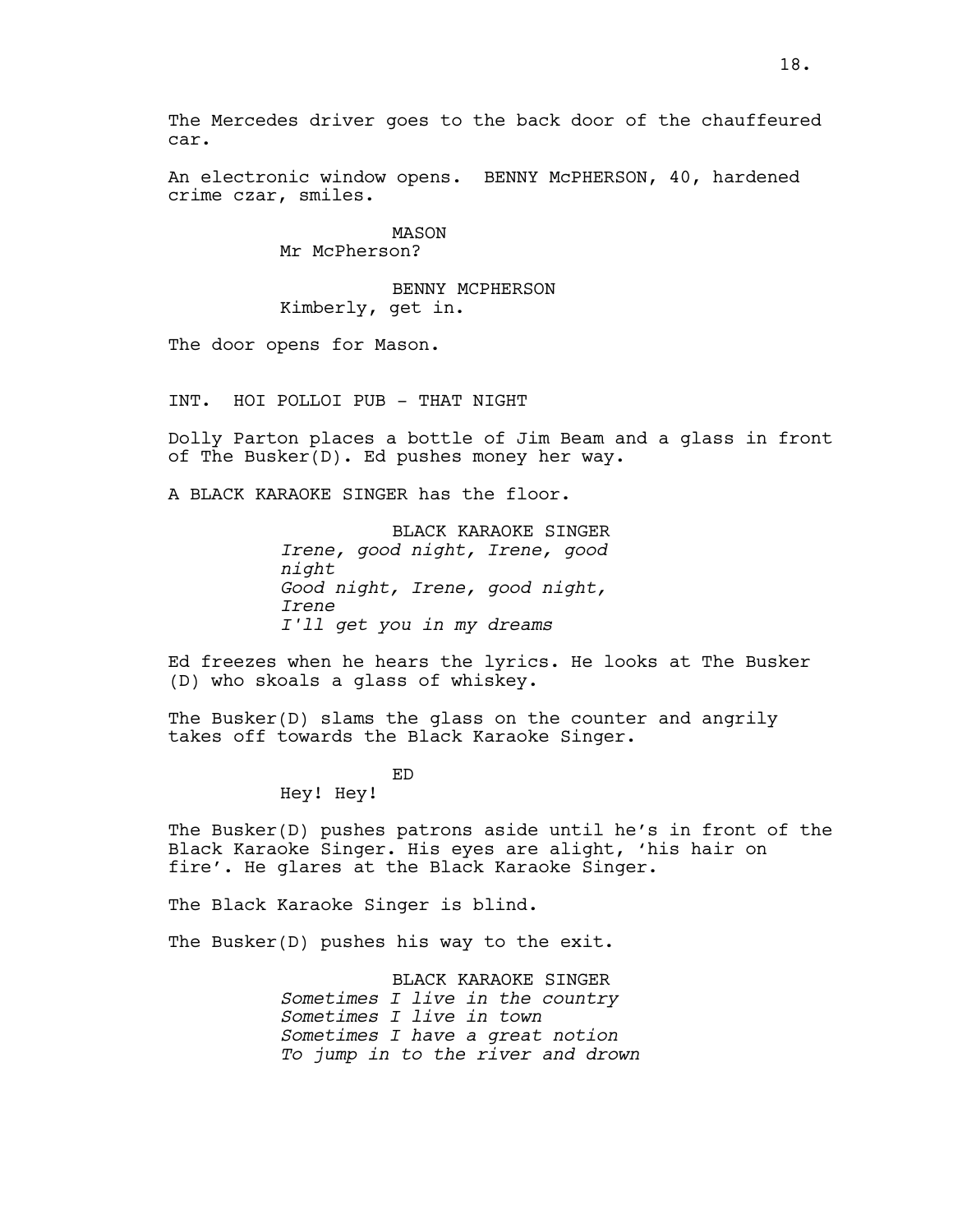The Mercedes driver goes to the back door of the chauffeured car.

An electronic window opens. BENNY McPHERSON, 40, hardened crime czar, smiles.

MASON
Mr McPherson?

BENNY MCPHERSON
Kimberly, get in.

The door opens for Mason.

INT. HOI POLLOI PUB - THAT NIGHT

Dolly Parton places a bottle of Jim Beam and a glass in front of The Busker(D). Ed pushes money her way.

A BLACK KARAOKE SINGER has the floor.

BLACK KARAOKE SINGER
*Irene, good night, Irene, good night*
*Good night, Irene, good night, Irene*
*I'll get you in my dreams*

Ed freezes when he hears the lyrics. He looks at The Busker (D) who skoals a glass of whiskey.

The Busker(D) slams the glass on the counter and angrily takes off towards the Black Karaoke Singer.

ED
Hey! Hey!

The Busker(D) pushes patrons aside until he's in front of the Black Karaoke Singer. His eyes are alight, 'his hair on fire'. He glares at the Black Karaoke Singer.

The Black Karaoke Singer is blind.

The Busker(D) pushes his way to the exit.

BLACK KARAOKE SINGER
*Sometimes I live in the country*
*Sometimes I live in town*
*Sometimes I have a great notion*
*To jump in to the river and drown*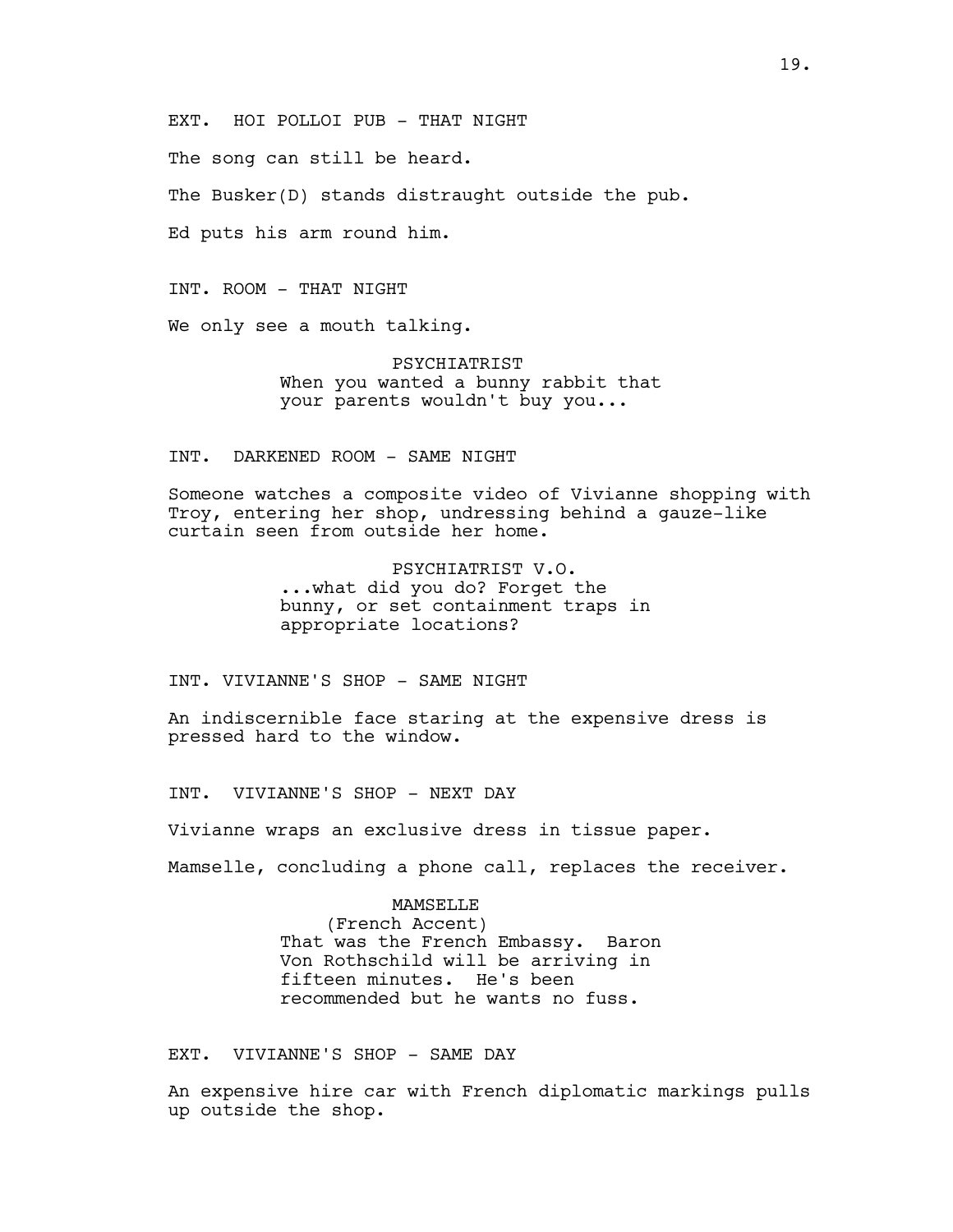EXT. HOI POLLOI PUB - THAT NIGHT

The song can still be heard.

The Busker(D) stands distraught outside the pub.

Ed puts his arm round him.

INT. ROOM - THAT NIGHT

We only see a mouth talking.

PSYCHIATRIST
When you wanted a bunny rabbit that your parents wouldn't buy you...

INT. DARKENED ROOM - SAME NIGHT

Someone watches a composite video of Vivianne shopping with Troy, entering her shop, undressing behind a gauze-like curtain seen from outside her home.

PSYCHIATRIST V.O.
...what did you do? Forget the bunny, or set containment traps in appropriate locations?

INT. VIVIANNE'S SHOP - SAME NIGHT

An indiscernible face staring at the expensive dress is pressed hard to the window.

INT. VIVIANNE'S SHOP - NEXT DAY

Vivianne wraps an exclusive dress in tissue paper.

Mamselle, concluding a phone call, replaces the receiver.

MAMSELLE
(French Accent)
That was the French Embassy. Baron Von Rothschild will be arriving in fifteen minutes. He's been recommended but he wants no fuss.

EXT. VIVIANNE'S SHOP - SAME DAY

An expensive hire car with French diplomatic markings pulls up outside the shop.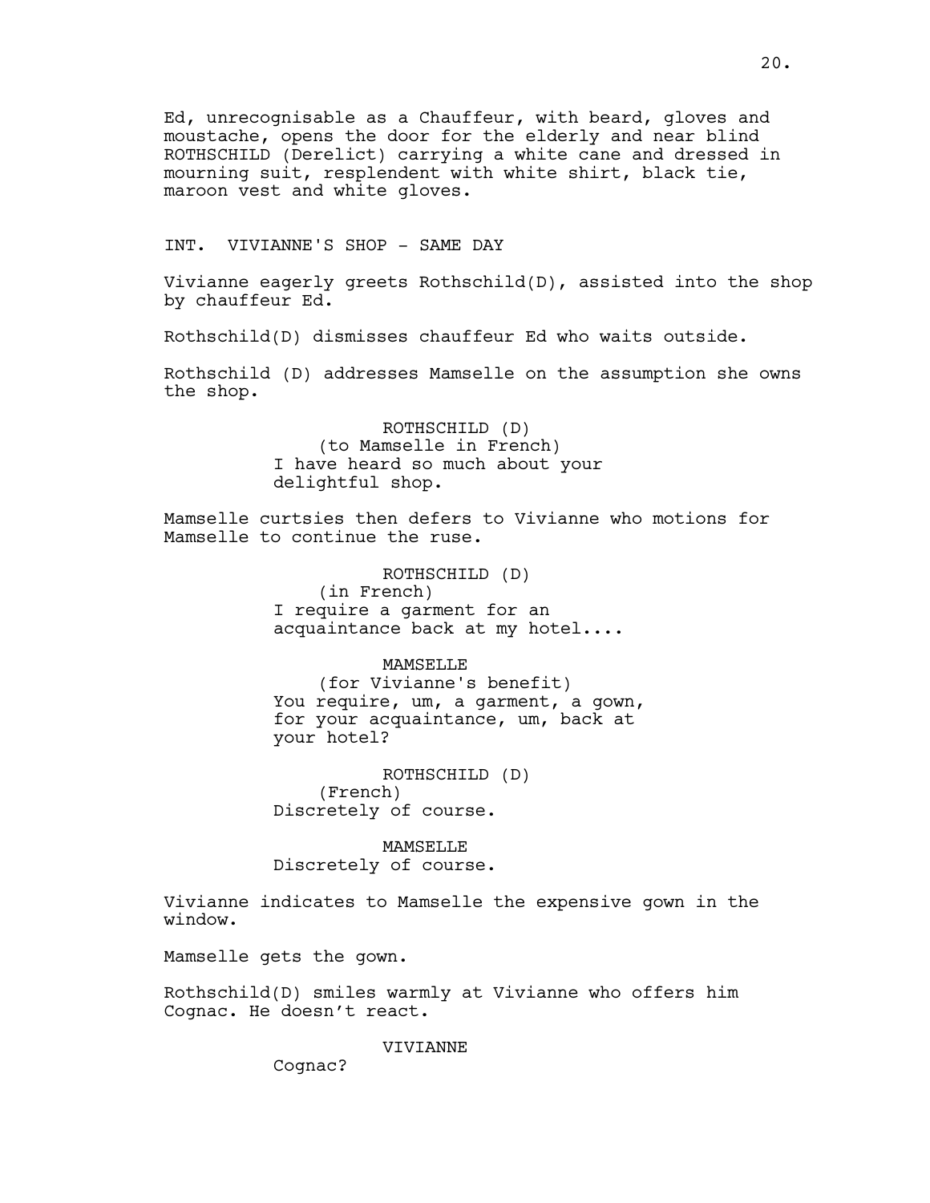Ed, unrecognisable as a Chauffeur, with beard, gloves and moustache, opens the door for the elderly and near blind ROTHSCHILD (Derelict) carrying a white cane and dressed in mourning suit, resplendent with white shirt, black tie, maroon vest and white gloves.

INT. VIVIANNE'S SHOP - SAME DAY

Vivianne eagerly greets Rothschild(D), assisted into the shop by chauffeur Ed.

Rothschild(D) dismisses chauffeur Ed who waits outside.

Rothschild (D) addresses Mamselle on the assumption she owns the shop.

ROTHSCHILD (D)
(to Mamselle in French)
I have heard so much about your delightful shop.

Mamselle curtsies then defers to Vivianne who motions for Mamselle to continue the ruse.

ROTHSCHILD (D)
(in French)
I require a garment for an acquaintance back at my hotel....

MAMSELLE
(for Vivianne's benefit)
You require, um, a garment, a gown, for your acquaintance, um, back at your hotel?

ROTHSCHILD (D)
(French)
Discretely of course.

MAMSELLE
Discretely of course.

Vivianne indicates to Mamselle the expensive gown in the window.

Mamselle gets the gown.

Rothschild(D) smiles warmly at Vivianne who offers him Cognac. He doesn't react.

VIVIANNE
Cognac?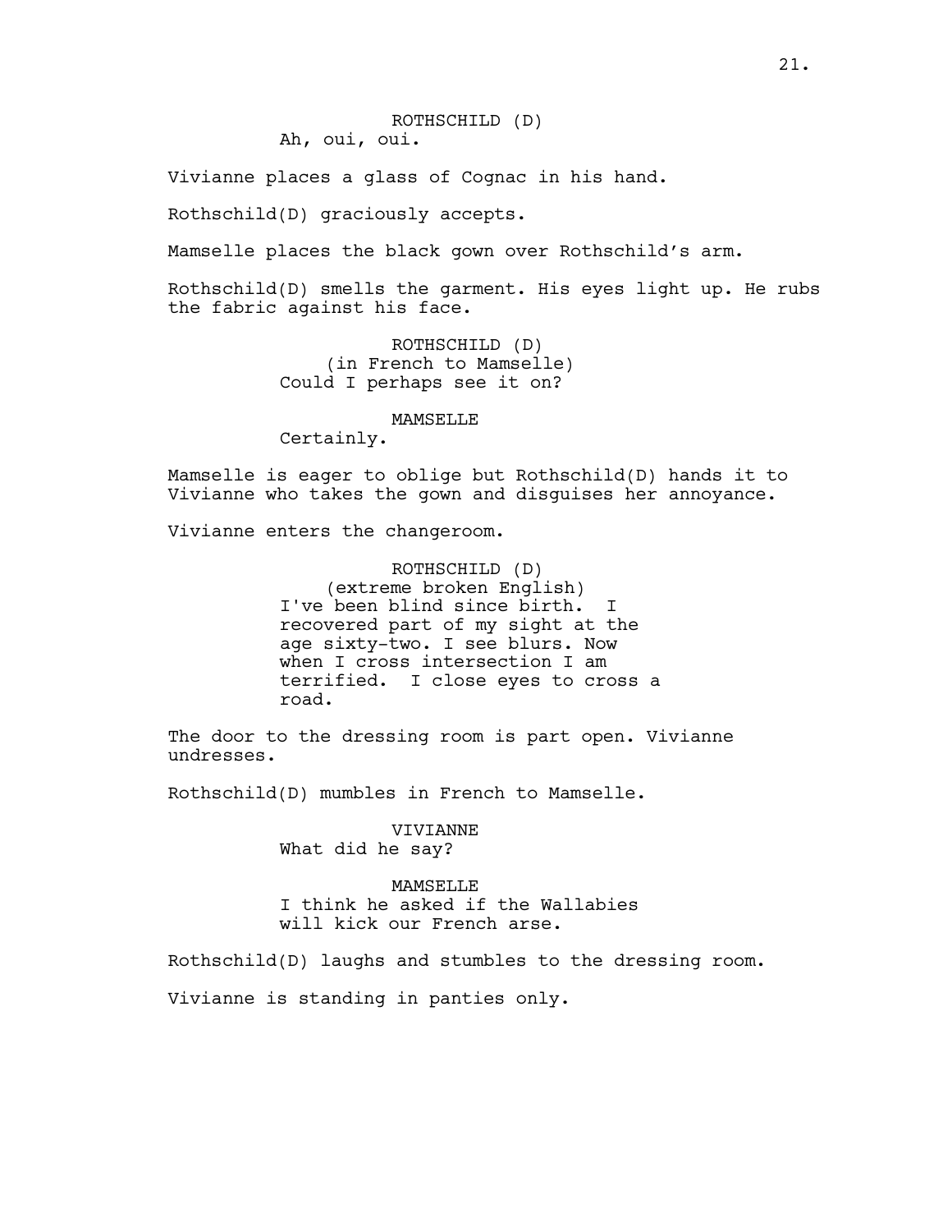ROTHSCHILD (D)
Ah, oui, oui.

Vivianne places a glass of Cognac in his hand.

Rothschild(D) graciously accepts.

Mamselle places the black gown over Rothschild's arm.

Rothschild(D) smells the garment. His eyes light up. He rubs the fabric against his face.

ROTHSCHILD (D)
(in French to Mamselle)
Could I perhaps see it on?

MAMSELLE
Certainly.

Mamselle is eager to oblige but Rothschild(D) hands it to Vivianne who takes the gown and disguises her annoyance.

Vivianne enters the changeroom.

ROTHSCHILD (D)
(extreme broken English)
I've been blind since birth. I recovered part of my sight at the age sixty-two. I see blurs. Now when I cross intersection I am terrified. I close eyes to cross a road.

The door to the dressing room is part open. Vivianne undresses.

Rothschild(D) mumbles in French to Mamselle.

VIVIANNE
What did he say?

MAMSELLE
I think he asked if the Wallabies will kick our French arse.

Rothschild(D) laughs and stumbles to the dressing room.

Vivianne is standing in panties only.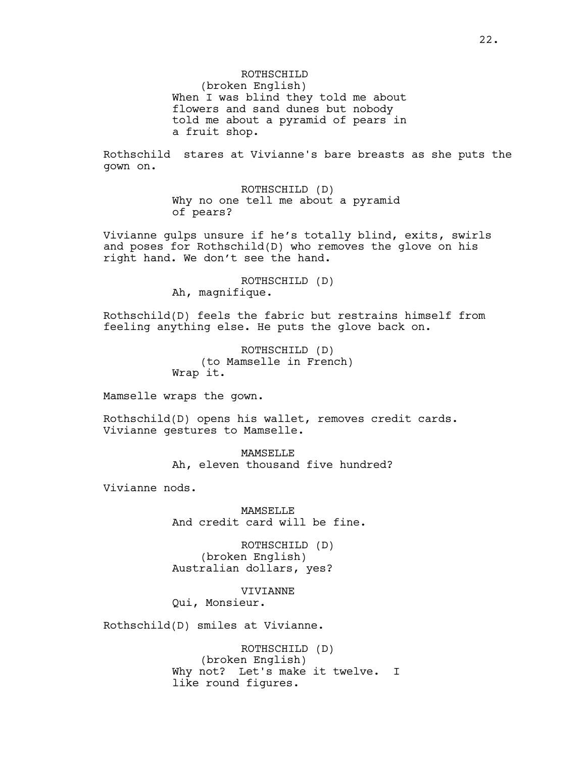ROTHSCHILD
(broken English)
When I was blind they told me about flowers and sand dunes but nobody told me about a pyramid of pears in a fruit shop.

Rothschild  stares at Vivianne's bare breasts as she puts the gown on.

ROTHSCHILD (D)
Why no one tell me about a pyramid of pears?

Vivianne gulps unsure if he's totally blind, exits, swirls and poses for Rothschild(D) who removes the glove on his right hand. We don't see the hand.

ROTHSCHILD (D)
Ah, magnifique.

Rothschild(D) feels the fabric but restrains himself from feeling anything else. He puts the glove back on.

ROTHSCHILD (D)
(to Mamselle in French)
Wrap it.

Mamselle wraps the gown.

Rothschild(D) opens his wallet, removes credit cards. Vivianne gestures to Mamselle.

MAMSELLE
Ah, eleven thousand five hundred?

Vivianne nods.

MAMSELLE
And credit card will be fine.

ROTHSCHILD (D)
(broken English)
Australian dollars, yes?

VIVIANNE
Qui, Monsieur.

Rothschild(D) smiles at Vivianne.

ROTHSCHILD (D)
(broken English)
Why not?  Let's make it twelve.  I like round figures.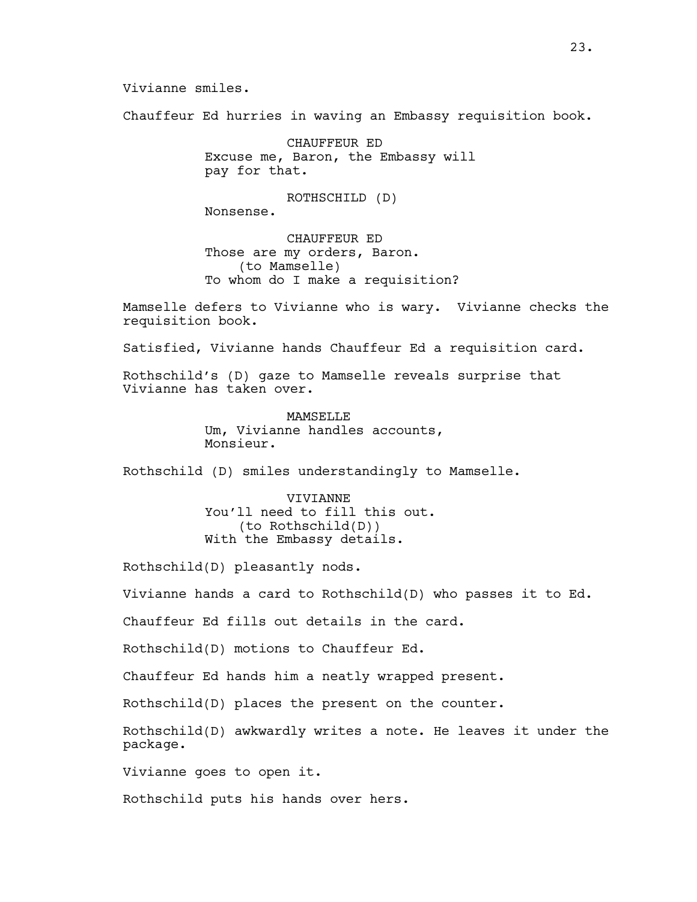Vivianne smiles.

Chauffeur Ed hurries in waving an Embassy requisition book.

CHAUFFEUR ED
Excuse me, Baron, the Embassy will pay for that.

ROTHSCHILD (D)
Nonsense.

CHAUFFEUR ED
Those are my orders, Baron.
(to Mamselle)
To whom do I make a requisition?

Mamselle defers to Vivianne who is wary. Vivianne checks the requisition book.

Satisfied, Vivianne hands Chauffeur Ed a requisition card.

Rothschild's (D) gaze to Mamselle reveals surprise that Vivianne has taken over.

MAMSELLE
Um, Vivianne handles accounts, Monsieur.

Rothschild (D) smiles understandingly to Mamselle.

VIVIANNE
You'll need to fill this out.
(to Rothschild(D))
With the Embassy details.

Rothschild(D) pleasantly nods.

Vivianne hands a card to Rothschild(D) who passes it to Ed.

Chauffeur Ed fills out details in the card.

Rothschild(D) motions to Chauffeur Ed.

Chauffeur Ed hands him a neatly wrapped present.

Rothschild(D) places the present on the counter.

Rothschild(D) awkwardly writes a note. He leaves it under the package.

Vivianne goes to open it.

Rothschild puts his hands over hers.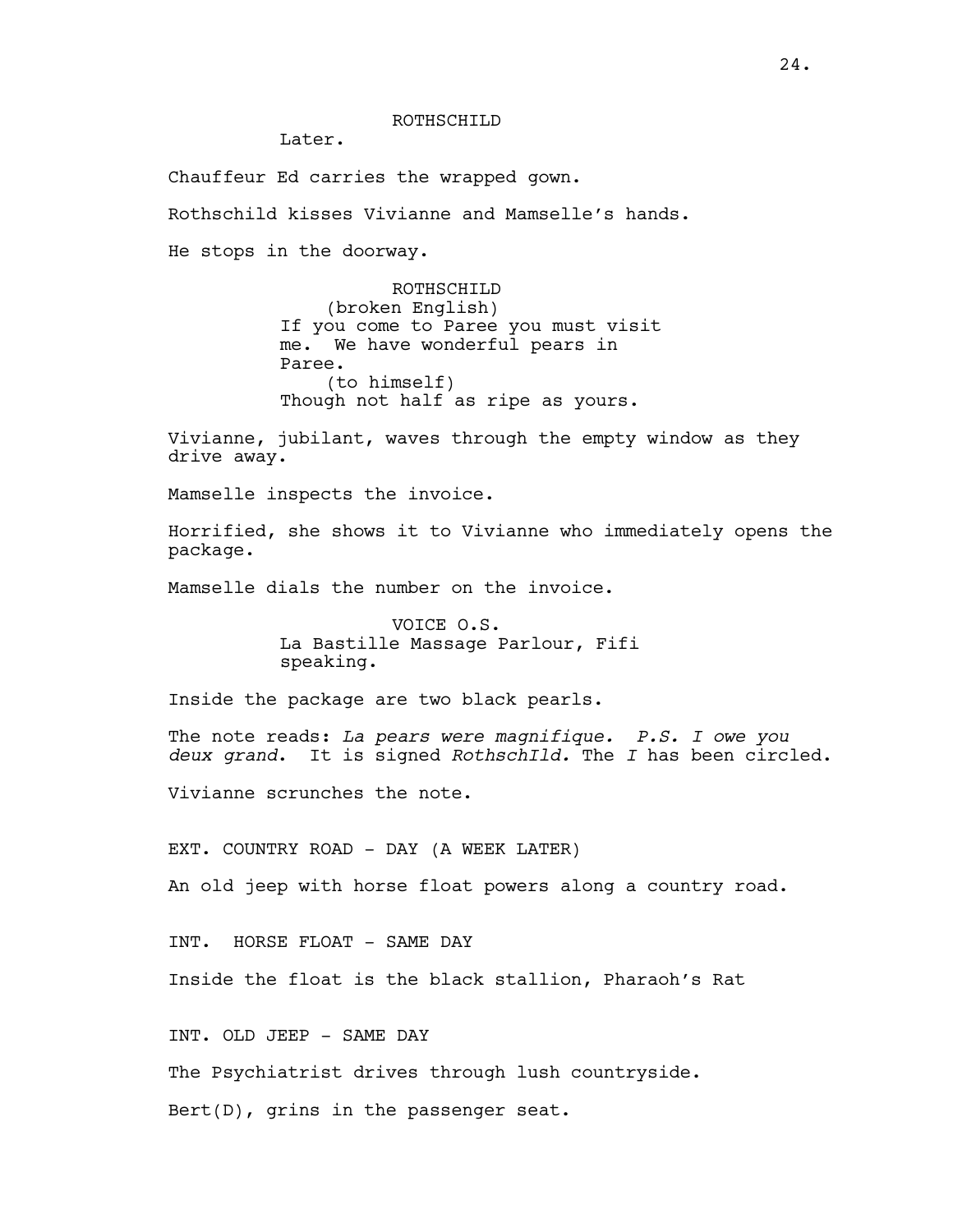ROTHSCHILD

Later.

Chauffeur Ed carries the wrapped gown.

Rothschild kisses Vivianne and Mamselle's hands.

He stops in the doorway.

ROTHSCHILD

(broken English)

If you come to Paree you must visit me. We have wonderful pears in Paree.

(to himself)

Though not half as ripe as yours.

Vivianne, jubilant, waves through the empty window as they drive away.

Mamselle inspects the invoice.

Horrified, she shows it to Vivianne who immediately opens the package.

Mamselle dials the number on the invoice.

VOICE O.S.

La Bastille Massage Parlour, Fifi speaking.

Inside the package are two black pearls.

The note reads: *La pears were magnifique. P.S. I owe you deux grand*. It is signed *RothschIld.* The *I* has been circled.

Vivianne scrunches the note.

EXT. COUNTRY ROAD - DAY (A WEEK LATER)

An old jeep with horse float powers along a country road.

INT. HORSE FLOAT - SAME DAY

Inside the float is the black stallion, Pharaoh's Rat

INT. OLD JEEP - SAME DAY

The Psychiatrist drives through lush countryside.

Bert(D), grins in the passenger seat.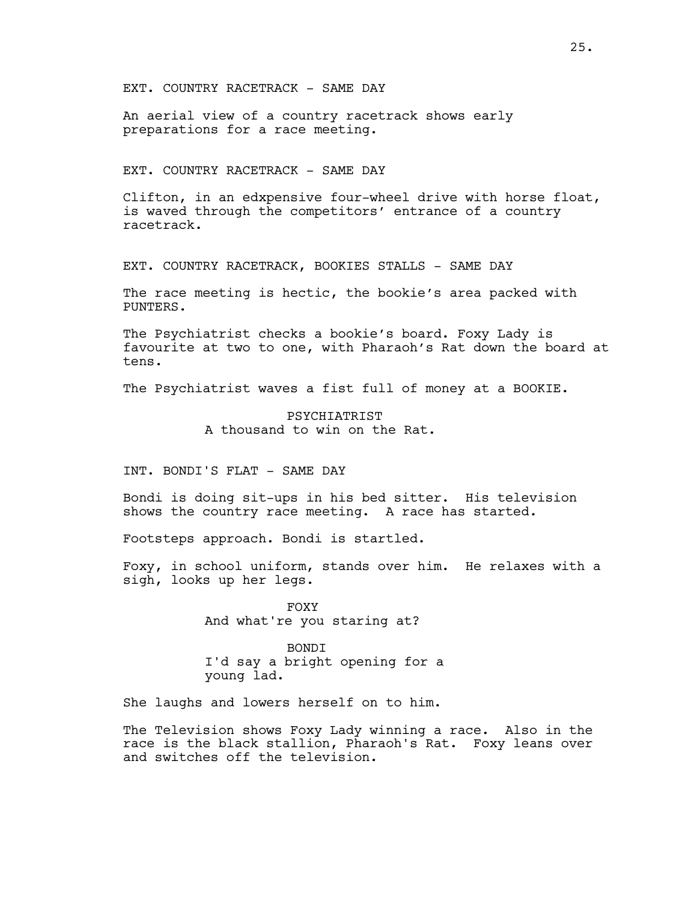EXT. COUNTRY RACETRACK - SAME DAY

An aerial view of a country racetrack shows early preparations for a race meeting.

EXT. COUNTRY RACETRACK - SAME DAY

Clifton, in an edxpensive four-wheel drive with horse float, is waved through the competitors' entrance of a country racetrack.

EXT. COUNTRY RACETRACK, BOOKIES STALLS - SAME DAY

The race meeting is hectic, the bookie's area packed with PUNTERS.

The Psychiatrist checks a bookie's board. Foxy Lady is favourite at two to one, with Pharaoh's Rat down the board at tens.

The Psychiatrist waves a fist full of money at a BOOKIE.

PSYCHIATRIST
A thousand to win on the Rat.

INT. BONDI'S FLAT - SAME DAY

Bondi is doing sit-ups in his bed sitter. His television shows the country race meeting. A race has started.

Footsteps approach. Bondi is startled.

Foxy, in school uniform, stands over him. He relaxes with a sigh, looks up her legs.

FOXY
And what're you staring at?

BONDI
I'd say a bright opening for a young lad.

She laughs and lowers herself on to him.

The Television shows Foxy Lady winning a race. Also in the race is the black stallion, Pharaoh's Rat. Foxy leans over and switches off the television.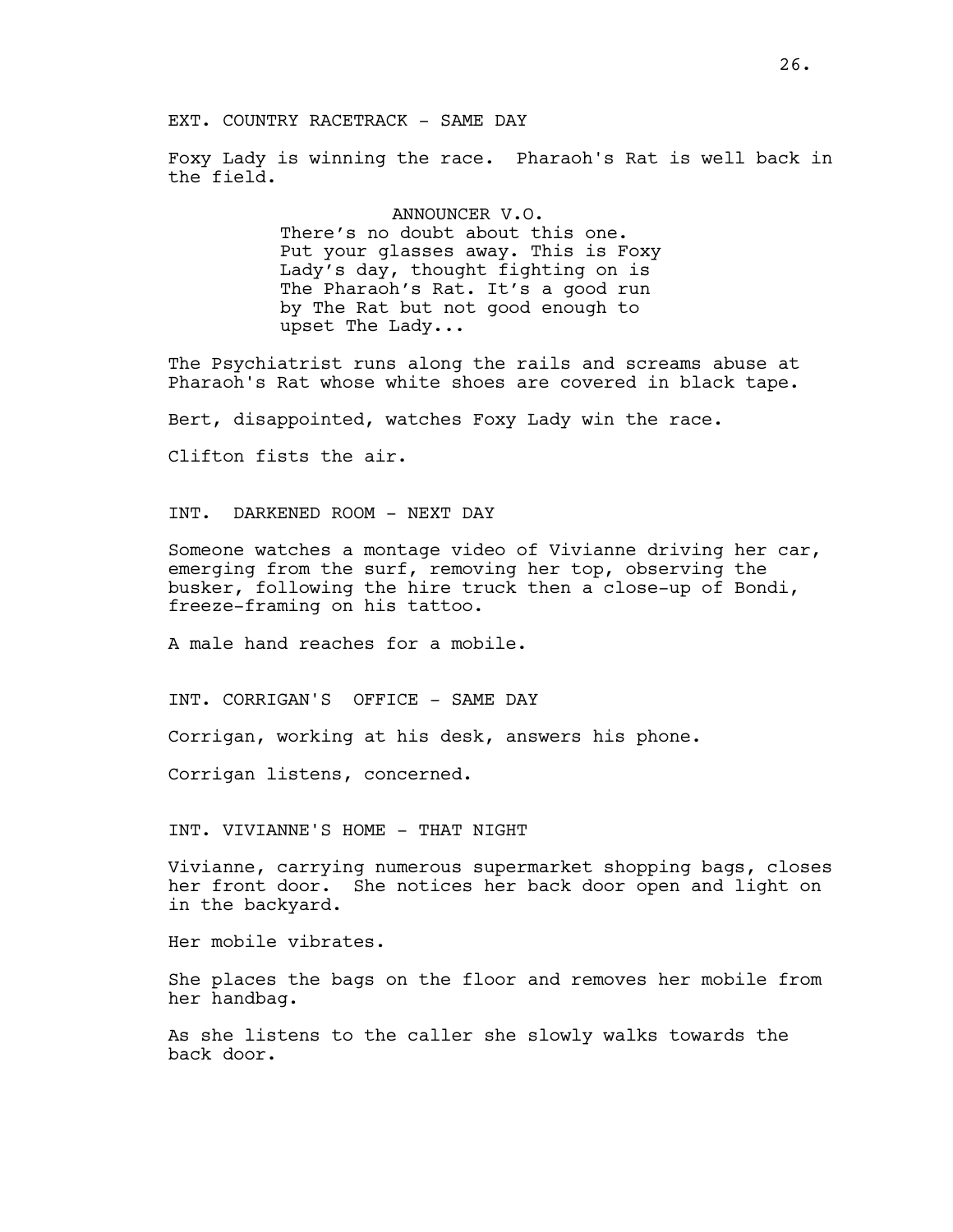EXT. COUNTRY RACETRACK - SAME DAY

Foxy Lady is winning the race. Pharaoh's Rat is well back in the field.

ANNOUNCER V.O.
There's no doubt about this one. Put your glasses away. This is Foxy Lady's day, thought fighting on is The Pharaoh's Rat. It's a good run by The Rat but not good enough to upset The Lady...

The Psychiatrist runs along the rails and screams abuse at Pharaoh's Rat whose white shoes are covered in black tape.

Bert, disappointed, watches Foxy Lady win the race.

Clifton fists the air.

INT. DARKENED ROOM - NEXT DAY

Someone watches a montage video of Vivianne driving her car, emerging from the surf, removing her top, observing the busker, following the hire truck then a close-up of Bondi, freeze-framing on his tattoo.

A male hand reaches for a mobile.

INT. CORRIGAN'S OFFICE - SAME DAY

Corrigan, working at his desk, answers his phone.

Corrigan listens, concerned.

INT. VIVIANNE'S HOME - THAT NIGHT

Vivianne, carrying numerous supermarket shopping bags, closes her front door. She notices her back door open and light on in the backyard.

Her mobile vibrates.

She places the bags on the floor and removes her mobile from her handbag.

As she listens to the caller she slowly walks towards the back door.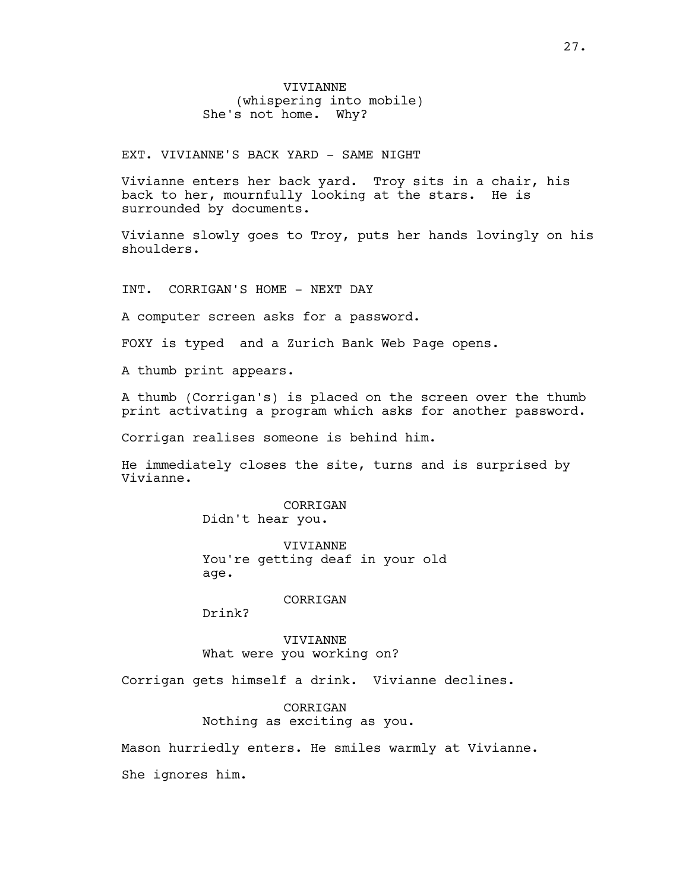VIVIANNE
(whispering into mobile)
She's not home. Why?

EXT. VIVIANNE'S BACK YARD - SAME NIGHT

Vivianne enters her back yard. Troy sits in a chair, his back to her, mournfully looking at the stars. He is surrounded by documents.

Vivianne slowly goes to Troy, puts her hands lovingly on his shoulders.

INT. CORRIGAN'S HOME - NEXT DAY

A computer screen asks for a password.

FOXY is typed and a Zurich Bank Web Page opens.

A thumb print appears.

A thumb (Corrigan's) is placed on the screen over the thumb print activating a program which asks for another password.

Corrigan realises someone is behind him.

He immediately closes the site, turns and is surprised by Vivianne.

CORRIGAN
Didn't hear you.

VIVIANNE
You're getting deaf in your old age.

CORRIGAN
Drink?

VIVIANNE
What were you working on?

Corrigan gets himself a drink. Vivianne declines.

CORRIGAN
Nothing as exciting as you.

Mason hurriedly enters. He smiles warmly at Vivianne.

She ignores him.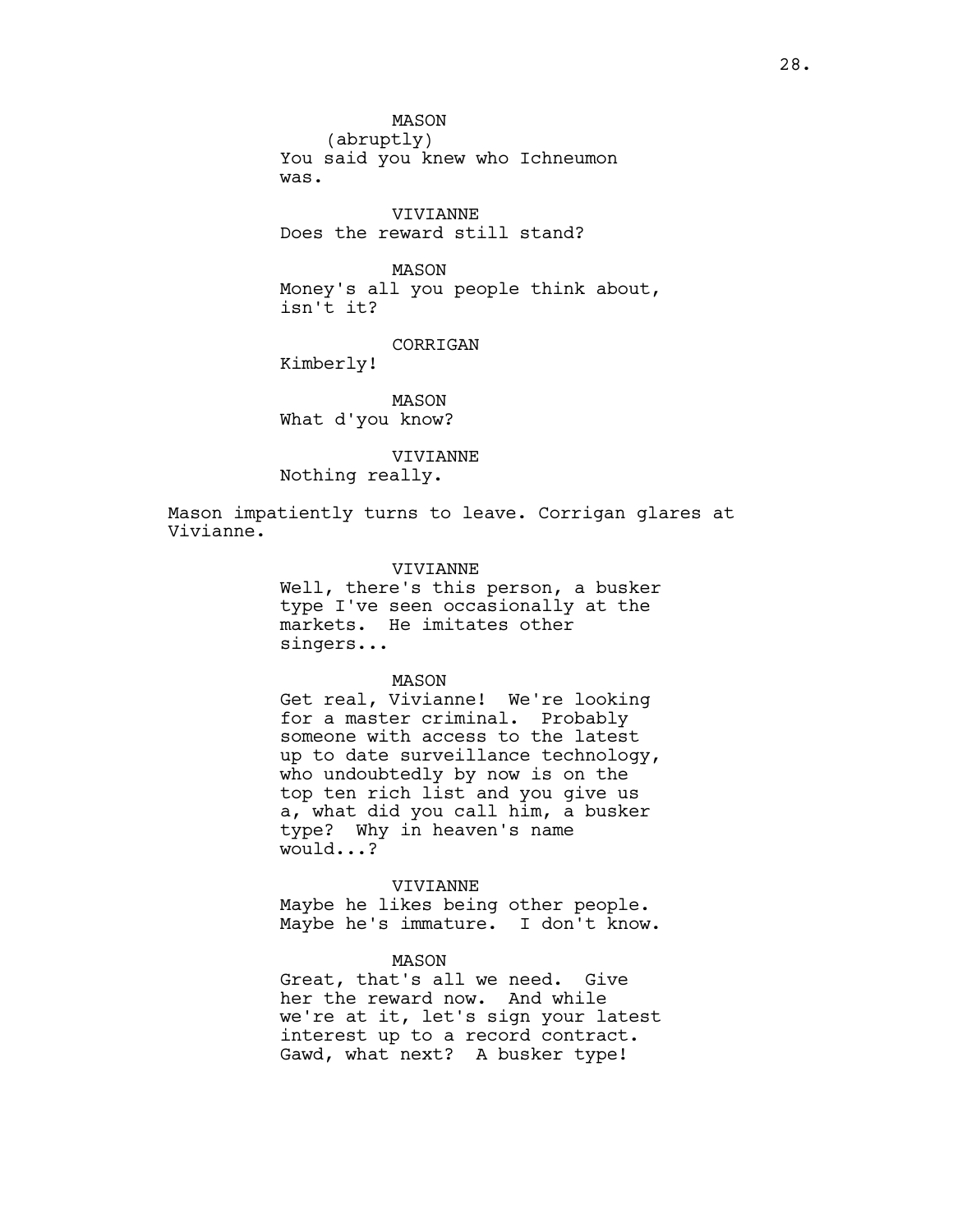MASON
(abruptly)
You said you knew who Ichneumon was.

VIVIANNE
Does the reward still stand?

MASON
Money's all you people think about, isn't it?

CORRIGAN
Kimberly!

MASON
What d'you know?

VIVIANNE
Nothing really.

Mason impatiently turns to leave. Corrigan glares at Vivianne.

VIVIANNE
Well, there's this person, a busker type I've seen occasionally at the markets. He imitates other singers...

MASON
Get real, Vivianne! We're looking for a master criminal. Probably someone with access to the latest up to date surveillance technology, who undoubtedly by now is on the top ten rich list and you give us a, what did you call him, a busker type? Why in heaven's name would...?

VIVIANNE
Maybe he likes being other people. Maybe he's immature. I don't know.

MASON
Great, that's all we need. Give her the reward now. And while we're at it, let's sign your latest interest up to a record contract. Gawd, what next? A busker type!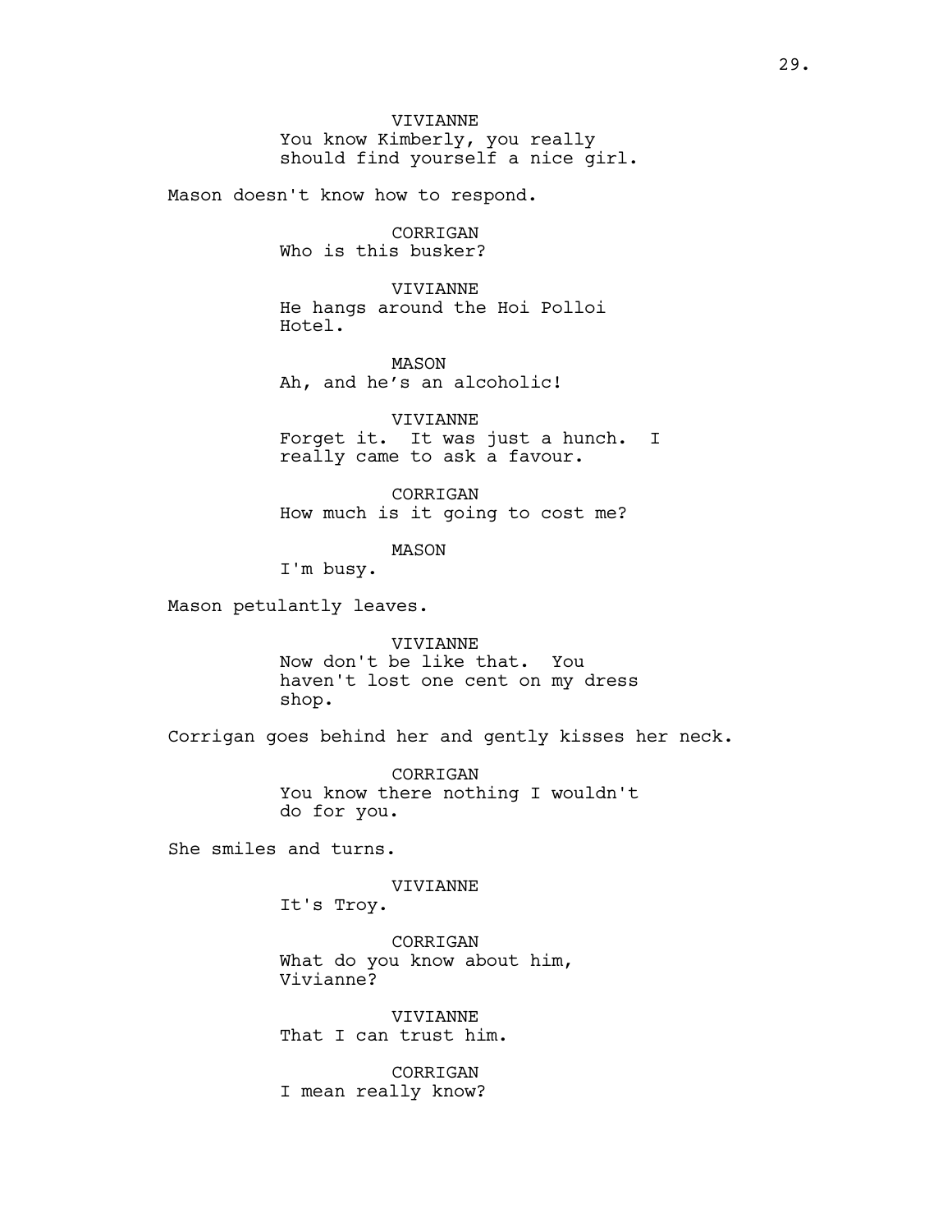VIVIANNE
You know Kimberly, you really should find yourself a nice girl.

Mason doesn't know how to respond.

CORRIGAN
Who is this busker?

VIVIANNE
He hangs around the Hoi Polloi Hotel.

MASON
Ah, and he’s an alcoholic!

VIVIANNE
Forget it. It was just a hunch. I really came to ask a favour.

CORRIGAN
How much is it going to cost me?

MASON
I'm busy.

Mason petulantly leaves.

VIVIANNE
Now don't be like that. You haven't lost one cent on my dress shop.

Corrigan goes behind her and gently kisses her neck.

CORRIGAN
You know there nothing I wouldn't do for you.

She smiles and turns.

VIVIANNE
It's Troy.

CORRIGAN
What do you know about him, Vivianne?

VIVIANNE
That I can trust him.

CORRIGAN
I mean really know?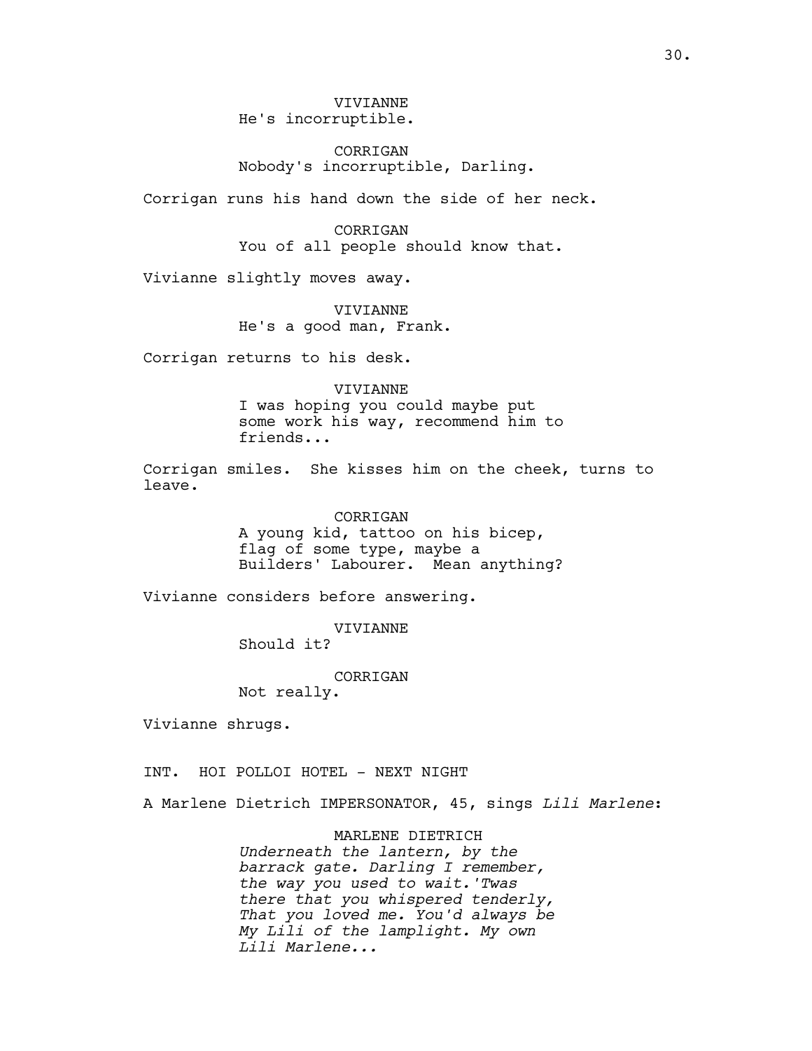VIVIANNE
He's incorruptible.

CORRIGAN
Nobody's incorruptible, Darling.

Corrigan runs his hand down the side of her neck.

CORRIGAN
You of all people should know that.

Vivianne slightly moves away.

VIVIANNE
He's a good man, Frank.

Corrigan returns to his desk.

VIVIANNE
I was hoping you could maybe put some work his way, recommend him to friends...

Corrigan smiles. She kisses him on the cheek, turns to leave.

CORRIGAN
A young kid, tattoo on his bicep, flag of some type, maybe a Builders' Labourer. Mean anything?

Vivianne considers before answering.

VIVIANNE
Should it?

CORRIGAN
Not really.

Vivianne shrugs.

INT. HOI POLLOI HOTEL - NEXT NIGHT

A Marlene Dietrich IMPERSONATOR, 45, sings *Lili Marlene*:

MARLENE DIETRICH
*Underneath the lantern, by the barrack gate. Darling I remember, the way you used to wait.'Twas there that you whispered tenderly, That you loved me. You'd always be My Lili of the lamplight. My own Lili Marlene...*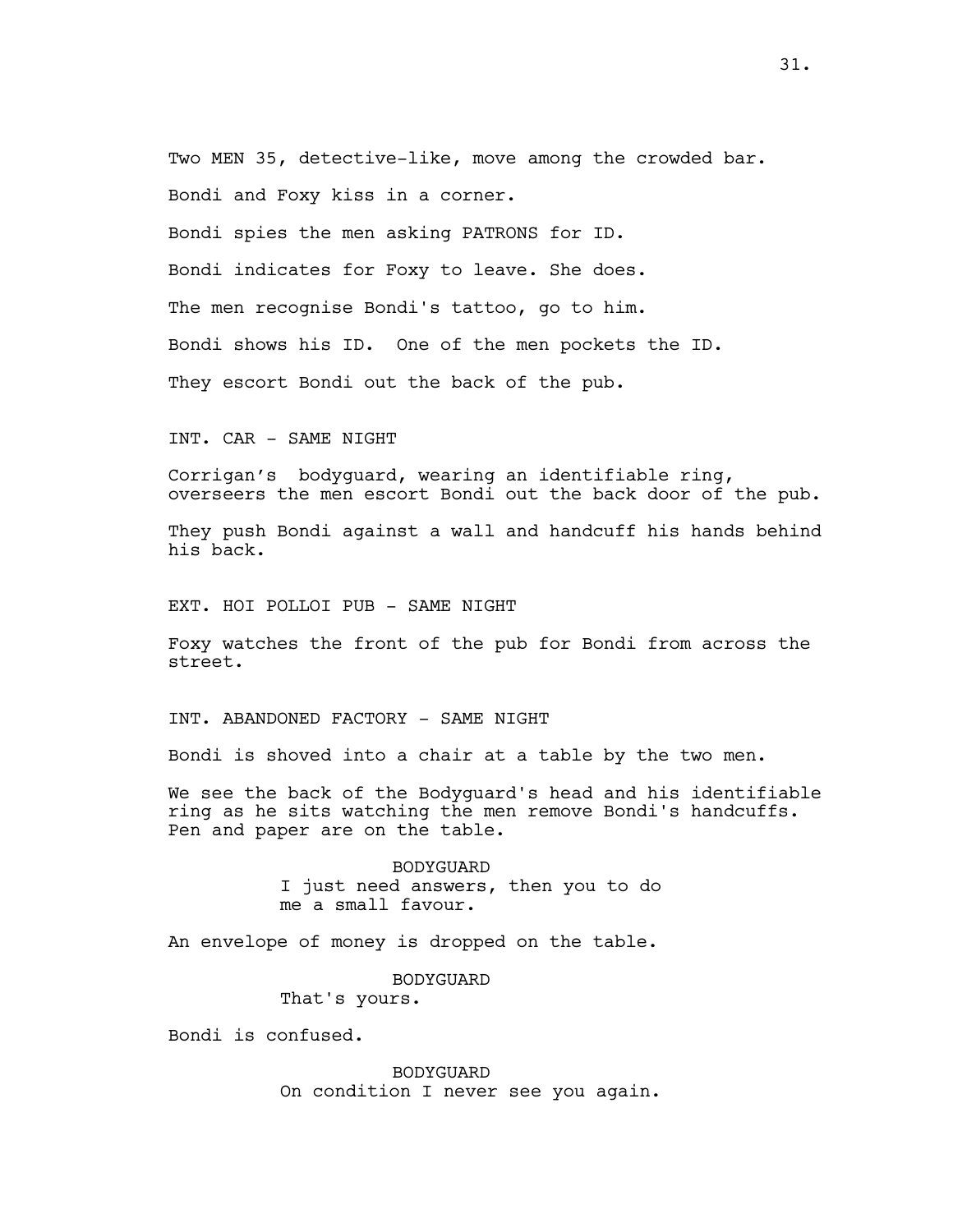Two MEN 35, detective-like, move among the crowded bar.

Bondi and Foxy kiss in a corner.

Bondi spies the men asking PATRONS for ID.

Bondi indicates for Foxy to leave. She does.

The men recognise Bondi's tattoo, go to him.

Bondi shows his ID.  One of the men pockets the ID.

They escort Bondi out the back of the pub.

INT. CAR - SAME NIGHT

Corrigan's  bodyguard, wearing an identifiable ring, overseers the men escort Bondi out the back door of the pub.

They push Bondi against a wall and handcuff his hands behind his back.

EXT. HOI POLLOI PUB - SAME NIGHT

Foxy watches the front of the pub for Bondi from across the street.

INT. ABANDONED FACTORY - SAME NIGHT

Bondi is shoved into a chair at a table by the two men.

We see the back of the Bodyguard's head and his identifiable ring as he sits watching the men remove Bondi's handcuffs. Pen and paper are on the table.

BODYGUARD
I just need answers, then you to do me a small favour.

An envelope of money is dropped on the table.

BODYGUARD
That's yours.

Bondi is confused.

BODYGUARD
On condition I never see you again.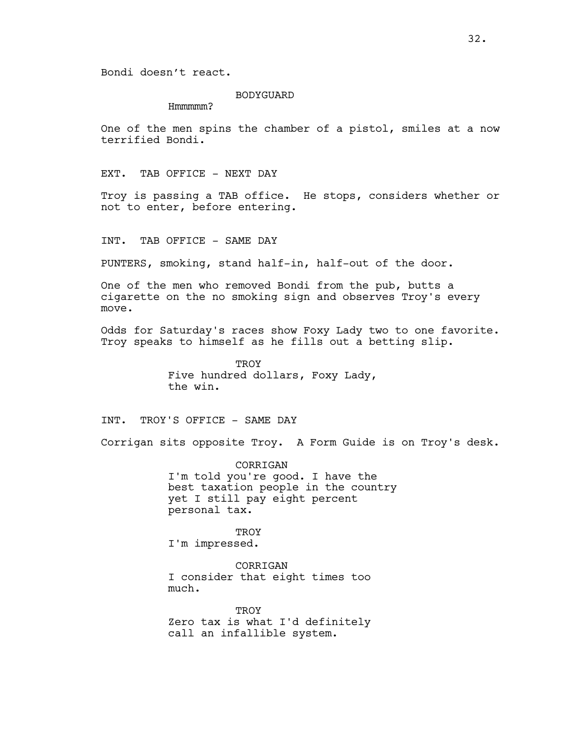Bondi doesn't react.

BODYGUARD

Hmmmmm?

One of the men spins the chamber of a pistol, smiles at a now terrified Bondi.

EXT. TAB OFFICE - NEXT DAY

Troy is passing a TAB office. He stops, considers whether or not to enter, before entering.

INT. TAB OFFICE - SAME DAY

PUNTERS, smoking, stand half-in, half-out of the door.

One of the men who removed Bondi from the pub, butts a cigarette on the no smoking sign and observes Troy's every move.

Odds for Saturday's races show Foxy Lady two to one favorite. Troy speaks to himself as he fills out a betting slip.

TROY

Five hundred dollars, Foxy Lady, the win.

INT. TROY'S OFFICE - SAME DAY

Corrigan sits opposite Troy. A Form Guide is on Troy's desk.

CORRIGAN

I'm told you're good. I have the best taxation people in the country yet I still pay eight percent personal tax.

TROY

I'm impressed.

CORRIGAN

I consider that eight times too much.

TROY

Zero tax is what I'd definitely call an infallible system.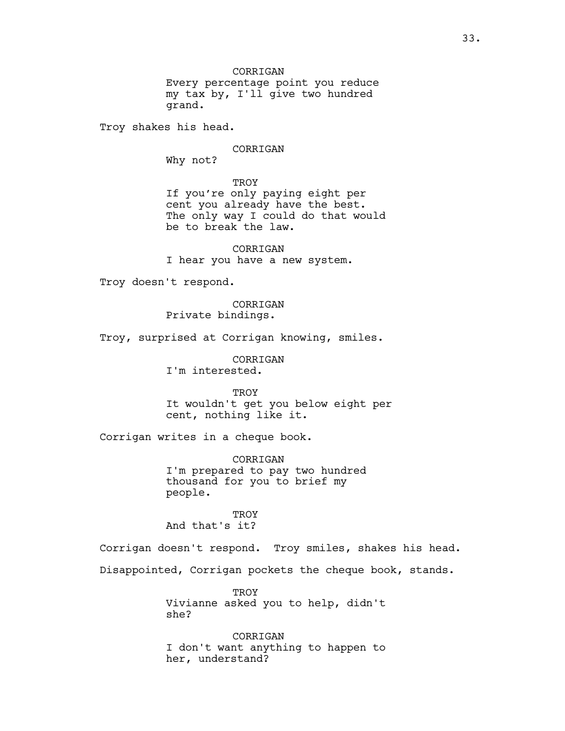CORRIGAN
Every percentage point you reduce my tax by, I'll give two hundred grand.

Troy shakes his head.

CORRIGAN
Why not?

TROY
If you're only paying eight per cent you already have the best. The only way I could do that would be to break the law.

CORRIGAN
I hear you have a new system.

Troy doesn't respond.

CORRIGAN
Private bindings.

Troy, surprised at Corrigan knowing, smiles.

CORRIGAN
I'm interested.

TROY
It wouldn't get you below eight per cent, nothing like it.

Corrigan writes in a cheque book.

CORRIGAN
I'm prepared to pay two hundred thousand for you to brief my people.

TROY
And that's it?

Corrigan doesn't respond. Troy smiles, shakes his head.

Disappointed, Corrigan pockets the cheque book, stands.

TROY
Vivianne asked you to help, didn't she?

CORRIGAN
I don't want anything to happen to her, understand?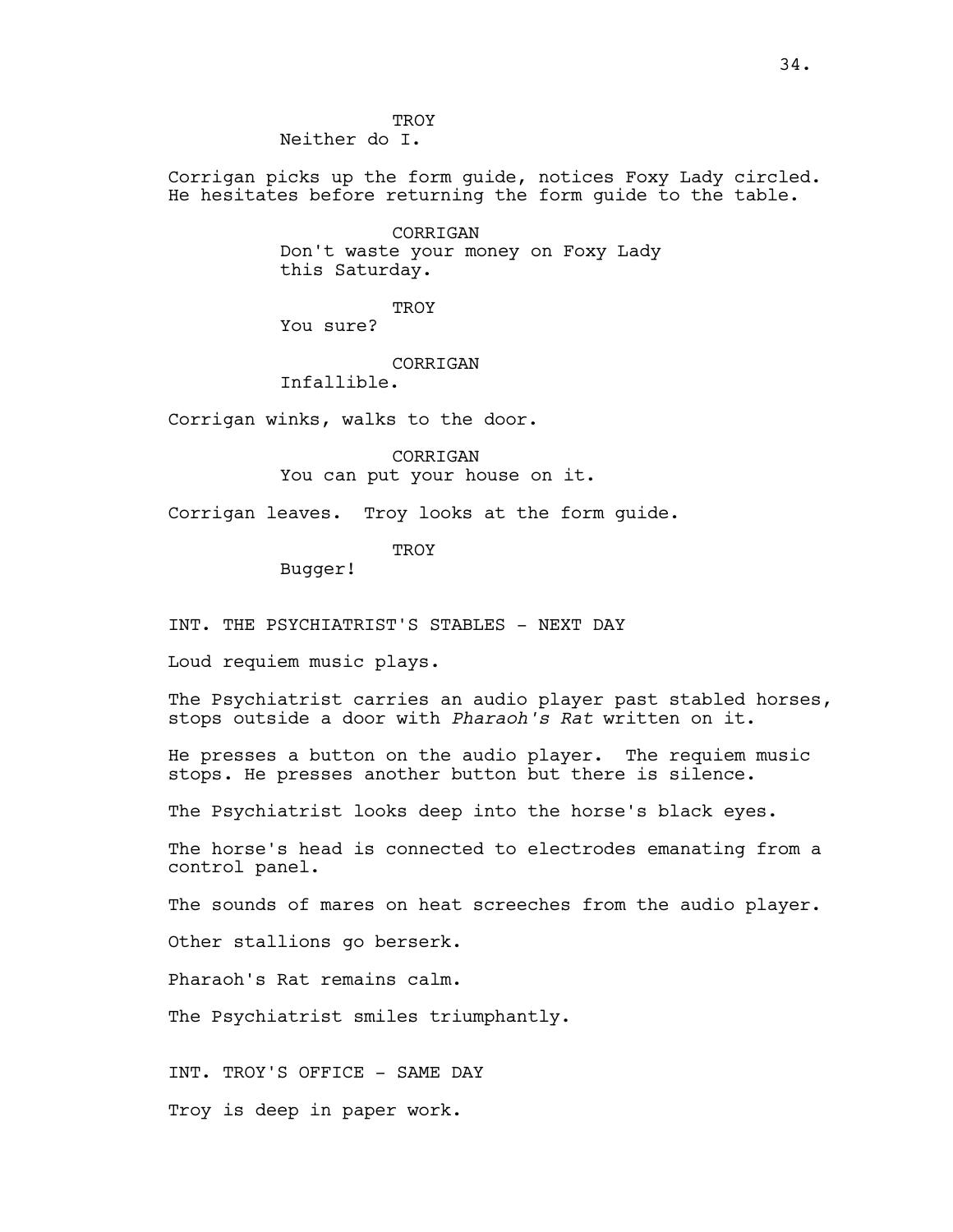TROY
Neither do I.

Corrigan picks up the form guide, notices Foxy Lady circled. He hesitates before returning the form guide to the table.

CORRIGAN
Don't waste your money on Foxy Lady this Saturday.

TROY
You sure?

CORRIGAN
Infallible.

Corrigan winks, walks to the door.

CORRIGAN
You can put your house on it.

Corrigan leaves. Troy looks at the form guide.

TROY
Bugger!

INT. THE PSYCHIATRIST'S STABLES - NEXT DAY

Loud requiem music plays.

The Psychiatrist carries an audio player past stabled horses, stops outside a door with *Pharaoh's Rat* written on it.

He presses a button on the audio player. The requiem music stops. He presses another button but there is silence.

The Psychiatrist looks deep into the horse's black eyes.

The horse's head is connected to electrodes emanating from a control panel.

The sounds of mares on heat screeches from the audio player.

Other stallions go berserk.

Pharaoh's Rat remains calm.

The Psychiatrist smiles triumphantly.

INT. TROY'S OFFICE - SAME DAY

Troy is deep in paper work.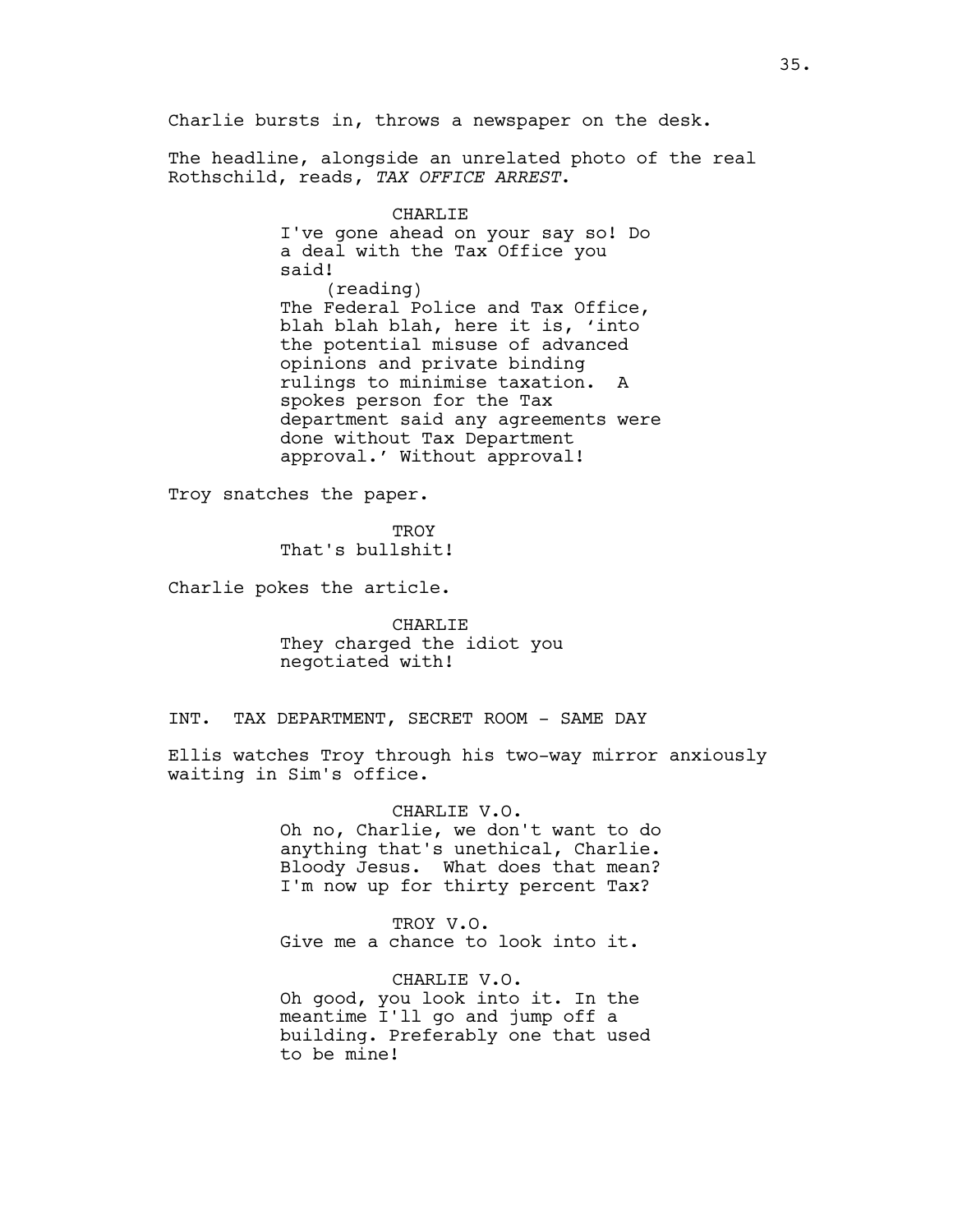Charlie bursts in, throws a newspaper on the desk.

The headline, alongside an unrelated photo of the real Rothschild, reads, *TAX OFFICE ARREST*.

CHARLIE
I've gone ahead on your say so! Do a deal with the Tax Office you said!
(reading)
The Federal Police and Tax Office, blah blah blah, here it is, 'into the potential misuse of advanced opinions and private binding rulings to minimise taxation. A spokes person for the Tax department said any agreements were done without Tax Department approval.' Without approval!

Troy snatches the paper.

TROY
That's bullshit!

Charlie pokes the article.

CHARLIE
They charged the idiot you negotiated with!

INT. TAX DEPARTMENT, SECRET ROOM - SAME DAY

Ellis watches Troy through his two-way mirror anxiously waiting in Sim's office.

CHARLIE V.O.
Oh no, Charlie, we don't want to do anything that's unethical, Charlie. Bloody Jesus. What does that mean? I'm now up for thirty percent Tax?

TROY V.O.
Give me a chance to look into it.

CHARLIE V.O.
Oh good, you look into it. In the meantime I'll go and jump off a building. Preferably one that used to be mine!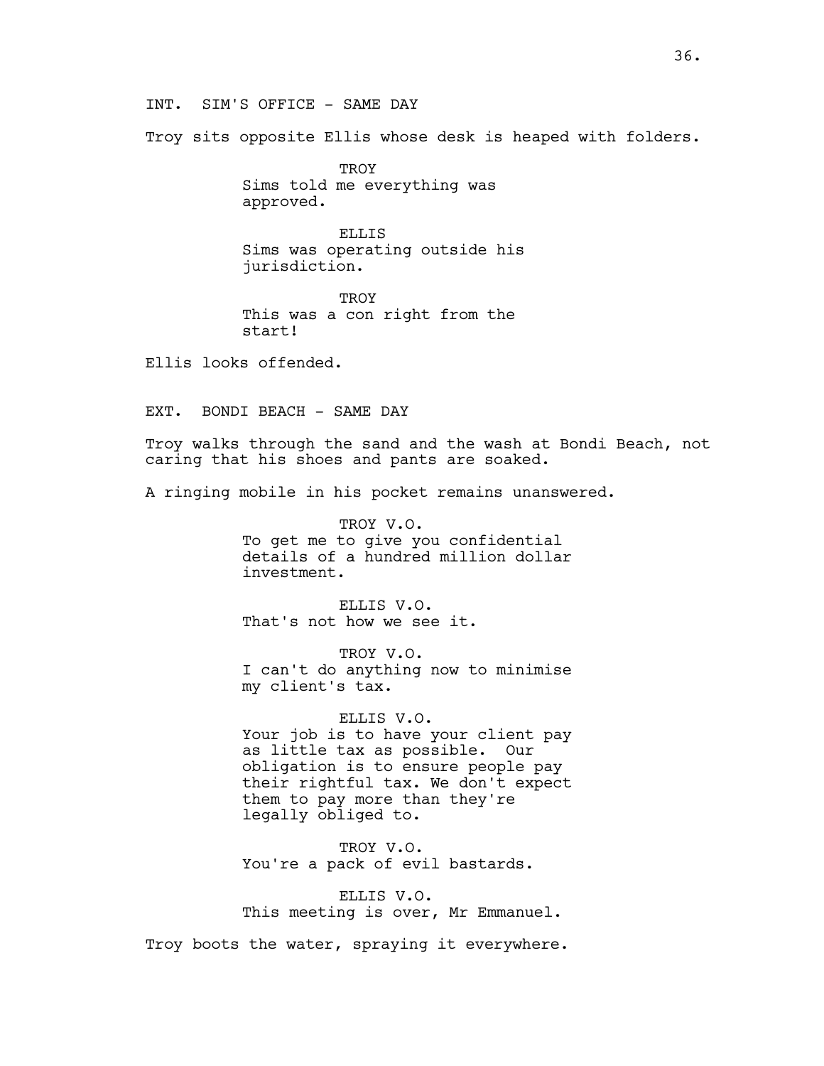INT. SIM'S OFFICE - SAME DAY

Troy sits opposite Ellis whose desk is heaped with folders.

TROY
Sims told me everything was approved.

ELLIS
Sims was operating outside his jurisdiction.

TROY
This was a con right from the start!

Ellis looks offended.

EXT. BONDI BEACH - SAME DAY

Troy walks through the sand and the wash at Bondi Beach, not caring that his shoes and pants are soaked.

A ringing mobile in his pocket remains unanswered.

TROY V.O.
To get me to give you confidential details of a hundred million dollar investment.

ELLIS V.O.
That's not how we see it.

TROY V.O.
I can't do anything now to minimise my client's tax.

ELLIS V.O.
Your job is to have your client pay as little tax as possible. Our obligation is to ensure people pay their rightful tax. We don't expect them to pay more than they're legally obliged to.

TROY V.O.
You're a pack of evil bastards.

ELLIS V.O.
This meeting is over, Mr Emmanuel.

Troy boots the water, spraying it everywhere.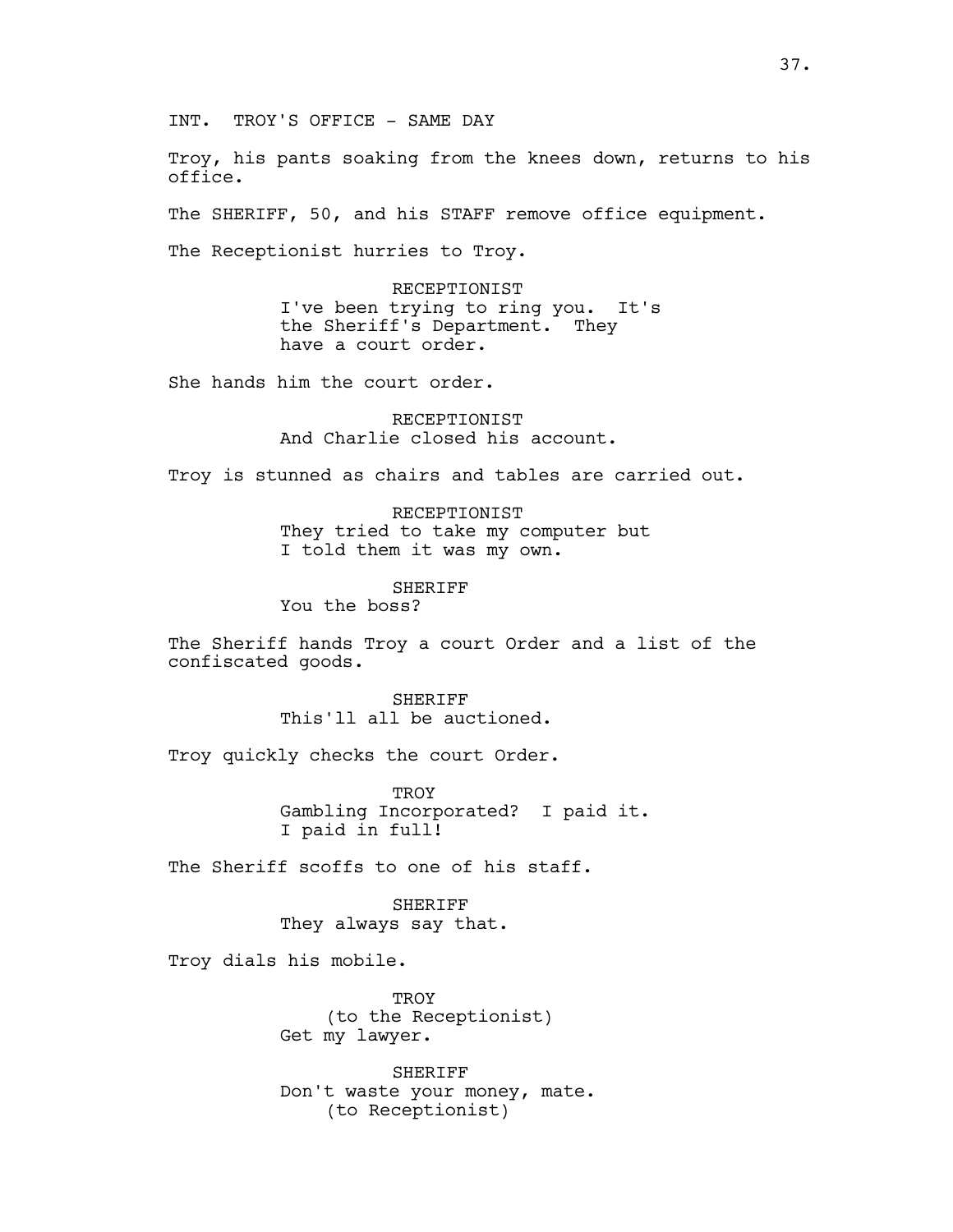INT. TROY'S OFFICE - SAME DAY

Troy, his pants soaking from the knees down, returns to his office.

The SHERIFF, 50, and his STAFF remove office equipment.

The Receptionist hurries to Troy.

RECEPTIONIST
I've been trying to ring you. It's the Sheriff's Department. They have a court order.

She hands him the court order.

RECEPTIONIST
And Charlie closed his account.

Troy is stunned as chairs and tables are carried out.

RECEPTIONIST
They tried to take my computer but I told them it was my own.

SHERIFF
You the boss?

The Sheriff hands Troy a court Order and a list of the confiscated goods.

SHERIFF
This'll all be auctioned.

Troy quickly checks the court Order.

TROY
Gambling Incorporated? I paid it. I paid in full!

The Sheriff scoffs to one of his staff.

SHERIFF
They always say that.

Troy dials his mobile.

TROY
(to the Receptionist)
Get my lawyer.

SHERIFF
Don't waste your money, mate.
(to Receptionist)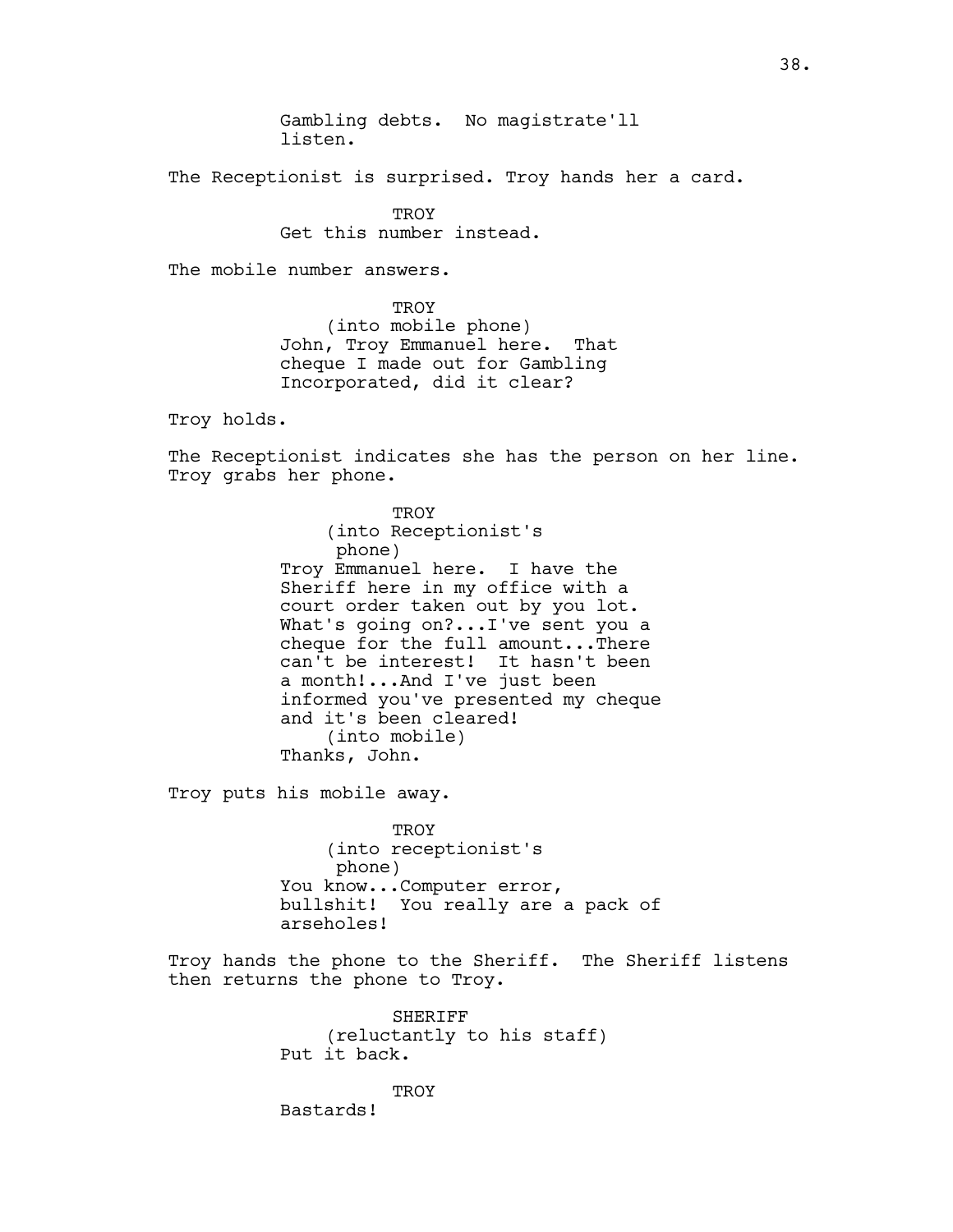Gambling debts. No magistrate'll listen.

The Receptionist is surprised. Troy hands her a card.

TROY
Get this number instead.

The mobile number answers.

TROY
(into mobile phone)
John, Troy Emmanuel here. That cheque I made out for Gambling Incorporated, did it clear?

Troy holds.

The Receptionist indicates she has the person on her line. Troy grabs her phone.

TROY
(into Receptionist's phone)
Troy Emmanuel here. I have the Sheriff here in my office with a court order taken out by you lot. What's going on?...I've sent you a cheque for the full amount...There can't be interest! It hasn't been a month!...And I've just been informed you've presented my cheque and it's been cleared!
(into mobile)
Thanks, John.

Troy puts his mobile away.

TROY
(into receptionist's phone)
You know...Computer error, bullshit! You really are a pack of arseholes!

Troy hands the phone to the Sheriff. The Sheriff listens then returns the phone to Troy.

SHERIFF
(reluctantly to his staff)
Put it back.

TROY
Bastards!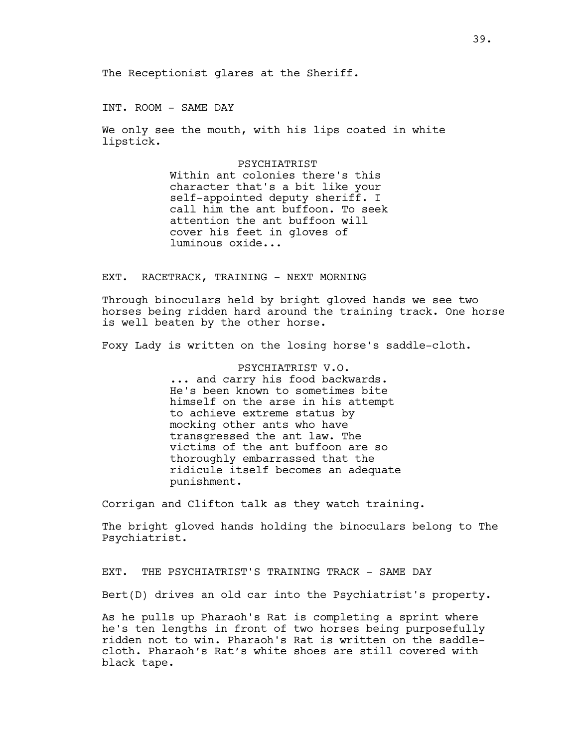The Receptionist glares at the Sheriff.

INT. ROOM - SAME DAY

We only see the mouth, with his lips coated in white lipstick.

PSYCHIATRIST

Within ant colonies there's this character that's a bit like your self-appointed deputy sheriff. I call him the ant buffoon. To seek attention the ant buffoon will cover his feet in gloves of luminous oxide...

EXT. RACETRACK, TRAINING - NEXT MORNING

Through binoculars held by bright gloved hands we see two horses being ridden hard around the training track. One horse is well beaten by the other horse.

Foxy Lady is written on the losing horse's saddle-cloth.

PSYCHIATRIST V.O.

... and carry his food backwards. He's been known to sometimes bite himself on the arse in his attempt to achieve extreme status by mocking other ants who have transgressed the ant law. The victims of the ant buffoon are so thoroughly embarrassed that the ridicule itself becomes an adequate punishment.

Corrigan and Clifton talk as they watch training.

The bright gloved hands holding the binoculars belong to The Psychiatrist.

EXT. THE PSYCHIATRIST'S TRAINING TRACK - SAME DAY

Bert(D) drives an old car into the Psychiatrist's property.

As he pulls up Pharaoh's Rat is completing a sprint where he's ten lengths in front of two horses being purposefully ridden not to win. Pharaoh's Rat is written on the saddle-cloth. Pharaoh’s Rat’s white shoes are still covered with black tape.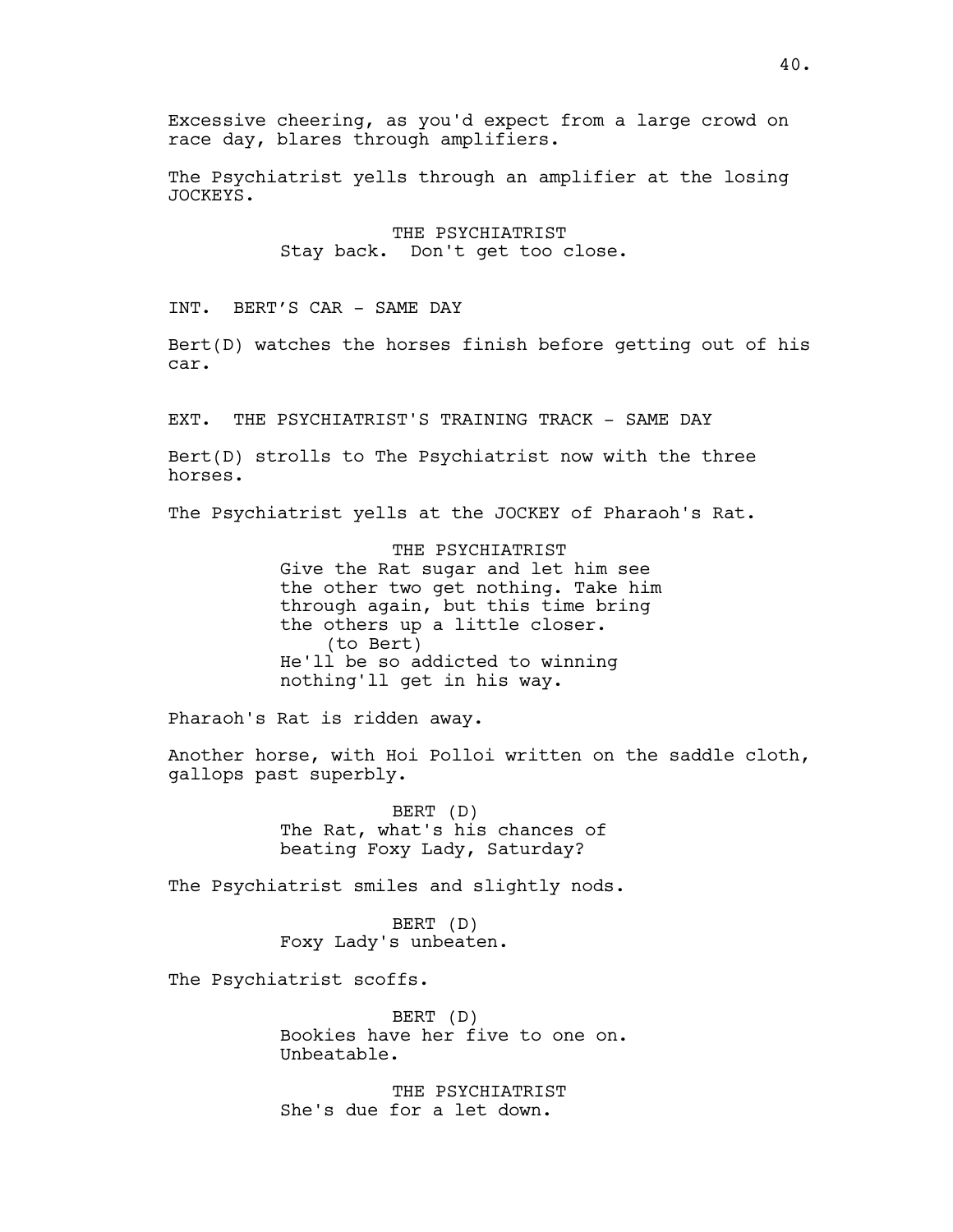Excessive cheering, as you'd expect from a large crowd on race day, blares through amplifiers.

The Psychiatrist yells through an amplifier at the losing JOCKEYS.

THE PSYCHIATRIST
Stay back. Don't get too close.

INT. BERT'S CAR - SAME DAY

Bert(D) watches the horses finish before getting out of his car.

EXT. THE PSYCHIATRIST'S TRAINING TRACK - SAME DAY

Bert(D) strolls to The Psychiatrist now with the three horses.

The Psychiatrist yells at the JOCKEY of Pharaoh's Rat.

THE PSYCHIATRIST
Give the Rat sugar and let him see the other two get nothing. Take him through again, but this time bring the others up a little closer.
(to Bert)
He'll be so addicted to winning nothing'll get in his way.

Pharaoh's Rat is ridden away.

Another horse, with Hoi Polloi written on the saddle cloth, gallops past superbly.

BERT (D)
The Rat, what's his chances of beating Foxy Lady, Saturday?

The Psychiatrist smiles and slightly nods.

BERT (D)
Foxy Lady's unbeaten.

The Psychiatrist scoffs.

BERT (D)
Bookies have her five to one on. Unbeatable.

THE PSYCHIATRIST
She's due for a let down.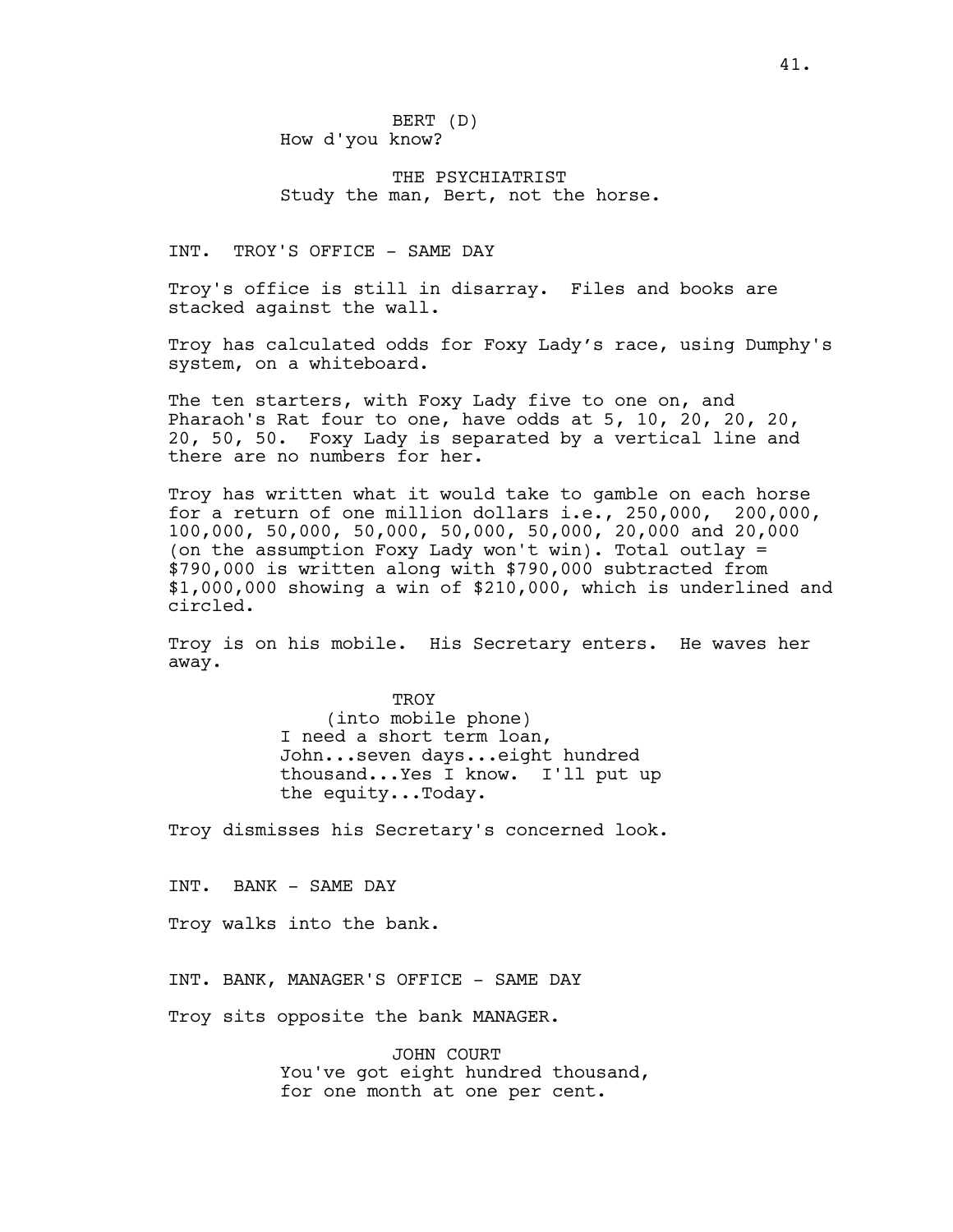BERT (D)
How d'you know?

THE PSYCHIATRIST
Study the man, Bert, not the horse.

INT. TROY'S OFFICE - SAME DAY

Troy's office is still in disarray. Files and books are stacked against the wall.

Troy has calculated odds for Foxy Lady's race, using Dumphy's system, on a whiteboard.

The ten starters, with Foxy Lady five to one on, and Pharaoh's Rat four to one, have odds at 5, 10, 20, 20, 20, 20, 50, 50. Foxy Lady is separated by a vertical line and there are no numbers for her.

Troy has written what it would take to gamble on each horse for a return of one million dollars i.e., 250,000, 200,000, 100,000, 50,000, 50,000, 50,000, 50,000, 20,000 and 20,000 (on the assumption Foxy Lady won't win). Total outlay = $790,000 is written along with $790,000 subtracted from $1,000,000 showing a win of $210,000, which is underlined and circled.

Troy is on his mobile. His Secretary enters. He waves her away.

TROY
(into mobile phone)
I need a short term loan, John...seven days...eight hundred thousand...Yes I know. I'll put up the equity...Today.

Troy dismisses his Secretary's concerned look.

INT. BANK - SAME DAY

Troy walks into the bank.

INT. BANK, MANAGER'S OFFICE - SAME DAY

Troy sits opposite the bank MANAGER.

JOHN COURT
You've got eight hundred thousand, for one month at one per cent.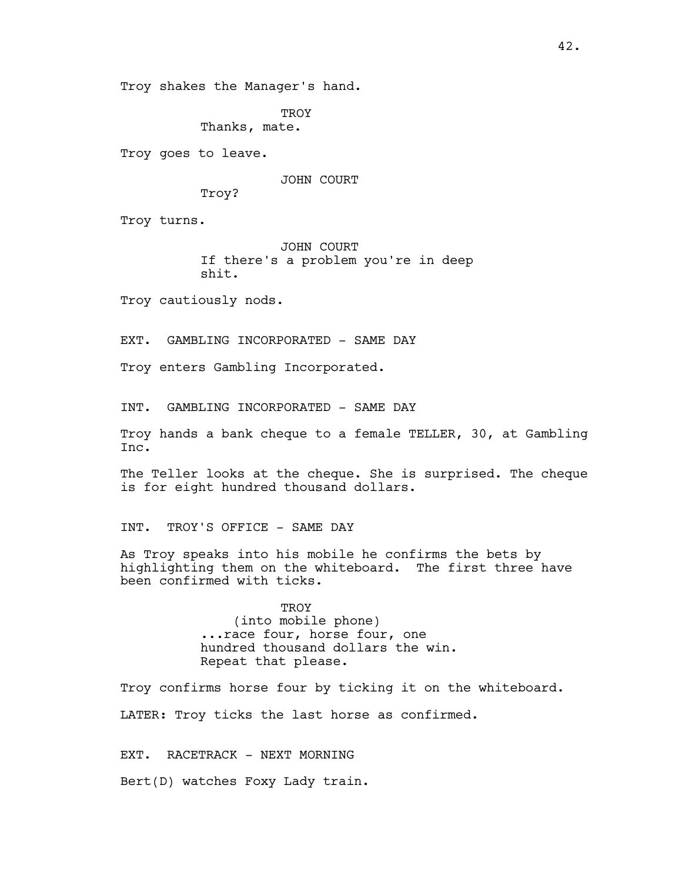Troy shakes the Manager's hand.

TROY
Thanks, mate.

Troy goes to leave.

JOHN COURT
Troy?

Troy turns.

JOHN COURT
If there's a problem you're in deep shit.

Troy cautiously nods.

EXT. GAMBLING INCORPORATED - SAME DAY

Troy enters Gambling Incorporated.

INT. GAMBLING INCORPORATED - SAME DAY

Troy hands a bank cheque to a female TELLER, 30, at Gambling Inc.

The Teller looks at the cheque. She is surprised. The cheque is for eight hundred thousand dollars.

INT. TROY'S OFFICE - SAME DAY

As Troy speaks into his mobile he confirms the bets by highlighting them on the whiteboard. The first three have been confirmed with ticks.

TROY
(into mobile phone)
...race four, horse four, one hundred thousand dollars the win. Repeat that please.

Troy confirms horse four by ticking it on the whiteboard.

LATER: Troy ticks the last horse as confirmed.

EXT. RACETRACK - NEXT MORNING

Bert(D) watches Foxy Lady train.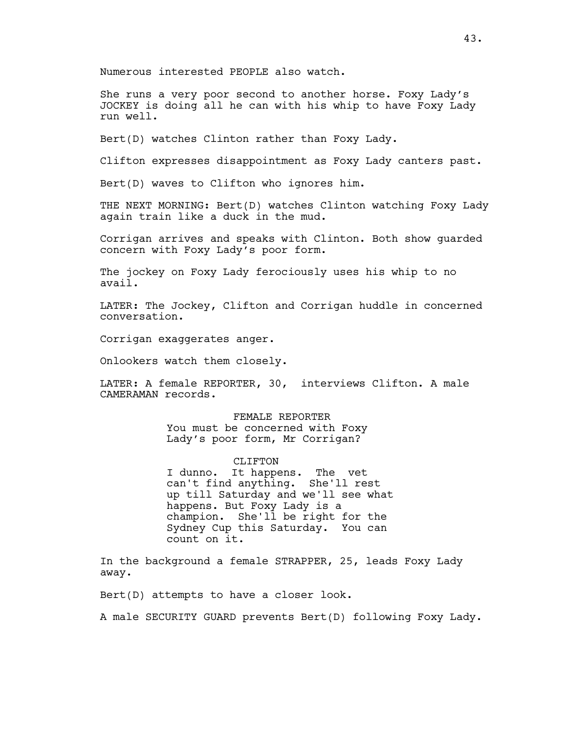Numerous interested PEOPLE also watch.

She runs a very poor second to another horse. Foxy Lady's JOCKEY is doing all he can with his whip to have Foxy Lady run well.

Bert(D) watches Clinton rather than Foxy Lady.

Clifton expresses disappointment as Foxy Lady canters past.

Bert(D) waves to Clifton who ignores him.

THE NEXT MORNING: Bert(D) watches Clinton watching Foxy Lady again train like a duck in the mud.

Corrigan arrives and speaks with Clinton. Both show guarded concern with Foxy Lady's poor form.

The jockey on Foxy Lady ferociously uses his whip to no avail.

LATER: The Jockey, Clifton and Corrigan huddle in concerned conversation.

Corrigan exaggerates anger.

Onlookers watch them closely.

LATER: A female REPORTER, 30, interviews Clifton. A male CAMERAMAN records.

FEMALE REPORTER
You must be concerned with Foxy Lady's poor form, Mr Corrigan?

CLIFTON
I dunno. It happens. The vet can't find anything. She'll rest up till Saturday and we'll see what happens. But Foxy Lady is a champion. She'll be right for the Sydney Cup this Saturday. You can count on it.

In the background a female STRAPPER, 25, leads Foxy Lady away.

Bert(D) attempts to have a closer look.

A male SECURITY GUARD prevents Bert(D) following Foxy Lady.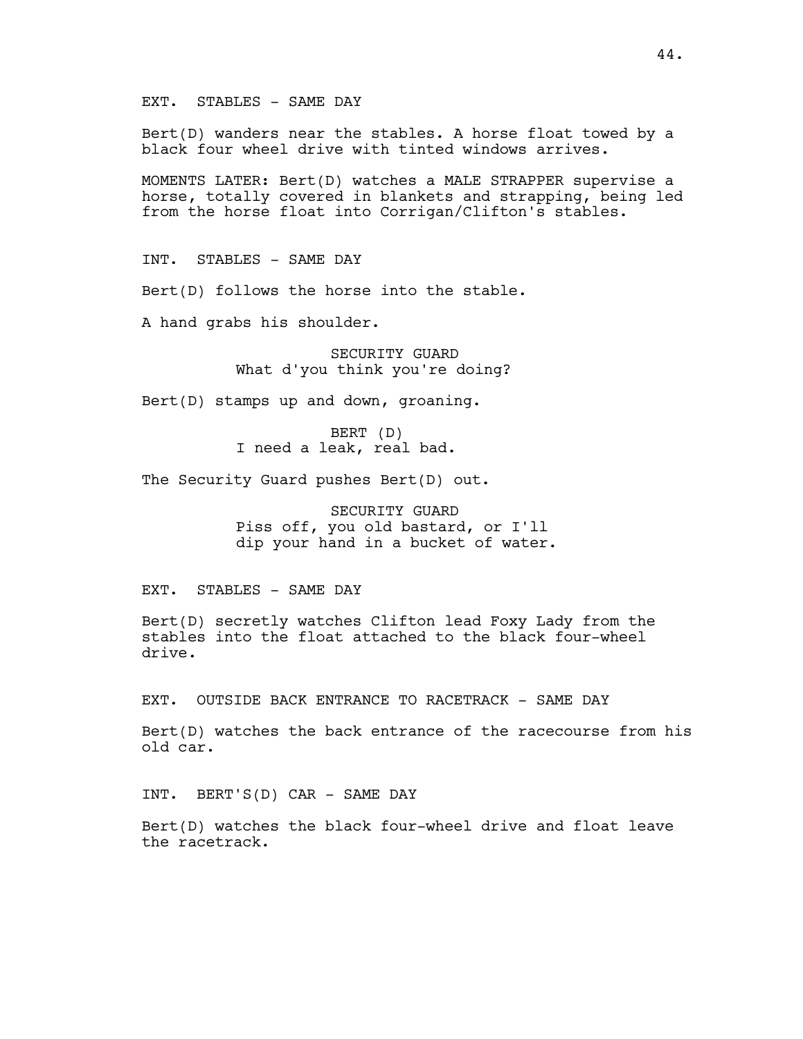EXT. STABLES - SAME DAY

Bert(D) wanders near the stables. A horse float towed by a black four wheel drive with tinted windows arrives.

MOMENTS LATER: Bert(D) watches a MALE STRAPPER supervise a horse, totally covered in blankets and strapping, being led from the horse float into Corrigan/Clifton's stables.

INT. STABLES - SAME DAY

Bert(D) follows the horse into the stable.

A hand grabs his shoulder.

SECURITY GUARD
What d'you think you're doing?

Bert(D) stamps up and down, groaning.

BERT (D)
I need a leak, real bad.

The Security Guard pushes Bert(D) out.

SECURITY GUARD
Piss off, you old bastard, or I'll dip your hand in a bucket of water.

EXT. STABLES - SAME DAY

Bert(D) secretly watches Clifton lead Foxy Lady from the stables into the float attached to the black four-wheel drive.

EXT. OUTSIDE BACK ENTRANCE TO RACETRACK - SAME DAY

Bert(D) watches the back entrance of the racecourse from his old car.

INT. BERT'S(D) CAR - SAME DAY

Bert(D) watches the black four-wheel drive and float leave the racetrack.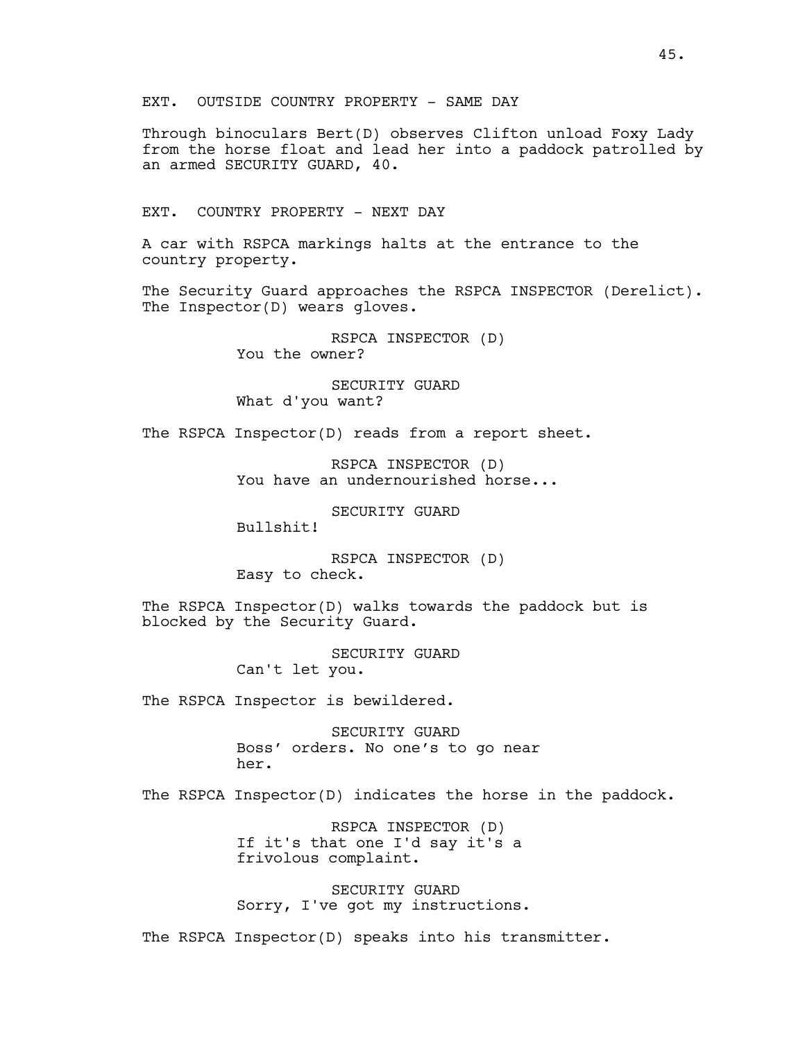EXT. OUTSIDE COUNTRY PROPERTY - SAME DAY

Through binoculars Bert(D) observes Clifton unload Foxy Lady from the horse float and lead her into a paddock patrolled by an armed SECURITY GUARD, 40.

EXT. COUNTRY PROPERTY - NEXT DAY

A car with RSPCA markings halts at the entrance to the country property.

The Security Guard approaches the RSPCA INSPECTOR (Derelict). The Inspector(D) wears gloves.

RSPCA INSPECTOR (D)
You the owner?

SECURITY GUARD
What d'you want?

The RSPCA Inspector(D) reads from a report sheet.

RSPCA INSPECTOR (D)
You have an undernourished horse...

SECURITY GUARD
Bullshit!

RSPCA INSPECTOR (D)
Easy to check.

The RSPCA Inspector(D) walks towards the paddock but is blocked by the Security Guard.

SECURITY GUARD
Can't let you.

The RSPCA Inspector is bewildered.

SECURITY GUARD
Boss' orders. No one's to go near her.

The RSPCA Inspector(D) indicates the horse in the paddock.

RSPCA INSPECTOR (D)
If it's that one I'd say it's a frivolous complaint.

SECURITY GUARD
Sorry, I've got my instructions.

The RSPCA Inspector(D) speaks into his transmitter.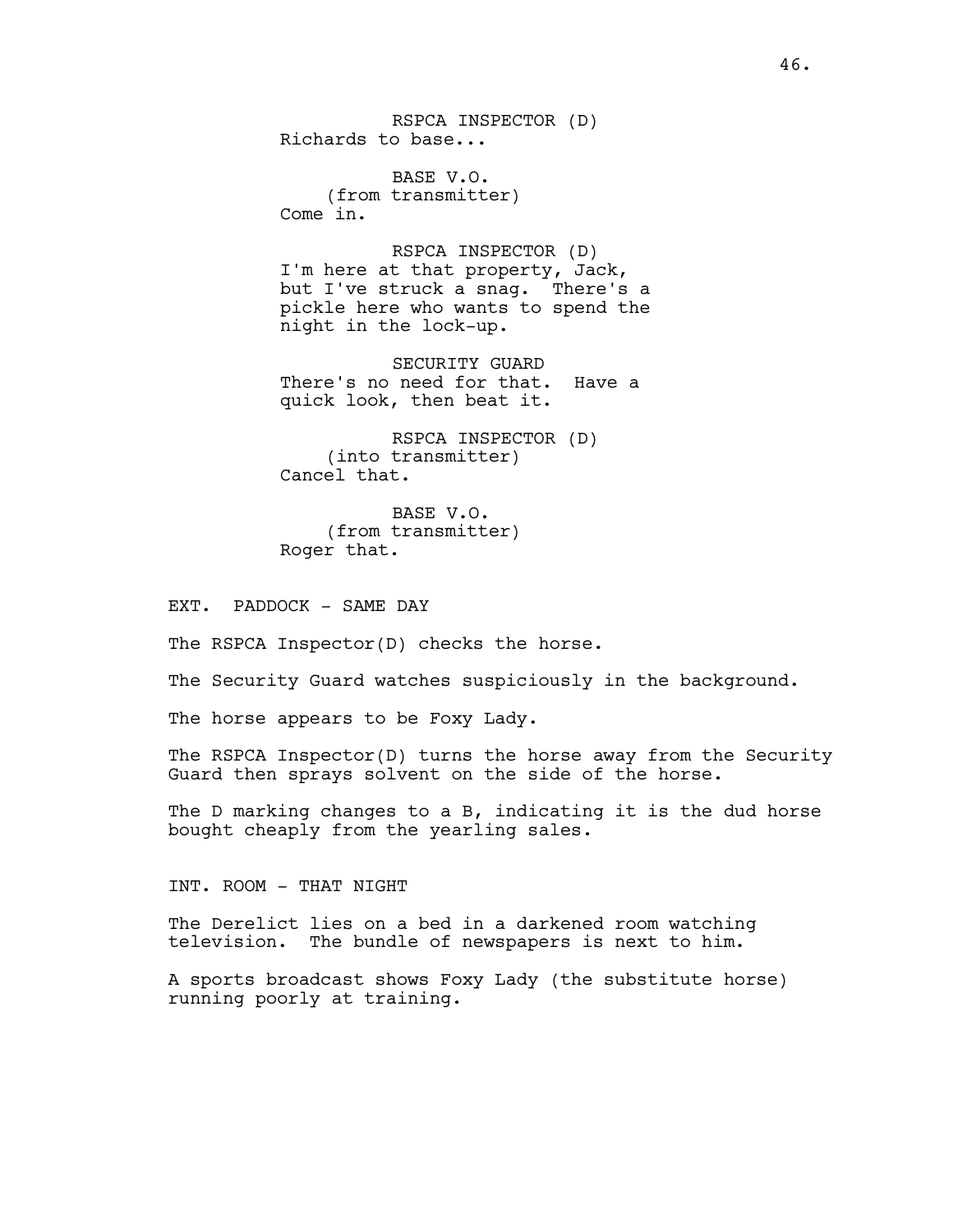RSPCA INSPECTOR (D)
Richards to base...

BASE V.O.
(from transmitter)
Come in.

RSPCA INSPECTOR (D)
I'm here at that property, Jack, but I've struck a snag. There's a pickle here who wants to spend the night in the lock-up.

SECURITY GUARD
There's no need for that. Have a quick look, then beat it.

RSPCA INSPECTOR (D)
(into transmitter)
Cancel that.

BASE V.O.
(from transmitter)
Roger that.

EXT. PADDOCK - SAME DAY

The RSPCA Inspector(D) checks the horse.

The Security Guard watches suspiciously in the background.

The horse appears to be Foxy Lady.

The RSPCA Inspector(D) turns the horse away from the Security Guard then sprays solvent on the side of the horse.

The D marking changes to a B, indicating it is the dud horse bought cheaply from the yearling sales.

INT. ROOM - THAT NIGHT

The Derelict lies on a bed in a darkened room watching television. The bundle of newspapers is next to him.

A sports broadcast shows Foxy Lady (the substitute horse) running poorly at training.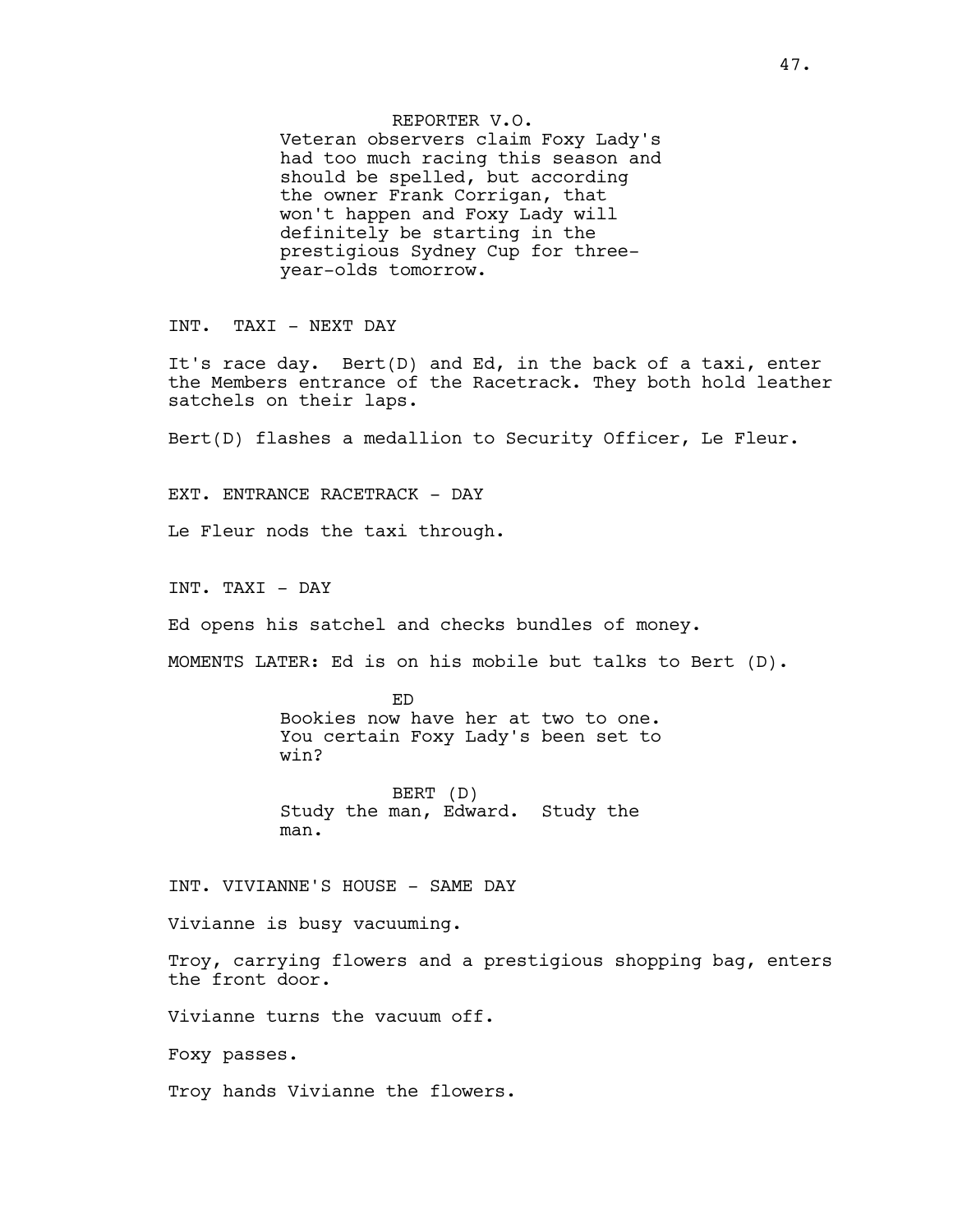REPORTER V.O.
Veteran observers claim Foxy Lady's had too much racing this season and should be spelled, but according the owner Frank Corrigan, that won't happen and Foxy Lady will definitely be starting in the prestigious Sydney Cup for three-year-olds tomorrow.

INT. TAXI - NEXT DAY

It's race day. Bert(D) and Ed, in the back of a taxi, enter the Members entrance of the Racetrack. They both hold leather satchels on their laps.

Bert(D) flashes a medallion to Security Officer, Le Fleur.

EXT. ENTRANCE RACETRACK - DAY

Le Fleur nods the taxi through.

INT. TAXI - DAY

Ed opens his satchel and checks bundles of money.

MOMENTS LATER: Ed is on his mobile but talks to Bert (D).

ED
Bookies now have her at two to one. You certain Foxy Lady's been set to win?

BERT (D)
Study the man, Edward. Study the man.

INT. VIVIANNE'S HOUSE - SAME DAY

Vivianne is busy vacuuming.

Troy, carrying flowers and a prestigious shopping bag, enters the front door.

Vivianne turns the vacuum off.

Foxy passes.

Troy hands Vivianne the flowers.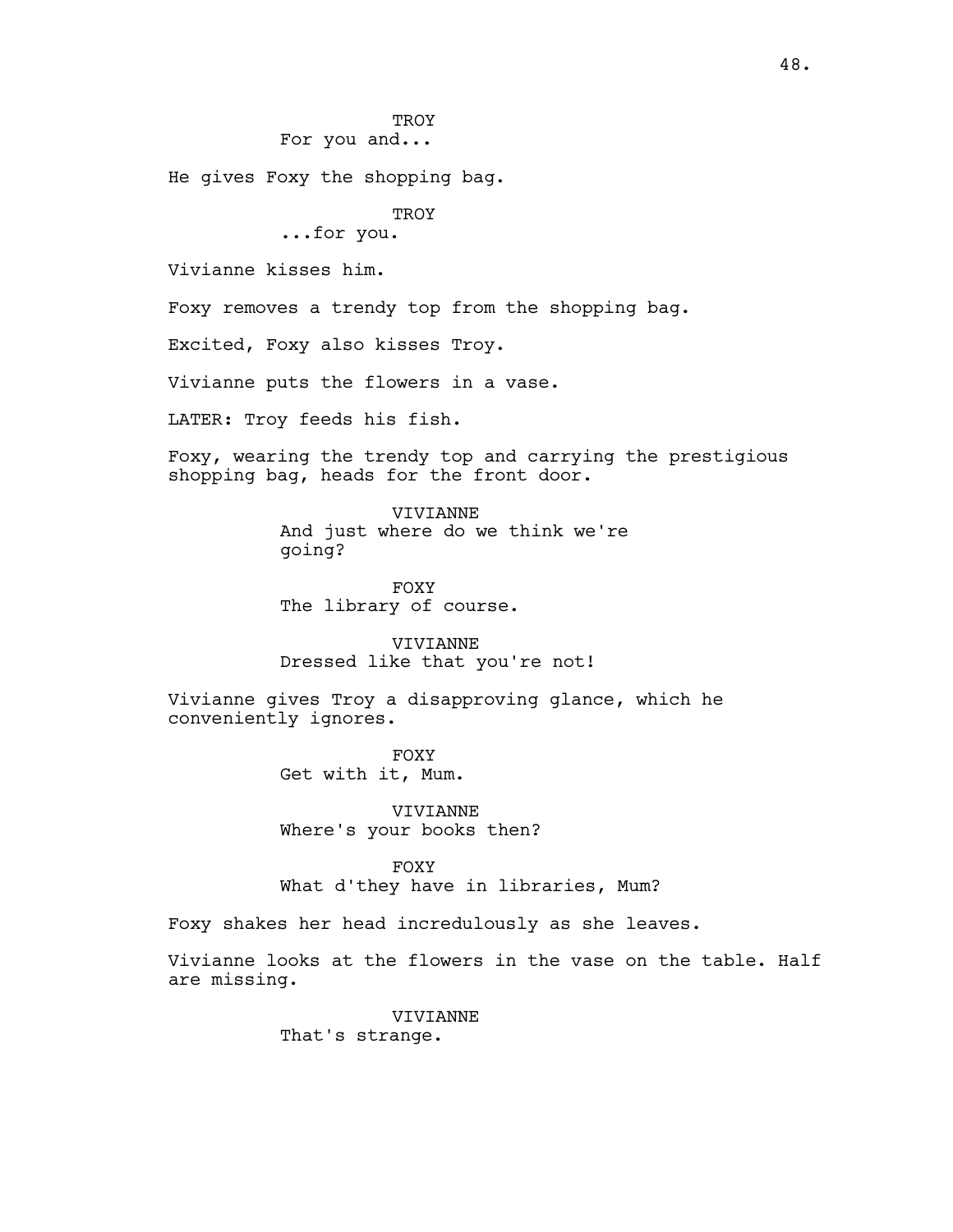TROY
For you and...

He gives Foxy the shopping bag.

TROY
...for you.

Vivianne kisses him.

Foxy removes a trendy top from the shopping bag.

Excited, Foxy also kisses Troy.

Vivianne puts the flowers in a vase.

LATER: Troy feeds his fish.

Foxy, wearing the trendy top and carrying the prestigious shopping bag, heads for the front door.

VIVIANNE
And just where do we think we're going?

FOXY
The library of course.

VIVIANNE
Dressed like that you're not!

Vivianne gives Troy a disapproving glance, which he conveniently ignores.

FOXY
Get with it, Mum.

VIVIANNE
Where's your books then?

FOXY
What d'they have in libraries, Mum?

Foxy shakes her head incredulously as she leaves.

Vivianne looks at the flowers in the vase on the table. Half are missing.

VIVIANNE
That's strange.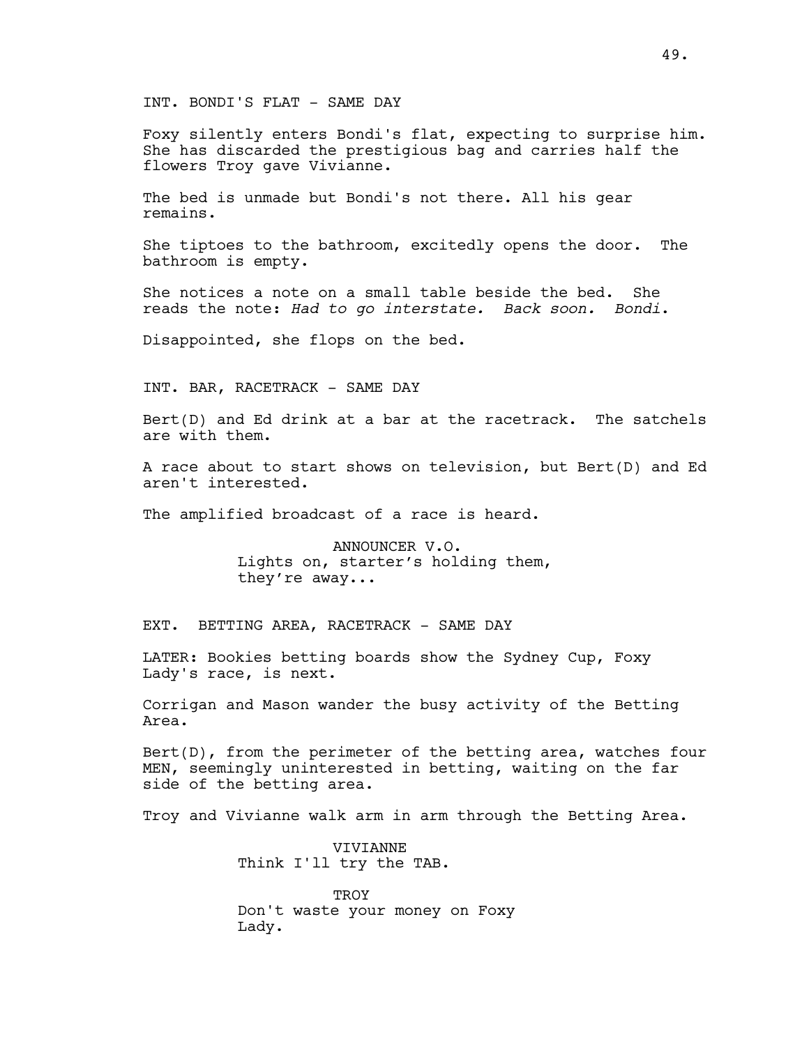INT. BONDI'S FLAT - SAME DAY

Foxy silently enters Bondi's flat, expecting to surprise him. She has discarded the prestigious bag and carries half the flowers Troy gave Vivianne.

The bed is unmade but Bondi's not there. All his gear remains.

She tiptoes to the bathroom, excitedly opens the door. The bathroom is empty.

She notices a note on a small table beside the bed. She reads the note: *Had to go interstate. Back soon. Bondi.*

Disappointed, she flops on the bed.

INT. BAR, RACETRACK - SAME DAY

Bert(D) and Ed drink at a bar at the racetrack. The satchels are with them.

A race about to start shows on television, but Bert(D) and Ed aren't interested.

The amplified broadcast of a race is heard.

ANNOUNCER V.O.
Lights on, starter's holding them, they're away...

EXT. BETTING AREA, RACETRACK - SAME DAY

LATER: Bookies betting boards show the Sydney Cup, Foxy Lady's race, is next.

Corrigan and Mason wander the busy activity of the Betting Area.

Bert(D), from the perimeter of the betting area, watches four MEN, seemingly uninterested in betting, waiting on the far side of the betting area.

Troy and Vivianne walk arm in arm through the Betting Area.

VIVIANNE
Think I'll try the TAB.

TROY
Don't waste your money on Foxy Lady.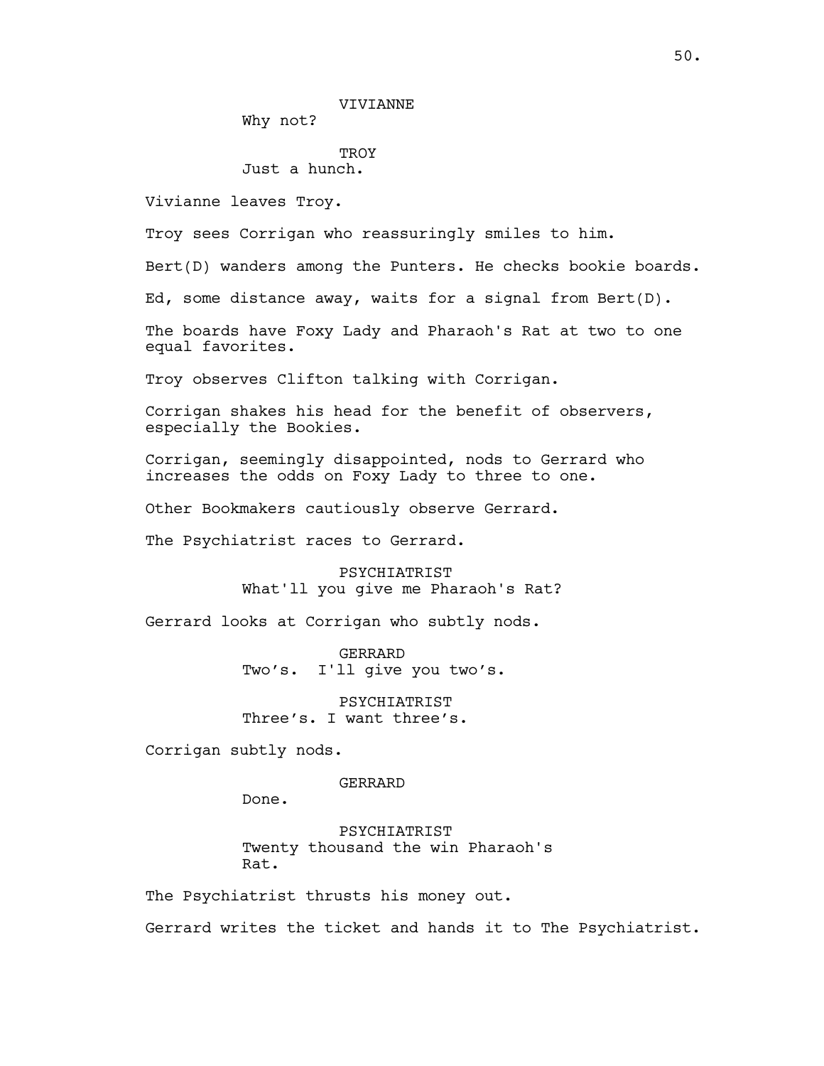VIVIANNE

Why not?

TROY

Just a hunch.

Vivianne leaves Troy.

Troy sees Corrigan who reassuringly smiles to him.

Bert(D) wanders among the Punters. He checks bookie boards.

Ed, some distance away, waits for a signal from Bert(D).

The boards have Foxy Lady and Pharaoh's Rat at two to one equal favorites.

Troy observes Clifton talking with Corrigan.

Corrigan shakes his head for the benefit of observers, especially the Bookies.

Corrigan, seemingly disappointed, nods to Gerrard who increases the odds on Foxy Lady to three to one.

Other Bookmakers cautiously observe Gerrard.

The Psychiatrist races to Gerrard.

PSYCHIATRIST

What'll you give me Pharaoh's Rat?

Gerrard looks at Corrigan who subtly nods.

GERRARD

Two's. I'll give you two's.

PSYCHIATRIST

Three's. I want three's.

Corrigan subtly nods.

GERRARD

Done.

PSYCHIATRIST

Twenty thousand the win Pharaoh's Rat.

The Psychiatrist thrusts his money out.

Gerrard writes the ticket and hands it to The Psychiatrist.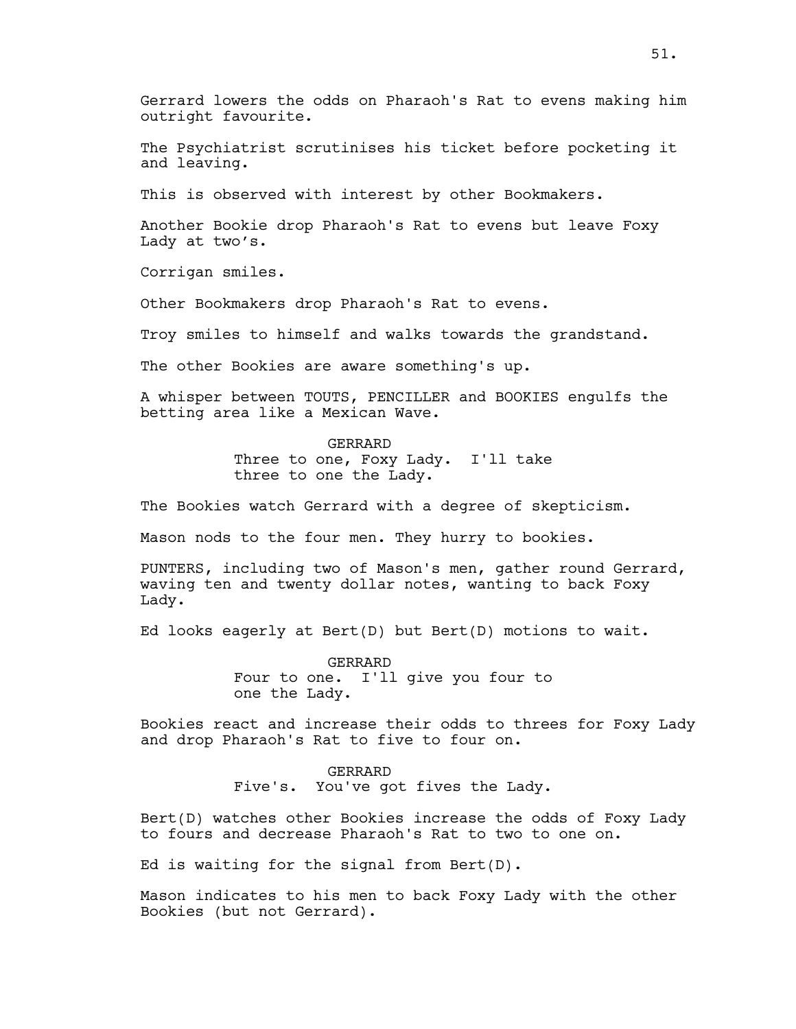Gerrard lowers the odds on Pharaoh's Rat to evens making him outright favourite.

The Psychiatrist scrutinises his ticket before pocketing it and leaving.

This is observed with interest by other Bookmakers.

Another Bookie drop Pharaoh's Rat to evens but leave Foxy Lady at two's.

Corrigan smiles.

Other Bookmakers drop Pharaoh's Rat to evens.

Troy smiles to himself and walks towards the grandstand.

The other Bookies are aware something's up.

A whisper between TOUTS, PENCILLER and BOOKIES engulfs the betting area like a Mexican Wave.

GERRARD
Three to one, Foxy Lady. I'll take three to one the Lady.

The Bookies watch Gerrard with a degree of skepticism.

Mason nods to the four men. They hurry to bookies.

PUNTERS, including two of Mason's men, gather round Gerrard, waving ten and twenty dollar notes, wanting to back Foxy Lady.

Ed looks eagerly at Bert(D) but Bert(D) motions to wait.

GERRARD
Four to one. I'll give you four to one the Lady.

Bookies react and increase their odds to threes for Foxy Lady and drop Pharaoh's Rat to five to four on.

GERRARD
Five's. You've got fives the Lady.

Bert(D) watches other Bookies increase the odds of Foxy Lady to fours and decrease Pharaoh's Rat to two to one on.

Ed is waiting for the signal from Bert(D).

Mason indicates to his men to back Foxy Lady with the other Bookies (but not Gerrard).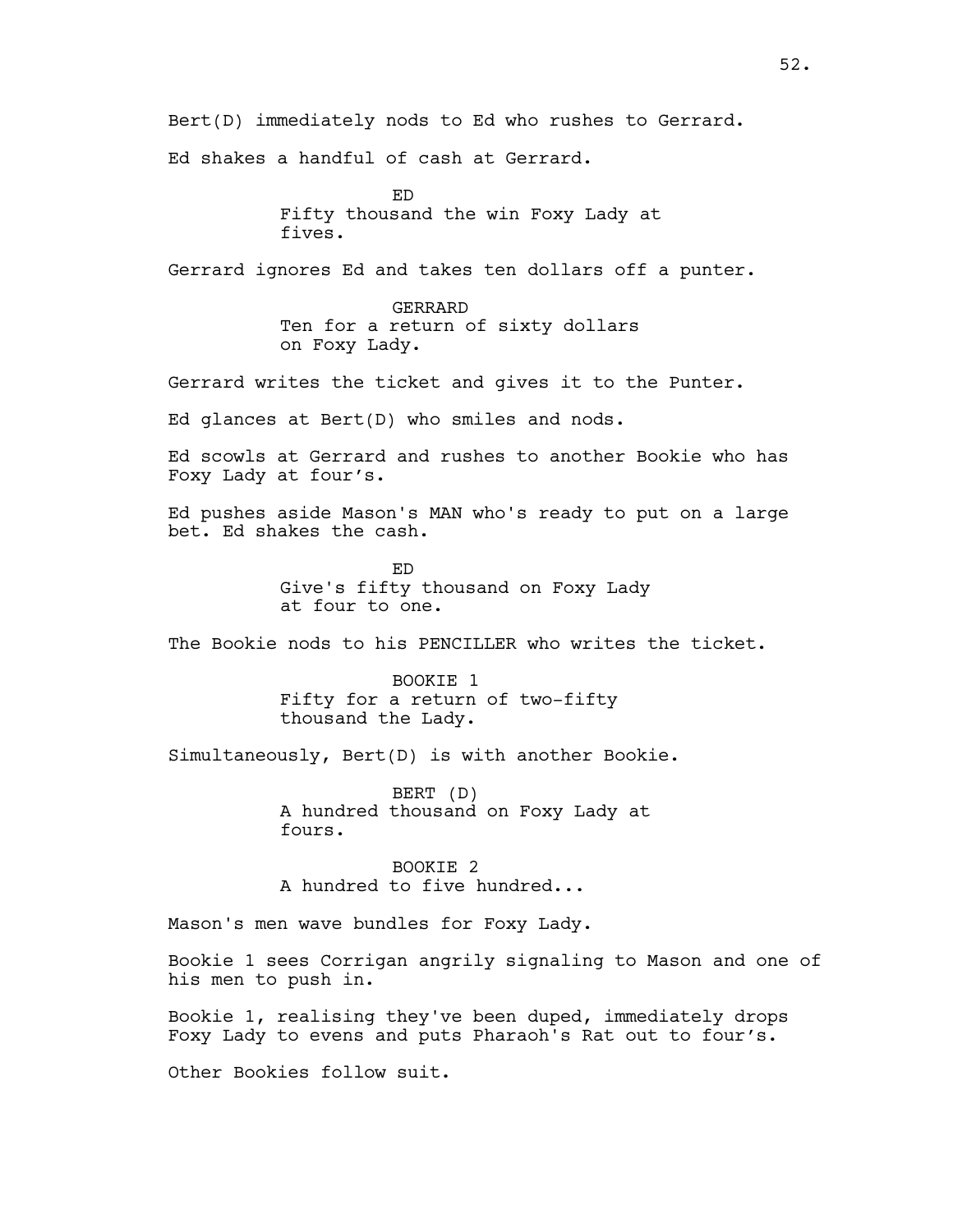Bert(D) immediately nods to Ed who rushes to Gerrard.

Ed shakes a handful of cash at Gerrard.

ED
Fifty thousand the win Foxy Lady at fives.

Gerrard ignores Ed and takes ten dollars off a punter.

GERRARD
Ten for a return of sixty dollars on Foxy Lady.

Gerrard writes the ticket and gives it to the Punter.

Ed glances at Bert(D) who smiles and nods.

Ed scowls at Gerrard and rushes to another Bookie who has Foxy Lady at four's.

Ed pushes aside Mason's MAN who's ready to put on a large bet. Ed shakes the cash.

ED
Give's fifty thousand on Foxy Lady at four to one.

The Bookie nods to his PENCILLER who writes the ticket.

BOOKIE 1
Fifty for a return of two-fifty thousand the Lady.

Simultaneously, Bert(D) is with another Bookie.

BERT (D)
A hundred thousand on Foxy Lady at fours.

BOOKIE 2
A hundred to five hundred...

Mason's men wave bundles for Foxy Lady.

Bookie 1 sees Corrigan angrily signaling to Mason and one of his men to push in.

Bookie 1, realising they've been duped, immediately drops Foxy Lady to evens and puts Pharaoh's Rat out to four's.

Other Bookies follow suit.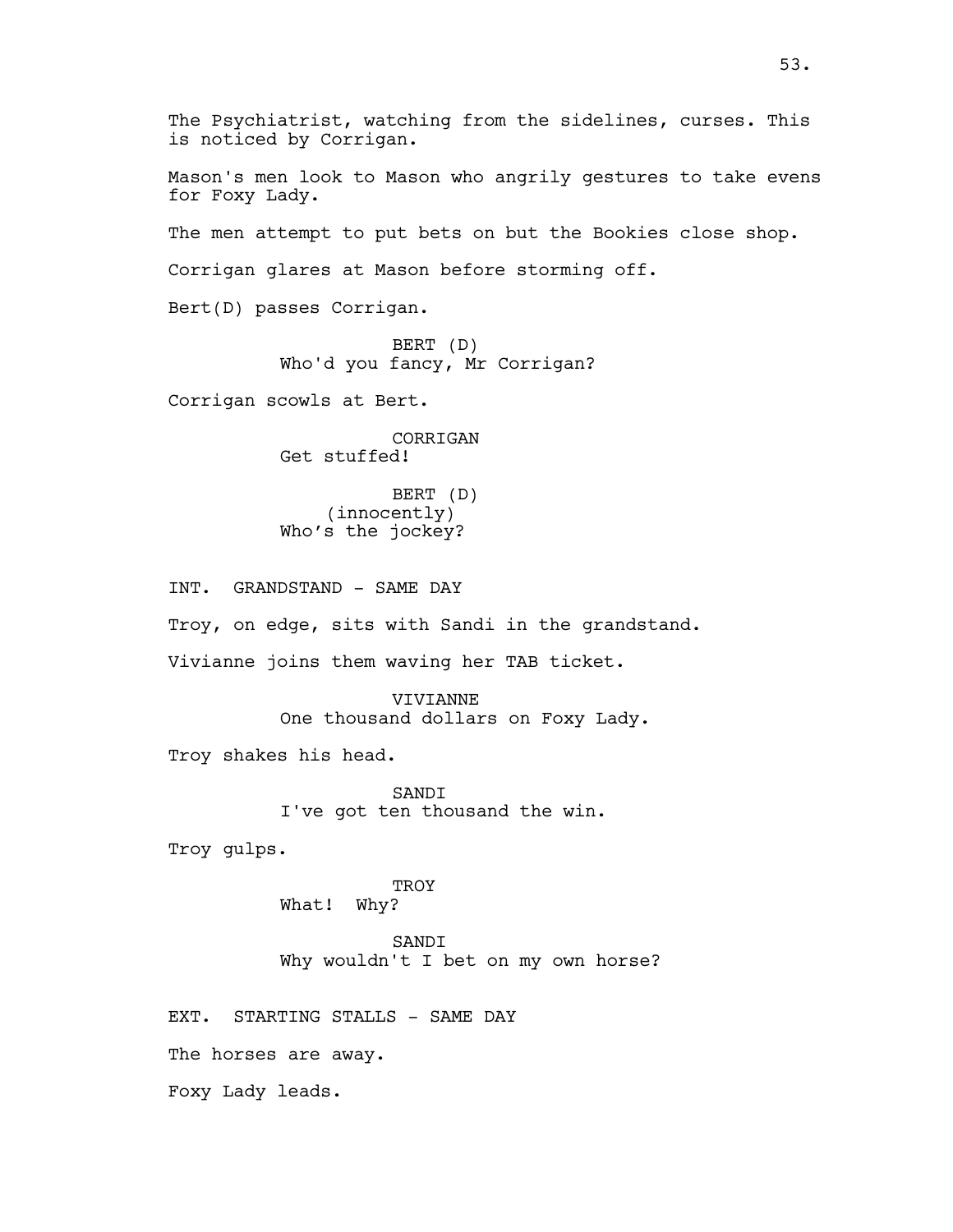The Psychiatrist, watching from the sidelines, curses. This is noticed by Corrigan.

Mason's men look to Mason who angrily gestures to take evens for Foxy Lady.

The men attempt to put bets on but the Bookies close shop.

Corrigan glares at Mason before storming off.

Bert(D) passes Corrigan.

BERT (D)
Who'd you fancy, Mr Corrigan?

Corrigan scowls at Bert.

CORRIGAN
Get stuffed!

BERT (D)
(innocently)
Who's the jockey?

INT. GRANDSTAND - SAME DAY

Troy, on edge, sits with Sandi in the grandstand.

Vivianne joins them waving her TAB ticket.

VIVIANNE
One thousand dollars on Foxy Lady.

Troy shakes his head.

SANDI
I've got ten thousand the win.

Troy gulps.

TROY
What! Why?

SANDI
Why wouldn't I bet on my own horse?

EXT. STARTING STALLS - SAME DAY

The horses are away.

Foxy Lady leads.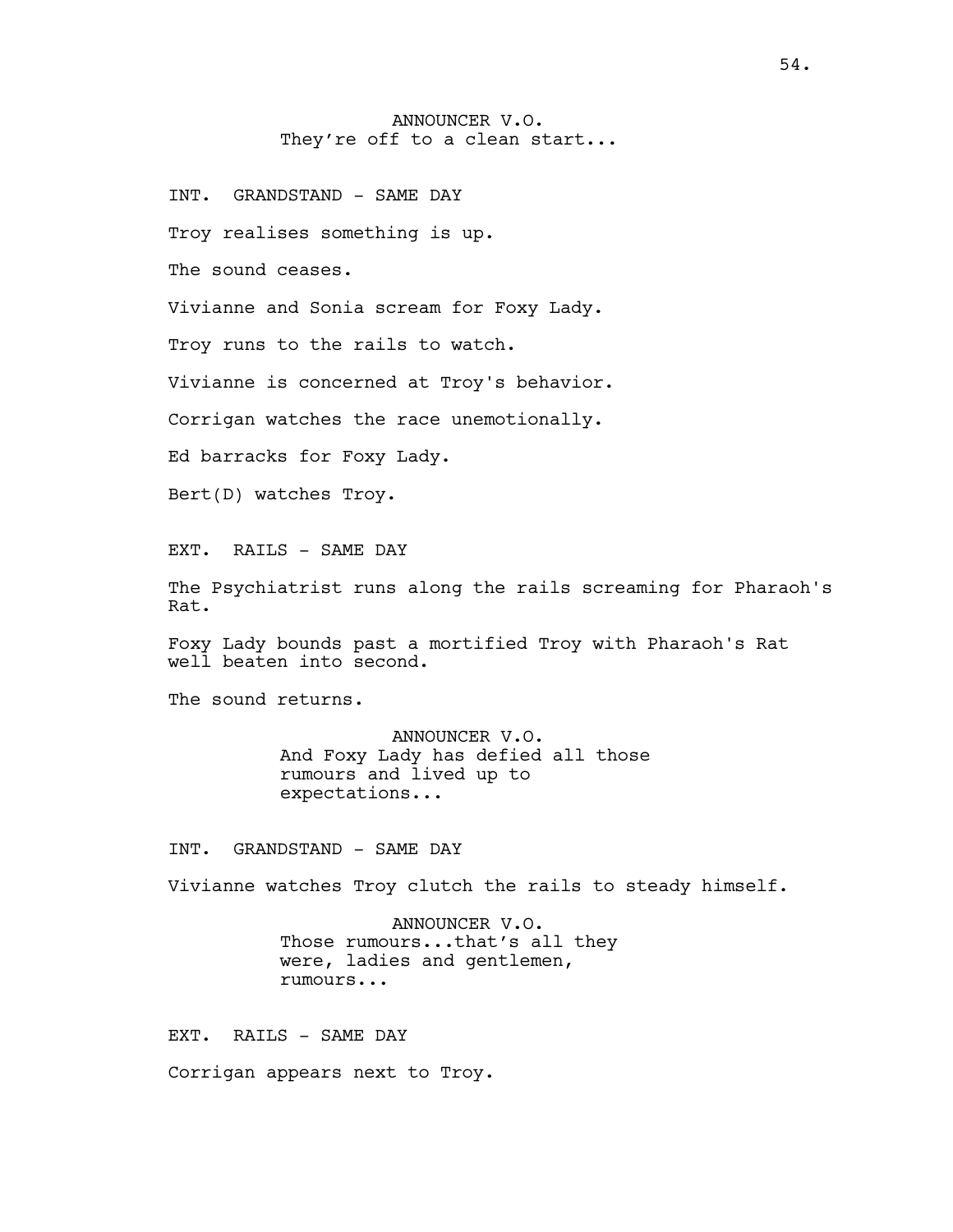ANNOUNCER V.O.
They're off to a clean start...

INT. GRANDSTAND - SAME DAY

Troy realises something is up.

The sound ceases.

Vivianne and Sonia scream for Foxy Lady.

Troy runs to the rails to watch.

Vivianne is concerned at Troy's behavior.

Corrigan watches the race unemotionally.

Ed barracks for Foxy Lady.

Bert(D) watches Troy.

EXT. RAILS - SAME DAY

The Psychiatrist runs along the rails screaming for Pharaoh's Rat.

Foxy Lady bounds past a mortified Troy with Pharaoh's Rat well beaten into second.

The sound returns.

ANNOUNCER V.O.
And Foxy Lady has defied all those rumours and lived up to expectations...

INT. GRANDSTAND - SAME DAY

Vivianne watches Troy clutch the rails to steady himself.

ANNOUNCER V.O.
Those rumours...that's all they were, ladies and gentlemen, rumours...

EXT. RAILS - SAME DAY

Corrigan appears next to Troy.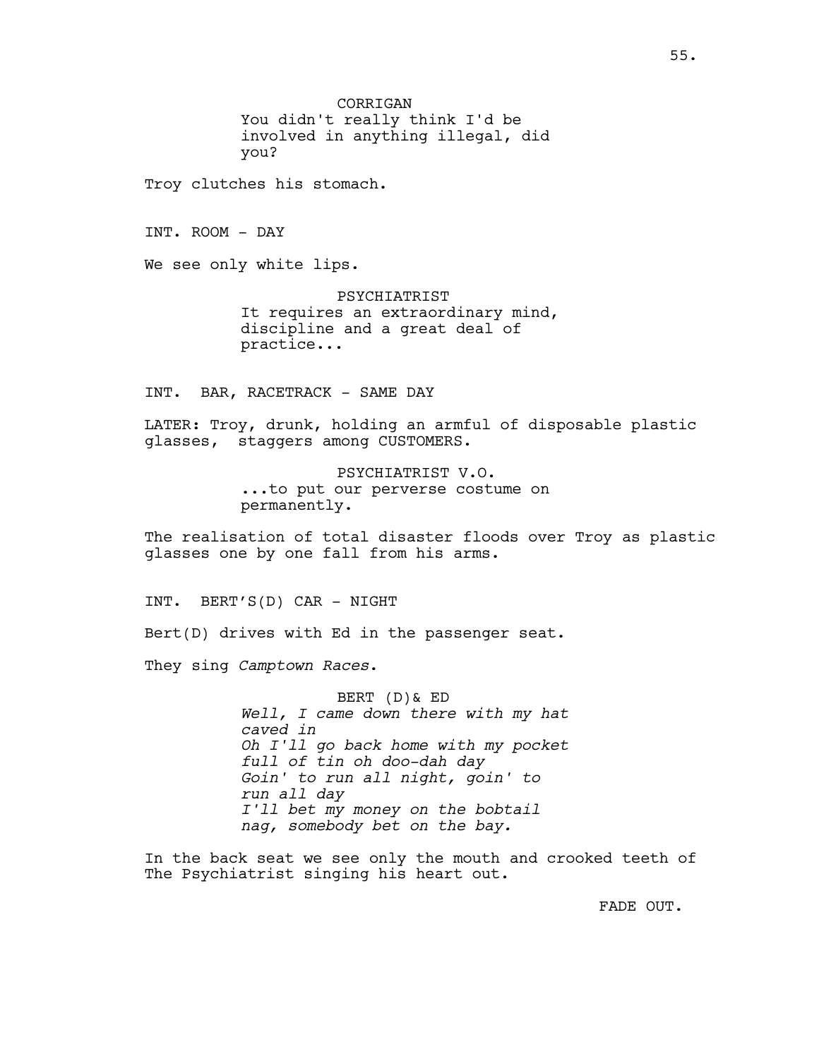CORRIGAN
You didn't really think I'd be involved in anything illegal, did you?

Troy clutches his stomach.

INT. ROOM - DAY

We see only white lips.

PSYCHIATRIST
It requires an extraordinary mind, discipline and a great deal of practice...

INT. BAR, RACETRACK - SAME DAY

LATER: Troy, drunk, holding an armful of disposable plastic glasses, staggers among CUSTOMERS.

PSYCHIATRIST V.O.
...to put our perverse costume on permanently.

The realisation of total disaster floods over Troy as plastic glasses one by one fall from his arms.

INT. BERT'S(D) CAR - NIGHT

Bert(D) drives with Ed in the passenger seat.

They sing *Camptown Races*.

BERT (D)& ED
*Well, I came down there with my hat caved in*
*Oh I'll go back home with my pocket full of tin oh doo-dah day*
*Goin' to run all night, goin' to run all day*
*I'll bet my money on the bobtail nag, somebody bet on the bay.*

In the back seat we see only the mouth and crooked teeth of The Psychiatrist singing his heart out.

FADE OUT.